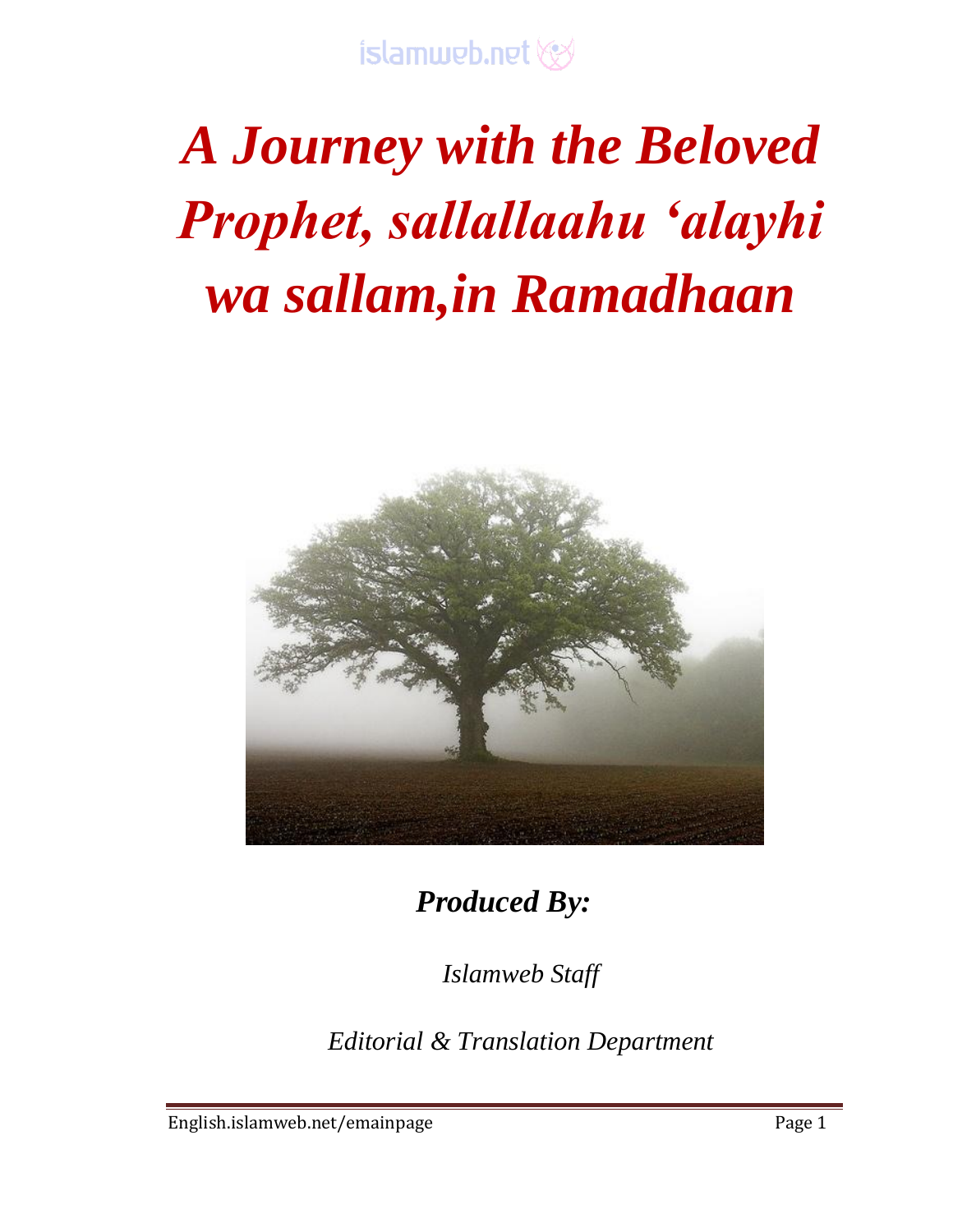# *A Journey with the Beloved Prophet, sallallaahu 'alayhi wa sallam,in Ramadhaan*

***Produced By:***

*Islamweb Staff*

*Editorial & Translation Department*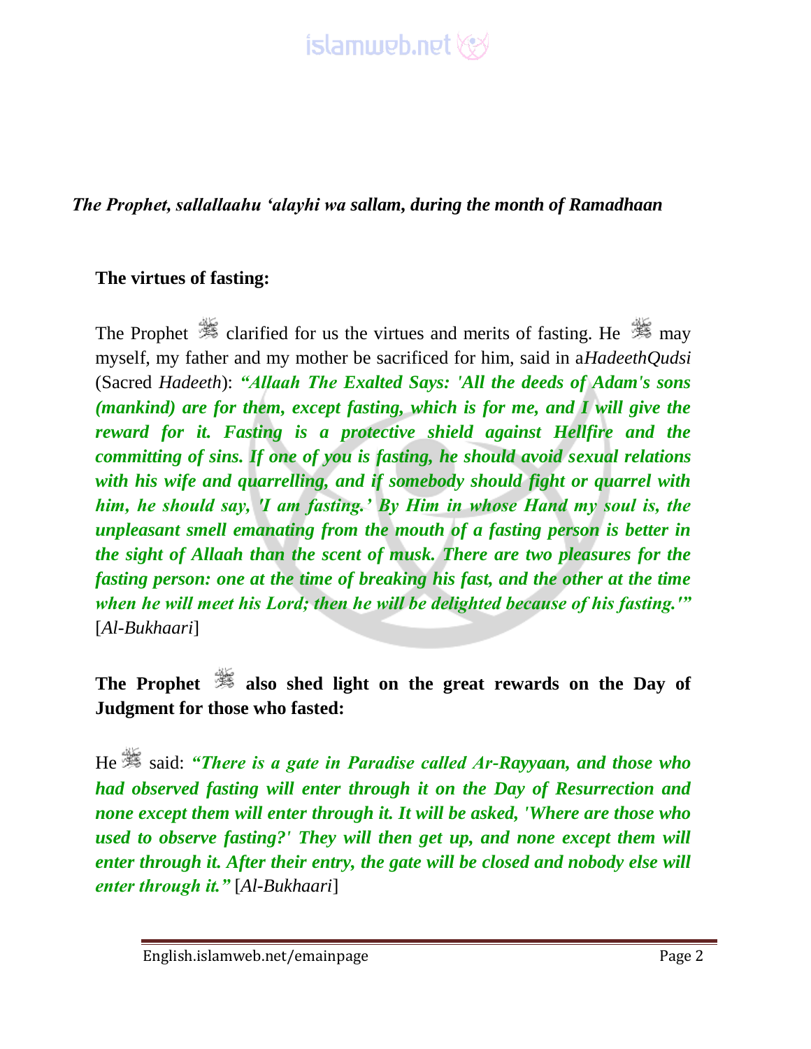*The Prophet, sallallaahu 'alayhi wa sallam, during the month of Ramadhaan*

**The virtues of fasting:**

The Prophet ﷺ clarified for us the virtues and merits of fasting. He ﷺ may myself, my father and my mother be sacrificed for him, said in a*HadeethQudsi* (Sacred *Hadeeth*): ***"Allaah The Exalted Says: 'All the deeds of Adam's sons (mankind) are for them, except fasting, which is for me, and I will give the reward for it. Fasting is a protective shield against Hellfire and the committing of sins. If one of you is fasting, he should avoid sexual relations with his wife and quarrelling, and if somebody should fight or quarrel with him, he should say, 'I am fasting.' By Him in whose Hand my soul is, the unpleasant smell emanating from the mouth of a fasting person is better in the sight of Allaah than the scent of musk. There are two pleasures for the fasting person: one at the time of breaking his fast, and the other at the time when he will meet his Lord; then he will be delighted because of his fasting.'"*** [*Al-Bukhaari*]

**The Prophet ﷺ also shed light on the great rewards on the Day of Judgment for those who fasted:**

He ﷺ said: ***"There is a gate in Paradise called Ar-Rayyaan, and those who had observed fasting will enter through it on the Day of Resurrection and none except them will enter through it. It will be asked, 'Where are those who used to observe fasting?' They will then get up, and none except them will enter through it. After their entry, the gate will be closed and nobody else will enter through it."*** [*Al-Bukhaari*]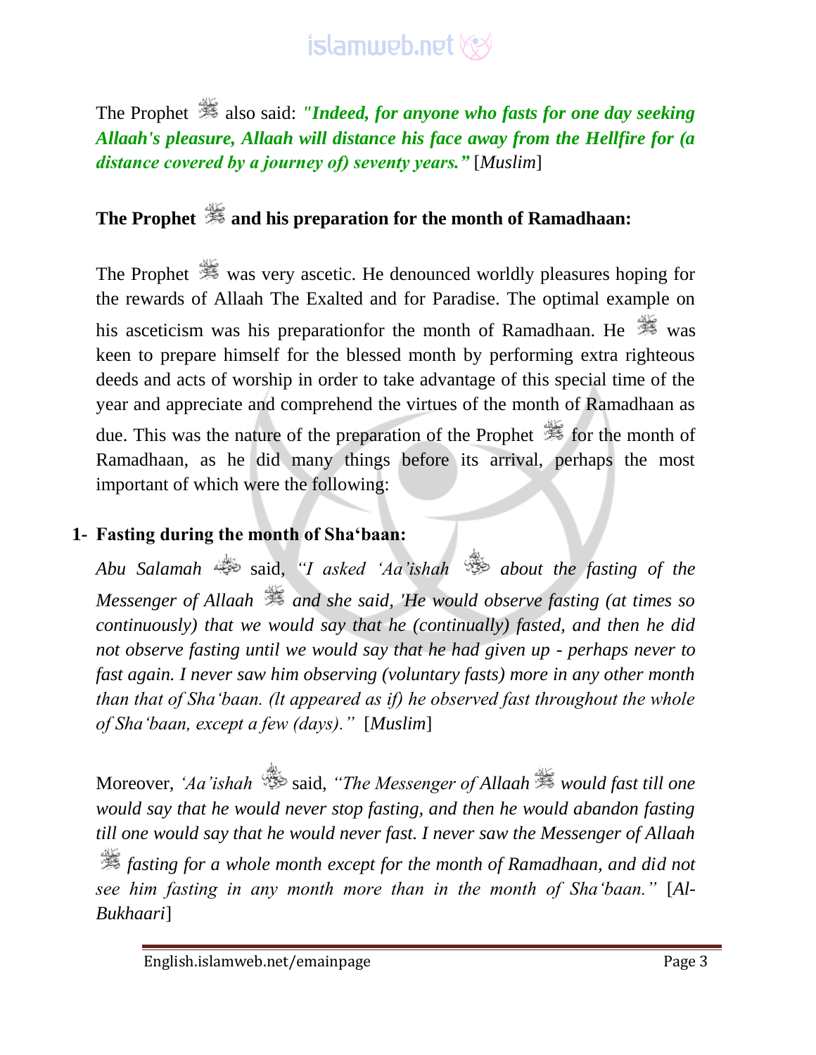The Prophet ﷺ also said: ***"Indeed, for anyone who fasts for one day seeking Allaah's pleasure, Allaah will distance his face away from the Hellfire for (a distance covered by a journey of) seventy years."*** [*Muslim*]

## The Prophet ﷺ and his preparation for the month of Ramadhaan:

The Prophet ﷺ was very ascetic. He denounced worldly pleasures hoping for the rewards of Allaah The Exalted and for Paradise. The optimal example on his asceticism was his preparationfor the month of Ramadhaan. He ﷺ was keen to prepare himself for the blessed month by performing extra righteous deeds and acts of worship in order to take advantage of this special time of the year and appreciate and comprehend the virtues of the month of Ramadhaan as due. This was the nature of the preparation of the Prophet ﷺ for the month of Ramadhaan, as he did many things before its arrival, perhaps the most important of which were the following:

### 1- Fasting during the month of Sha'baan:

*Abu Salamah* رضي الله عنه said, *"I asked 'Aa'ishah* رضي الله عنها *about the fasting of the Messenger of Allaah* ﷺ *and she said, 'He would observe fasting (at times so continuously) that we would say that he (continually) fasted, and then he did not observe fasting until we would say that he had given up - perhaps never to fast again. I never saw him observing (voluntary fasts) more in any other month than that of Sha'baan. (lt appeared as if) he observed fast throughout the whole of Sha'baan, except a few (days)."* [*Muslim*]

Moreover, *'Aa'ishah* رضي الله عنها said, *"The Messenger of Allaah* ﷺ *would fast till one would say that he would never stop fasting, and then he would abandon fasting till one would say that he would never fast. I never saw the Messenger of Allaah* ﷺ *fasting for a whole month except for the month of Ramadhaan, and did not see him fasting in any month more than in the month of Sha'baan."* [*Al-Bukhaari*]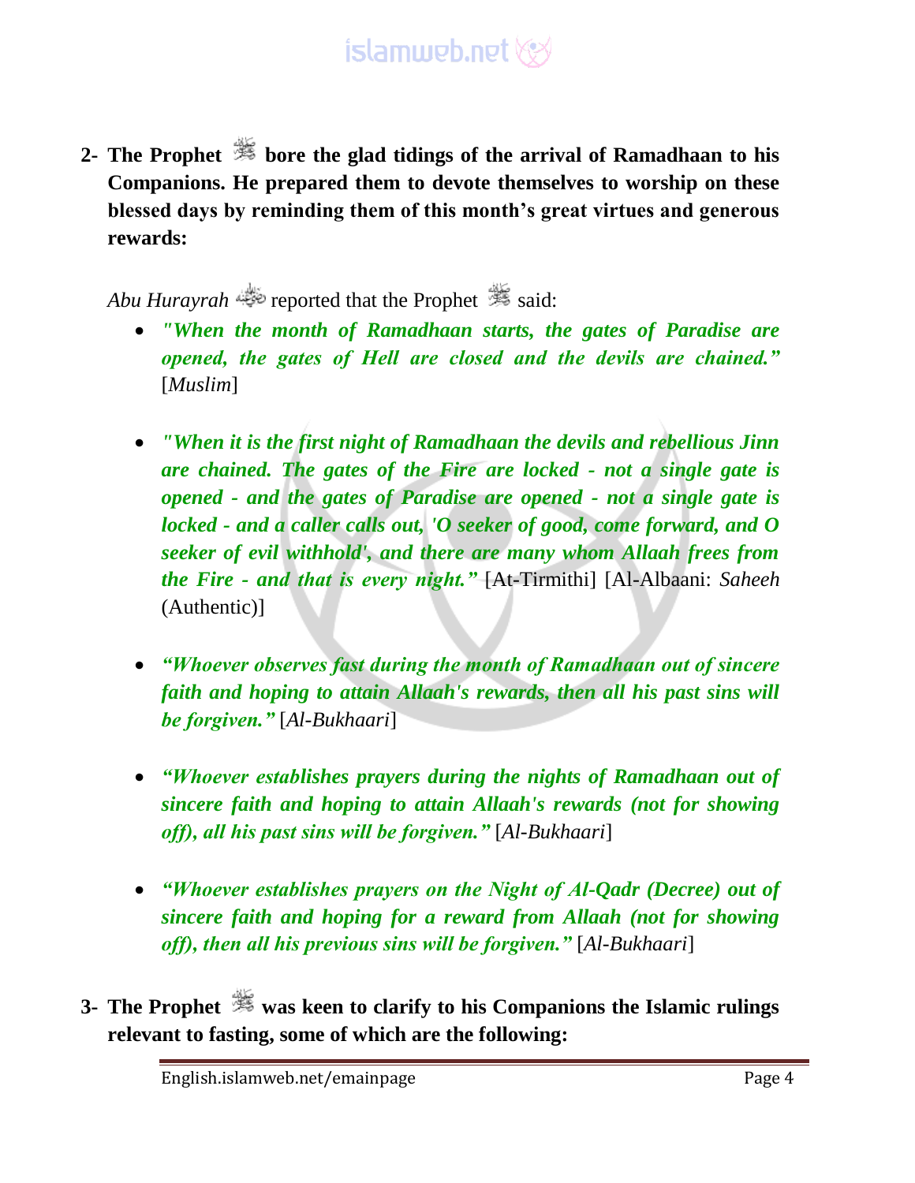2- **The Prophet ﷺ bore the glad tidings of the arrival of Ramadhaan to his Companions. He prepared them to devote themselves to worship on these blessed days by reminding them of this month's great virtues and generous rewards:**

*Abu Hurayrah* ﷺ reported that the Prophet ﷺ said:

- ***"When the month of Ramadhaan starts, the gates of Paradise are opened, the gates of Hell are closed and the devils are chained."*** [*Muslim*]

- ***"When it is the first night of Ramadhaan the devils and rebellious Jinn are chained. The gates of the Fire are locked - not a single gate is opened - and the gates of Paradise are opened - not a single gate is locked - and a caller calls out, 'O seeker of good, come forward, and O seeker of evil withhold', and there are many whom Allaah frees from the Fire - and that is every night."*** [At-Tirmithi] [Al-Albaani: *Saheeh* (Authentic)]

- ***"Whoever observes fast during the month of Ramadhaan out of sincere faith and hoping to attain Allaah's rewards, then all his past sins will be forgiven."*** [*Al-Bukhaari*]

- ***"Whoever establishes prayers during the nights of Ramadhaan out of sincere faith and hoping to attain Allaah's rewards (not for showing off), all his past sins will be forgiven."*** [*Al-Bukhaari*]

- ***"Whoever establishes prayers on the Night of Al-Qadr (Decree) out of sincere faith and hoping for a reward from Allaah (not for showing off), then all his previous sins will be forgiven."*** [*Al-Bukhaari*]

3- **The Prophet ﷺ was keen to clarify to his Companions the Islamic rulings relevant to fasting, some of which are the following:**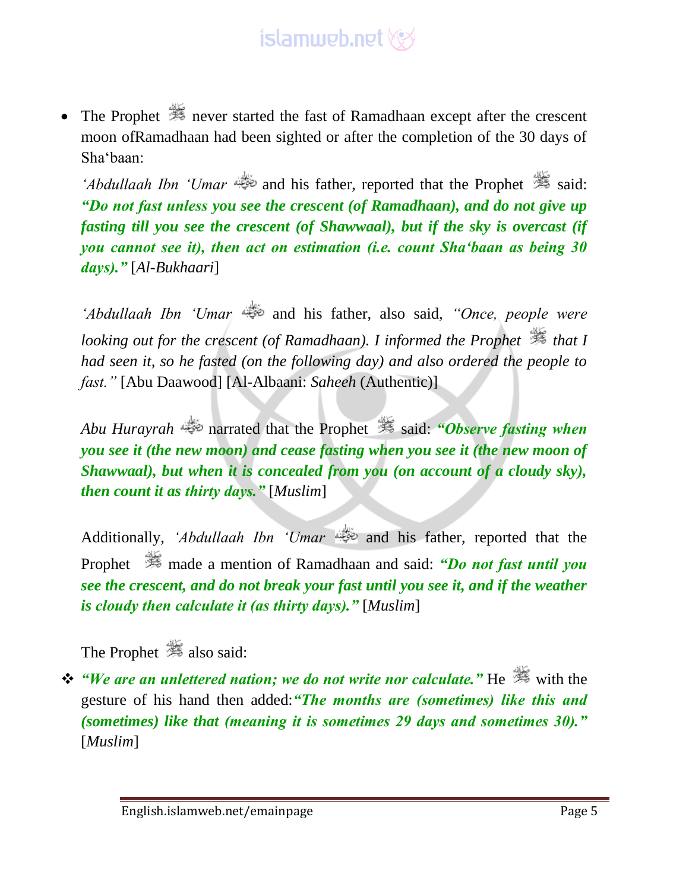- The Prophet ﷺ never started the fast of Ramadhaan except after the crescent moon ofRamadhaan had been sighted or after the completion of the 30 days of Sha'baan:

  *'Abdullaah Ibn 'Umar* رضي الله عنهما and his father, reported that the Prophet ﷺ said: ***"Do not fast unless you see the crescent (of Ramadhaan), and do not give up fasting till you see the crescent (of Shawwaal), but if the sky is overcast (if you cannot see it), then act on estimation (i.e. count Sha'baan as being 30 days)."*** [*Al-Bukhaari*]

  *'Abdullaah Ibn 'Umar* رضي الله عنهما and his father, also said, *"Once, people were looking out for the crescent (of Ramadhaan). I informed the Prophet ﷺ that I had seen it, so he fasted (on the following day) and also ordered the people to fast."* [Abu Daawood] [Al-Albaani: *Saheeh* (Authentic)]

  *Abu Hurayrah* رضي الله عنه narrated that the Prophet ﷺ said: ***"Observe fasting when you see it (the new moon) and cease fasting when you see it (the new moon of Shawwaal), but when it is concealed from you (on account of a cloudy sky), then count it as thirty days."*** [*Muslim*]

  Additionally, *'Abdullaah Ibn 'Umar* رضي الله عنهما and his father, reported that the Prophet ﷺ made a mention of Ramadhaan and said: ***"Do not fast until you see the crescent, and do not break your fast until you see it, and if the weather is cloudy then calculate it (as thirty days)."*** [*Muslim*]

  The Prophet ﷺ also said:

- ***"We are an unlettered nation; we do not write nor calculate."*** He ﷺ with the gesture of his hand then added:***"The months are (sometimes) like this and (sometimes) like that (meaning it is sometimes 29 days and sometimes 30)."*** [*Muslim*]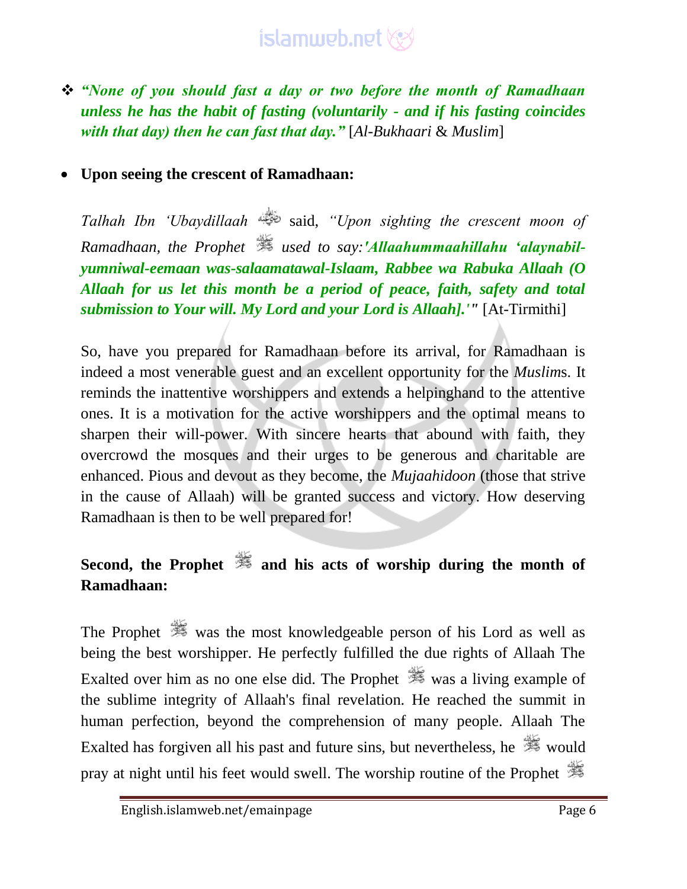- ***"None of you should fast a day or two before the month of Ramadhaan unless he has the habit of fasting (voluntarily - and if his fasting coincides with that day) then he can fast that day."*** [*Al-Bukhaari* & *Muslim*]

- **Upon seeing the crescent of Ramadhaan:**

*Talhah Ibn 'Ubaydillaah* said, *"Upon sighting the crescent moon of Ramadhaan, the Prophet used to say:**'Allaahummaahillahu 'alaynabil-yumniwal-eemaan was-salaamatawal-Islaam, Rabbee wa Rabuka Allaah (O Allaah for us let this month be a period of peace, faith, safety and total submission to Your will. My Lord and your Lord is Allaah].'"*** [At-Tirmithi]

So, have you prepared for Ramadhaan before its arrival, for Ramadhaan is indeed a most venerable guest and an excellent opportunity for the *Muslim*s. It reminds the inattentive worshippers and extends a helpinghand to the attentive ones. It is a motivation for the active worshippers and the optimal means to sharpen their will-power. With sincere hearts that abound with faith, they overcrowd the mosques and their urges to be generous and charitable are enhanced. Pious and devout as they become, the *Mujaahidoon* (those that strive in the cause of Allaah) will be granted success and victory. How deserving Ramadhaan is then to be well prepared for!

**Second, the Prophet and his acts of worship during the month of Ramadhaan:**

The Prophet was the most knowledgeable person of his Lord as well as being the best worshipper. He perfectly fulfilled the due rights of Allaah The Exalted over him as no one else did. The Prophet was a living example of the sublime integrity of Allaah's final revelation. He reached the summit in human perfection, beyond the comprehension of many people. Allaah The Exalted has forgiven all his past and future sins, but nevertheless, he would pray at night until his feet would swell. The worship routine of the Prophet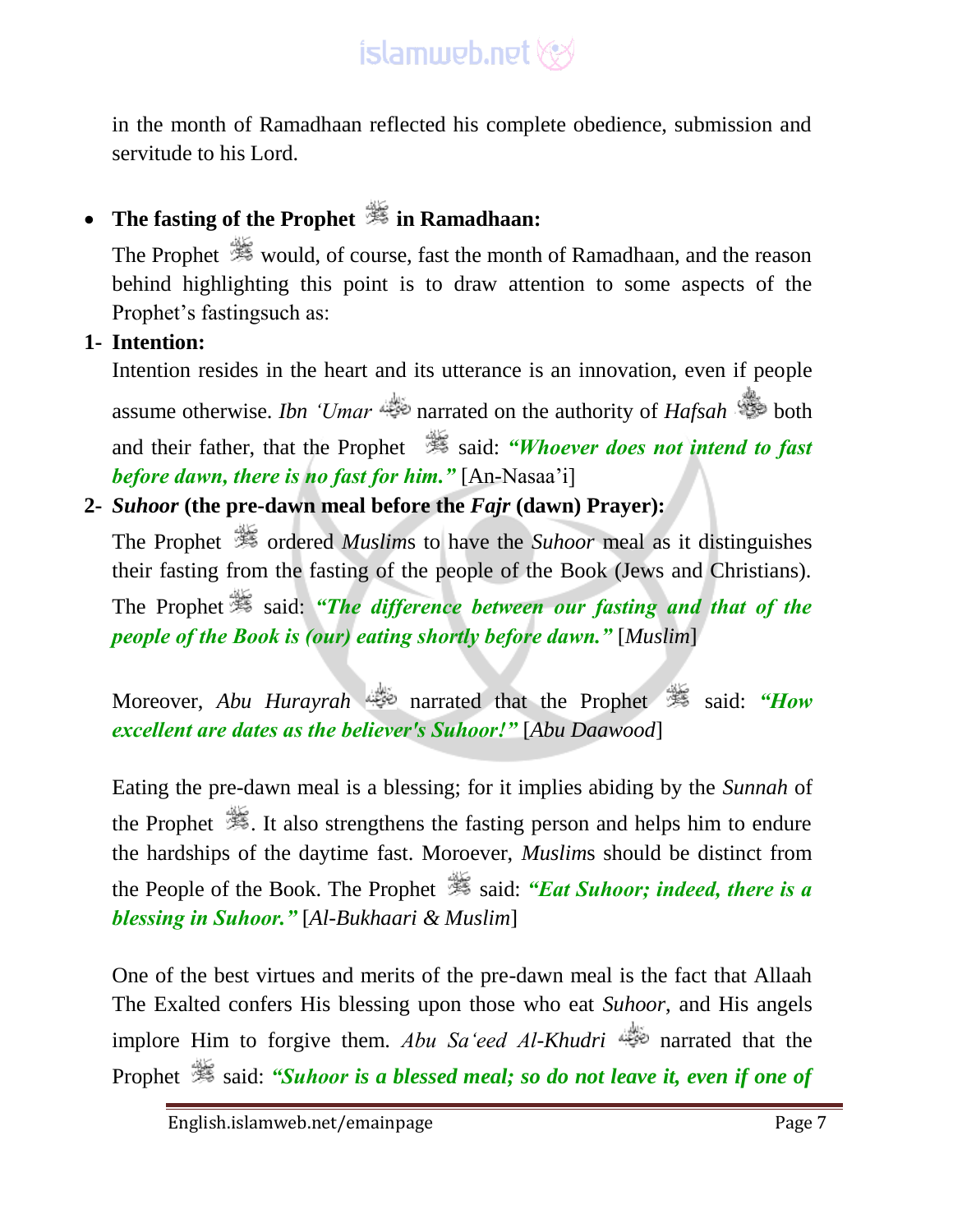in the month of Ramadhaan reflected his complete obedience, submission and servitude to his Lord.

- **The fasting of the Prophet ﷺ in Ramadhaan:**

The Prophet ﷺ would, of course, fast the month of Ramadhaan, and the reason behind highlighting this point is to draw attention to some aspects of the Prophet's fastingsuch as:

**1- Intention:**

Intention resides in the heart and its utterance is an innovation, even if people assume otherwise. *Ibn 'Umar* narrated on the authority of *Hafsah* both and their father, that the Prophet ﷺ said: ***"Whoever does not intend to fast before dawn, there is no fast for him."*** [An-Nasaa'i]

**2- *Suhoor* (the pre-dawn meal before the *Fajr* (dawn) Prayer):**

The Prophet ﷺ ordered *Muslim*s to have the *Suhoor* meal as it distinguishes their fasting from the fasting of the people of the Book (Jews and Christians). The Prophet ﷺ said: ***"The difference between our fasting and that of the people of the Book is (our) eating shortly before dawn."*** [*Muslim*]

Moreover, *Abu Hurayrah* narrated that the Prophet ﷺ said: ***"How excellent are dates as the believer's Suhoor!"*** [*Abu Daawood*]

Eating the pre-dawn meal is a blessing; for it implies abiding by the *Sunnah* of the Prophet ﷺ. It also strengthens the fasting person and helps him to endure the hardships of the daytime fast. Moroever, *Muslim*s should be distinct from the People of the Book. The Prophet ﷺ said: ***"Eat Suhoor; indeed, there is a blessing in Suhoor."*** [*Al-Bukhaari & Muslim*]

One of the best virtues and merits of the pre-dawn meal is the fact that Allaah The Exalted confers His blessing upon those who eat *Suhoor*, and His angels implore Him to forgive them. *Abu Sa'eed Al-Khudri* narrated that the Prophet ﷺ said: ***"Suhoor is a blessed meal; so do not leave it, even if one of***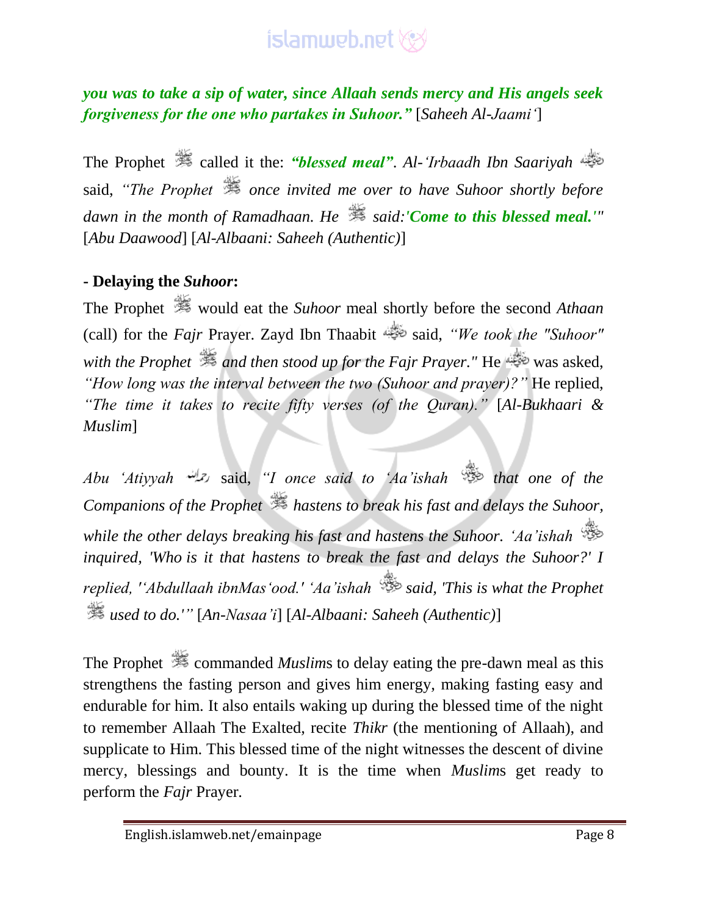***you was to take a sip of water, since Allaah sends mercy and His angels seek forgiveness for the one who partakes in Suhoor."*** [*Saheeh Al-Jaami'*]

The Prophet called it the: ***"blessed meal"***. *Al-'Irbaadh Ibn Saariyah* said, *"The Prophet once invited me over to have Suhoor shortly before dawn in the month of Ramadhaan. He said:'**Come to this blessed meal.**'"* [*Abu Daawood*] [*Al-Albaani: Saheeh (Authentic)*]

**- Delaying the *Suhoor*:**

The Prophet would eat the *Suhoor* meal shortly before the second *Athaan* (call) for the *Fajr* Prayer. Zayd Ibn Thaabit said, *"We took the "Suhoor" with the Prophet and then stood up for the Fajr Prayer."* He was asked, *"How long was the interval between the two (Suhoor and prayer)?"* He replied, *"The time it takes to recite fifty verses (of the Quran)."* [*Al-Bukhaari & Muslim*]

*Abu 'Atiyyah* said, *"I once said to 'Aa'ishah that one of the Companions of the Prophet hastens to break his fast and delays the Suhoor, while the other delays breaking his fast and hastens the Suhoor. 'Aa'ishah inquired, 'Who is it that hastens to break the fast and delays the Suhoor?' I replied, ''Abdullaah ibnMas'ood.' 'Aa'ishah said, 'This is what the Prophet used to do.'"* [*An-Nasaa'i*] [*Al-Albaani: Saheeh (Authentic)*]

The Prophet commanded *Muslim*s to delay eating the pre-dawn meal as this strengthens the fasting person and gives him energy, making fasting easy and endurable for him. It also entails waking up during the blessed time of the night to remember Allaah The Exalted, recite *Thikr* (the mentioning of Allaah), and supplicate to Him. This blessed time of the night witnesses the descent of divine mercy, blessings and bounty. It is the time when *Muslim*s get ready to perform the *Fajr* Prayer.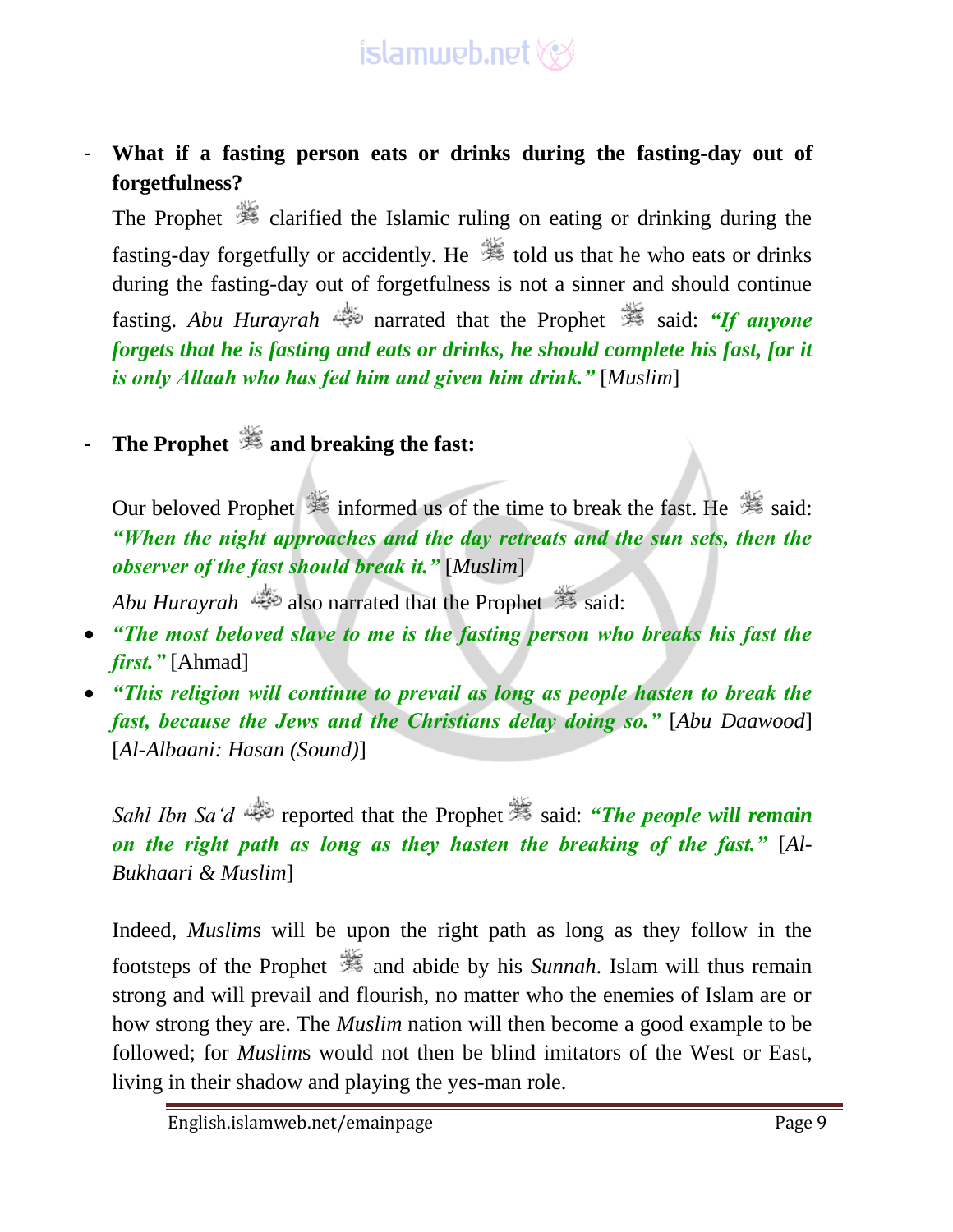- **What if a fasting person eats or drinks during the fasting-day out of forgetfulness?**

  The Prophet ﷺ clarified the Islamic ruling on eating or drinking during the fasting-day forgetfully or accidently. He ﷺ told us that he who eats or drinks during the fasting-day out of forgetfulness is not a sinner and should continue fasting. *Abu Hurayrah* narrated that the Prophet ﷺ said: ***"If anyone forgets that he is fasting and eats or drinks, he should complete his fast, for it is only Allaah who has fed him and given him drink."*** [*Muslim*]

- **The Prophet ﷺ and breaking the fast:**

  Our beloved Prophet ﷺ informed us of the time to break the fast. He ﷺ said: ***"When the night approaches and the day retreats and the sun sets, then the observer of the fast should break it."*** [*Muslim*]

  *Abu Hurayrah* also narrated that the Prophet ﷺ said:

- ***"The most beloved slave to me is the fasting person who breaks his fast the first."*** [Ahmad]
- ***"This religion will continue to prevail as long as people hasten to break the fast, because the Jews and the Christians delay doing so."*** [*Abu Daawood*] [*Al-Albaani: Hasan (Sound)*]

*Sahl Ibn Sa'd* reported that the Prophet ﷺ said: ***"The people will remain on the right path as long as they hasten the breaking of the fast."*** [*Al-Bukhaari & Muslim*]

Indeed, *Muslim*s will be upon the right path as long as they follow in the footsteps of the Prophet ﷺ and abide by his *Sunnah*. Islam will thus remain strong and will prevail and flourish, no matter who the enemies of Islam are or how strong they are. The *Muslim* nation will then become a good example to be followed; for *Muslim*s would not then be blind imitators of the West or East, living in their shadow and playing the yes-man role.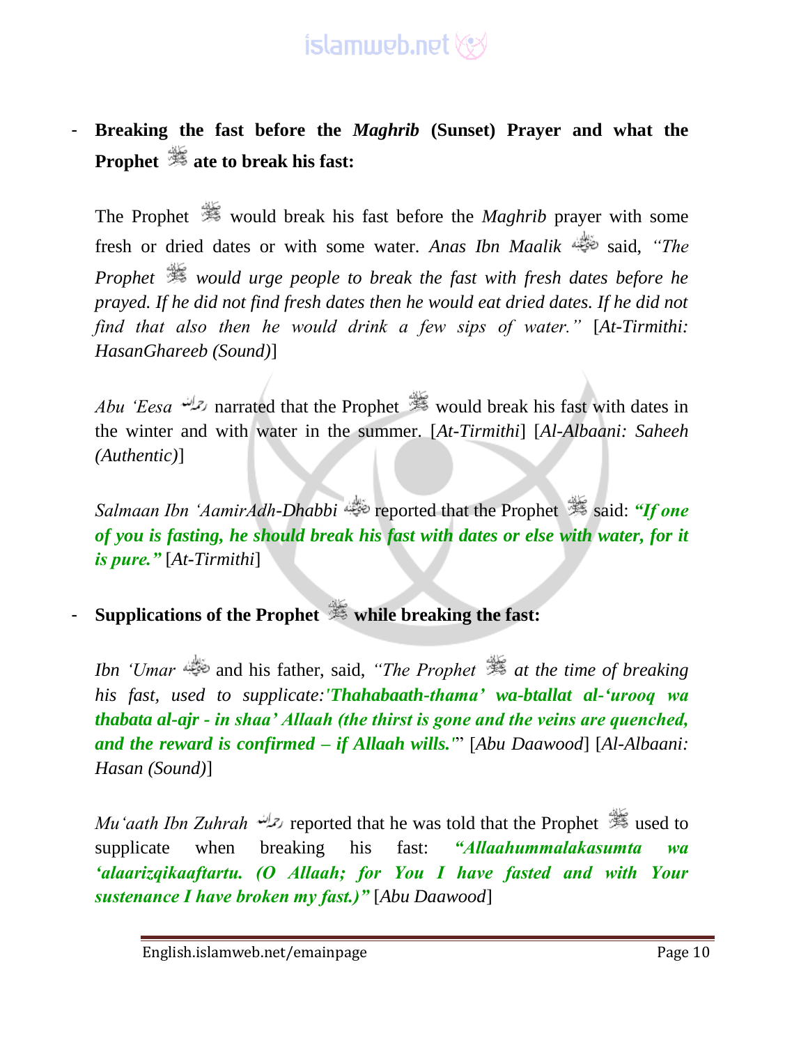- **Breaking the fast before the *Maghrib* (Sunset) Prayer and what the Prophet ﷺ ate to break his fast:**

The Prophet ﷺ would break his fast before the *Maghrib* prayer with some fresh or dried dates or with some water. *Anas Ibn Maalik* رضي الله عنه said, *"The Prophet ﷺ would urge people to break the fast with fresh dates before he prayed. If he did not find fresh dates then he would eat dried dates. If he did not find that also then he would drink a few sips of water."* [*At-Tirmithi: HasanGhareeb (Sound)*]

*Abu 'Eesa* رحمه الله narrated that the Prophet ﷺ would break his fast with dates in the winter and with water in the summer. [*At-Tirmithi*] [*Al-Albaani: Saheeh (Authentic)*]

*Salmaan Ibn 'AamirAdh-Dhabbi* رضي الله عنه reported that the Prophet ﷺ said: ***"If one of you is fasting, he should break his fast with dates or else with water, for it is pure."*** [*At-Tirmithi*]

- **Supplications of the Prophet ﷺ while breaking the fast:**

*Ibn 'Umar* رضي الله عنه and his father, said, *"The Prophet ﷺ at the time of breaking his fast, used to supplicate:**'Thahabaath-thama' wa-btallat al-'urooq wa thabata al-ajr - in shaa' Allaah (the thirst is gone and the veins are quenched, and the reward is confirmed – if Allaah wills.'**"* [*Abu Daawood*] [*Al-Albaani: Hasan (Sound)*]

*Mu'aath Ibn Zuhrah* رحمه الله reported that he was told that the Prophet ﷺ used to supplicate when breaking his fast: ***"Allaahummalakasumta wa 'alaarizqikaaftartu. (O Allaah; for You I have fasted and with Your sustenance I have broken my fast.)"*** [*Abu Daawood*]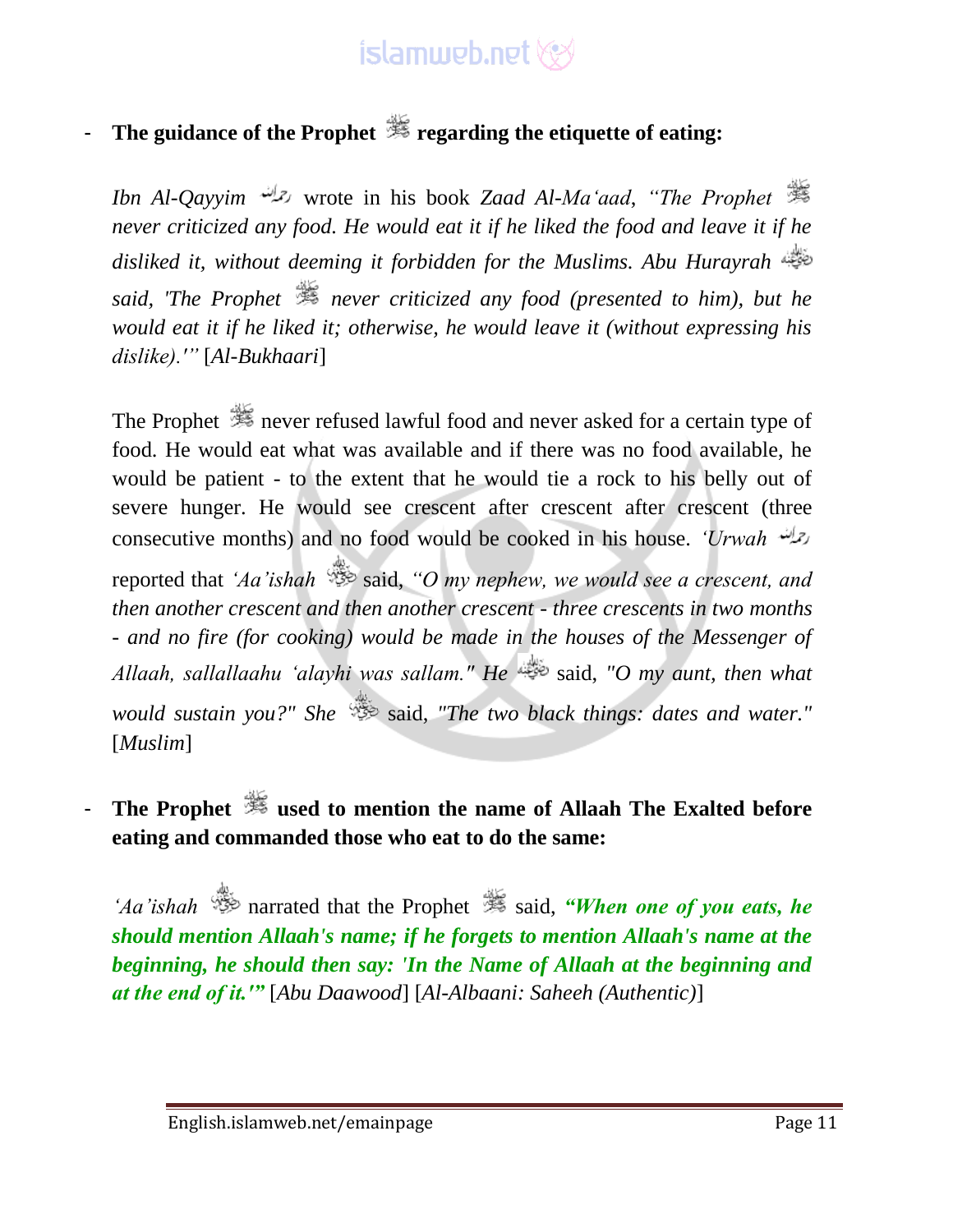- **The guidance of the Prophet ﷺ regarding the etiquette of eating:**

*Ibn Al-Qayyim* رحمه الله wrote in his book *Zaad Al-Ma'aad*, *"The Prophet ﷺ never criticized any food. He would eat it if he liked the food and leave it if he disliked it, without deeming it forbidden for the Muslims. Abu Hurayrah* رضي الله عنه *said, 'The Prophet ﷺ never criticized any food (presented to him), but he would eat it if he liked it; otherwise, he would leave it (without expressing his dislike).'"* [*Al-Bukhaari*]

The Prophet ﷺ never refused lawful food and never asked for a certain type of food. He would eat what was available and if there was no food available, he would be patient - to the extent that he would tie a rock to his belly out of severe hunger. He would see crescent after crescent after crescent (three consecutive months) and no food would be cooked in his house. *'Urwah* رحمه الله reported that *'Aa'ishah* رضي الله عنها said, *"O my nephew, we would see a crescent, and then another crescent and then another crescent - three crescents in two months - and no fire (for cooking) would be made in the houses of the Messenger of Allaah, sallallaahu 'alayhi was sallam." He* رضي الله عنه said, *"O my aunt, then what would sustain you?" She* رضي الله عنها said, *"The two black things: dates and water."* [*Muslim*]

- **The Prophet ﷺ used to mention the name of Allaah The Exalted before eating and commanded those who eat to do the same:**

*'Aa'ishah* رضي الله عنها narrated that the Prophet ﷺ said, ***"When one of you eats, he should mention Allaah's name; if he forgets to mention Allaah's name at the beginning, he should then say: 'In the Name of Allaah at the beginning and at the end of it.'"*** [*Abu Daawood*] [*Al-Albaani: Saheeh (Authentic)*]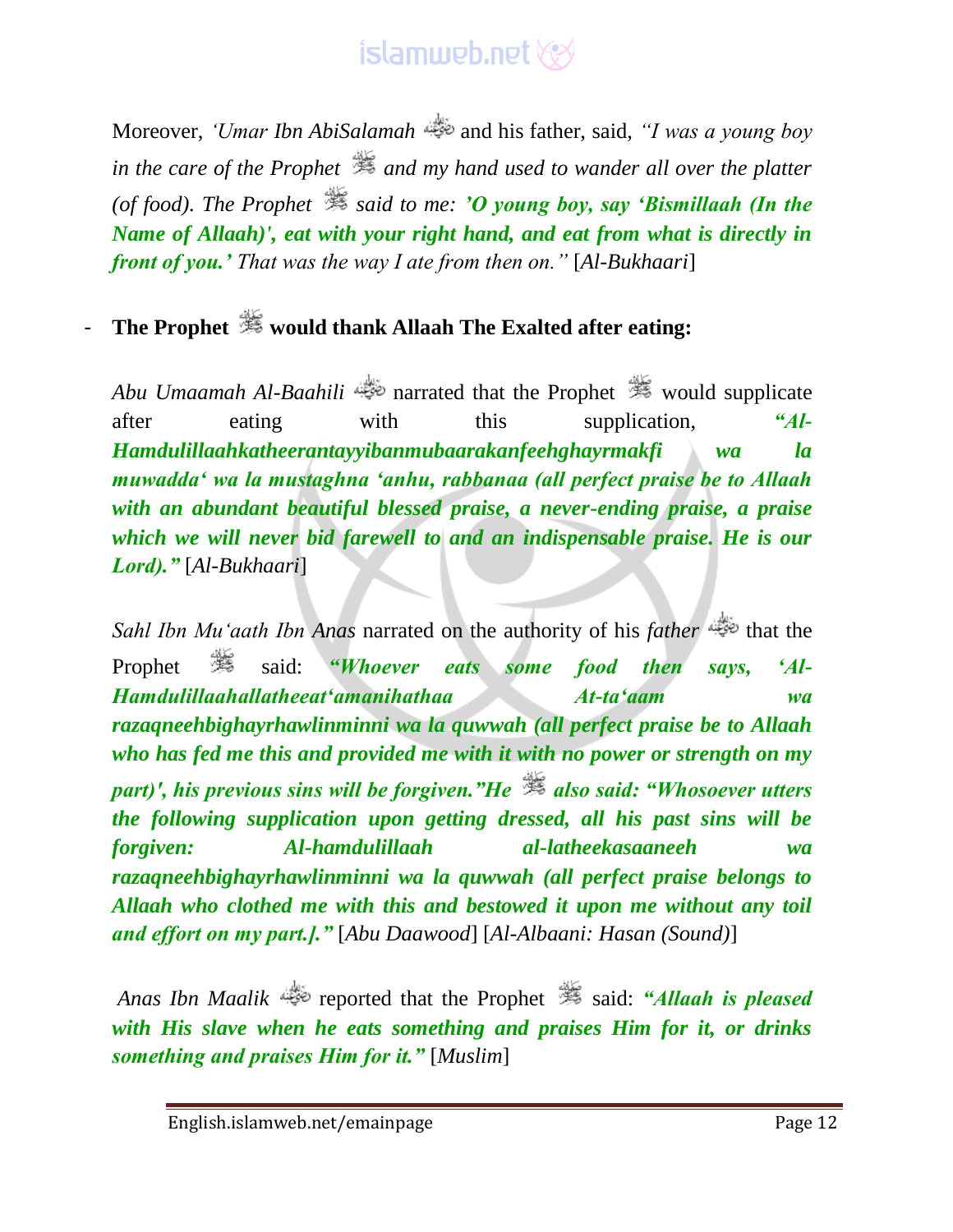Moreover, *'Umar Ibn AbiSalamah* and his father, said, *"I was a young boy in the care of the Prophet and my hand used to wander all over the platter (of food). The Prophet said to me:* ***'O young boy, say 'Bismillaah (In the Name of Allaah)', eat with your right hand, and eat from what is directly in front of you.'*** *That was the way I ate from then on."* [*Al-Bukhaari*]

- **The Prophet would thank Allaah The Exalted after eating:**

*Abu Umaamah Al-Baahili* narrated that the Prophet would supplicate after eating with this supplication, ***"Al-Hamdulillaahkatheerantayyibanmubaarakanfeehghayrmakfi wa la muwadda' wa la mustaghna 'anhu, rabbanaa (all perfect praise be to Allaah with an abundant beautiful blessed praise, a never-ending praise, a praise which we will never bid farewell to and an indispensable praise. He is our Lord)."*** [*Al-Bukhaari*]

*Sahl Ibn Mu'aath Ibn Anas* narrated on the authority of his *father* that the Prophet said: ***"Whoever eats some food then says, 'Al-Hamdulillaahallatheeat'amanihathaa At-ta'aam wa razaqneehbighayrhawlinminni wa la quwwah (all perfect praise be to Allaah who has fed me this and provided me with it with no power or strength on my part)', his previous sins will be forgiven."He also said: "Whosoever utters the following supplication upon getting dressed, all his past sins will be forgiven: Al-hamdulillaah al-latheekasaaneeh wa razaqneehbighayrhawlinminni wa la quwwah (all perfect praise belongs to Allaah who clothed me with this and bestowed it upon me without any toil and effort on my part.]."*** [*Abu Daawood*] [*Al-Albaani: Hasan (Sound)*]

*Anas Ibn Maalik* reported that the Prophet said: ***"Allaah is pleased with His slave when he eats something and praises Him for it, or drinks something and praises Him for it."*** [*Muslim*]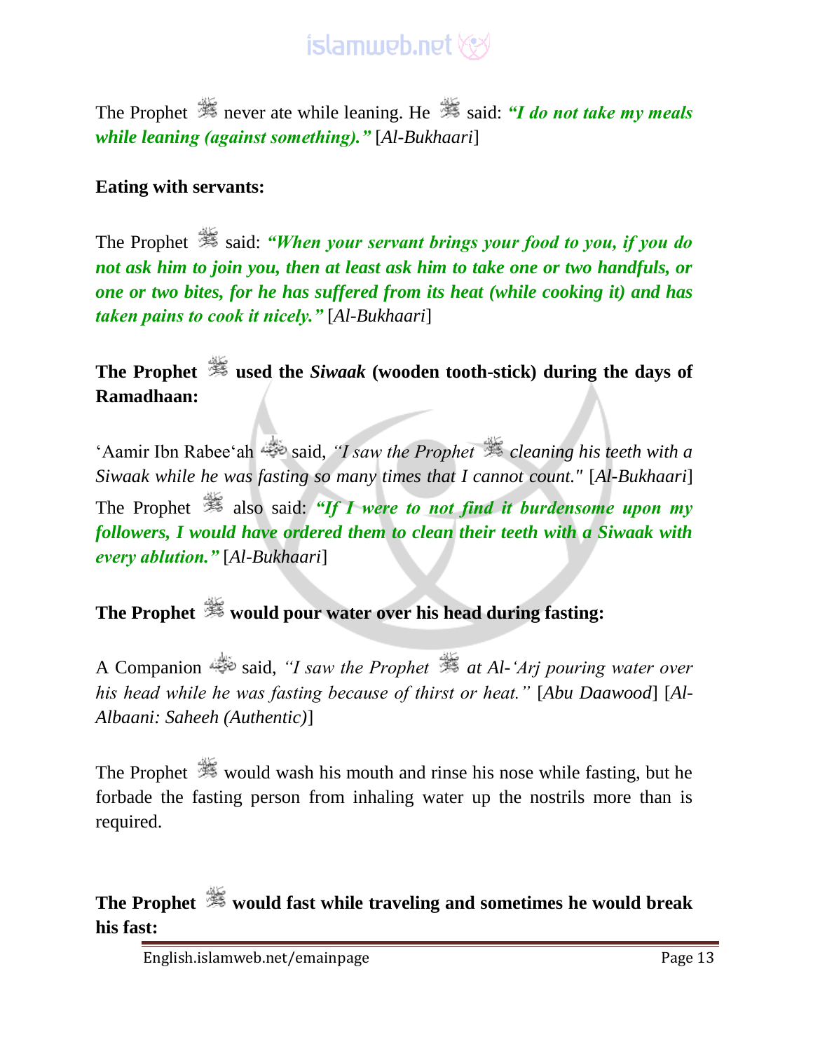The Prophet ﷺ never ate while leaning. He ﷺ said: ***"I do not take my meals while leaning (against something)."*** [*Al-Bukhaari*]

**Eating with servants:**

The Prophet ﷺ said: ***"When your servant brings your food to you, if you do not ask him to join you, then at least ask him to take one or two handfuls, or one or two bites, for he has suffered from its heat (while cooking it) and has taken pains to cook it nicely."*** [*Al-Bukhaari*]

**The Prophet ﷺ used the *Siwaak* (wooden tooth-stick) during the days of Ramadhaan:**

'Aamir Ibn Rabee'ah رضي الله عنه said, *"I saw the Prophet ﷺ cleaning his teeth with a Siwaak while he was fasting so many times that I cannot count."* [*Al-Bukhaari*]

The Prophet ﷺ also said: ***"If I were to not find it burdensome upon my followers, I would have ordered them to clean their teeth with a Siwaak with every ablution."*** [*Al-Bukhaari*]

**The Prophet ﷺ would pour water over his head during fasting:**

A Companion رضي الله عنه said, *"I saw the Prophet ﷺ at Al-'Arj pouring water over his head while he was fasting because of thirst or heat."* [*Abu Daawood*] [*Al-Albaani: Saheeh (Authentic)*]

The Prophet ﷺ would wash his mouth and rinse his nose while fasting, but he forbade the fasting person from inhaling water up the nostrils more than is required.

**The Prophet ﷺ would fast while traveling and sometimes he would break his fast:**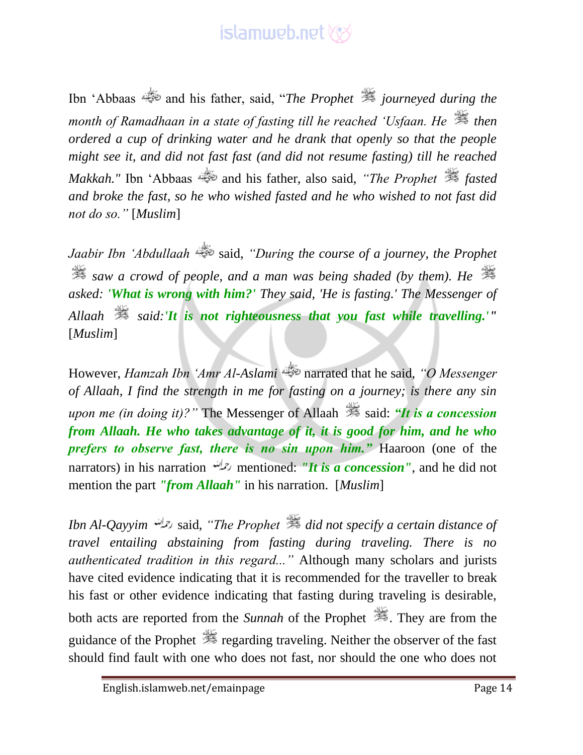Ibn 'Abbaas and his father, said, "*The Prophet journeyed during the month of Ramadhaan in a state of fasting till he reached 'Usfaan. He then ordered a cup of drinking water and he drank that openly so that the people might see it, and did not fast fast (and did not resume fasting) till he reached Makkah."* Ibn 'Abbaas and his father, also said, *"The Prophet fasted and broke the fast, so he who wished fasted and he who wished to not fast did not do so."* [*Muslim*]

*Jaabir Ibn 'Abdullaah* said, *"During the course of a journey, the Prophet saw a crowd of people, and a man was being shaded (by them). He asked:* ***'What is wrong with him?'*** *They said, 'He is fasting.' The Messenger of Allaah said:**'It is not righteousness that you fast while travelling.'**"* [*Muslim*]

However, *Hamzah Ibn 'Amr Al-Aslami* narrated that he said, *"O Messenger of Allaah, I find the strength in me for fasting on a journey; is there any sin upon me (in doing it)?"* The Messenger of Allaah said: ***"It is a concession from Allaah. He who takes advantage of it, it is good for him, and he who prefers to observe fast, there is no sin upon him."*** Haaroon (one of the narrators) in his narration mentioned: ***"It is a concession"***, and he did not mention the part ***"from Allaah"*** in his narration. [*Muslim*]

*Ibn Al-Qayyim* said, *"The Prophet did not specify a certain distance of travel entailing abstaining from fasting during traveling. There is no authenticated tradition in this regard..."* Although many scholars and jurists have cited evidence indicating that it is recommended for the traveller to break his fast or other evidence indicating that fasting during traveling is desirable, both acts are reported from the *Sunnah* of the Prophet. They are from the guidance of the Prophet regarding traveling. Neither the observer of the fast should find fault with one who does not fast, nor should the one who does not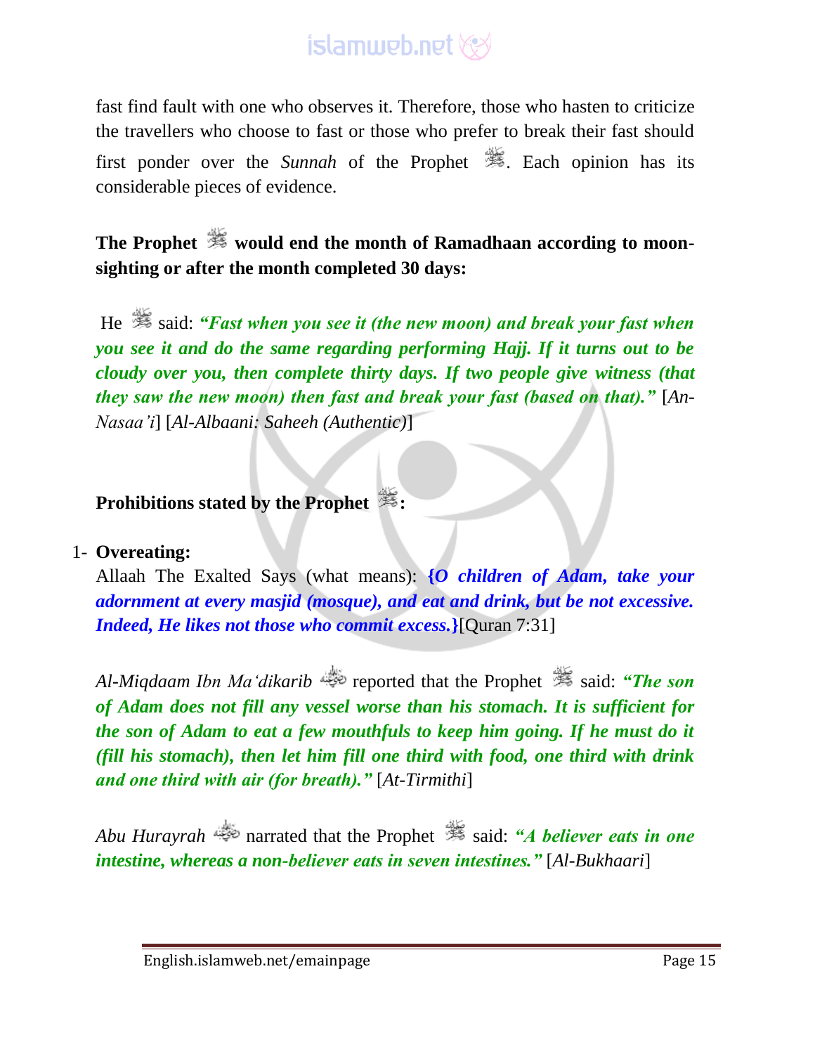fast find fault with one who observes it. Therefore, those who hasten to criticize the travellers who choose to fast or those who prefer to break their fast should first ponder over the *Sunnah* of the Prophet ﷺ. Each opinion has its considerable pieces of evidence.

**The Prophet ﷺ would end the month of Ramadhaan according to moon-sighting or after the month completed 30 days:**

He ﷺ said: ***"Fast when you see it (the new moon) and break your fast when you see it and do the same regarding performing Hajj. If it turns out to be cloudy over you, then complete thirty days. If two people give witness (that they saw the new moon) then fast and break your fast (based on that)."*** [*An-Nasaa'i*] [*Al-Albaani: Saheeh (Authentic)*]

**Prohibitions stated by the Prophet ﷺ:**

1- **Overeating:**

Allaah The Exalted Says (what means): ***{O children of Adam, take your adornment at every masjid (mosque), and eat and drink, but be not excessive. Indeed, He likes not those who commit excess.}***[Quran 7:31]

*Al-Miqdaam Ibn Ma'dikarib* رضي الله عنه reported that the Prophet ﷺ said: ***"The son of Adam does not fill any vessel worse than his stomach. It is sufficient for the son of Adam to eat a few mouthfuls to keep him going. If he must do it (fill his stomach), then let him fill one third with food, one third with drink and one third with air (for breath)."*** [*At-Tirmithi*]

*Abu Hurayrah* رضي الله عنه narrated that the Prophet ﷺ said: ***"A believer eats in one intestine, whereas a non-believer eats in seven intestines."*** [*Al-Bukhaari*]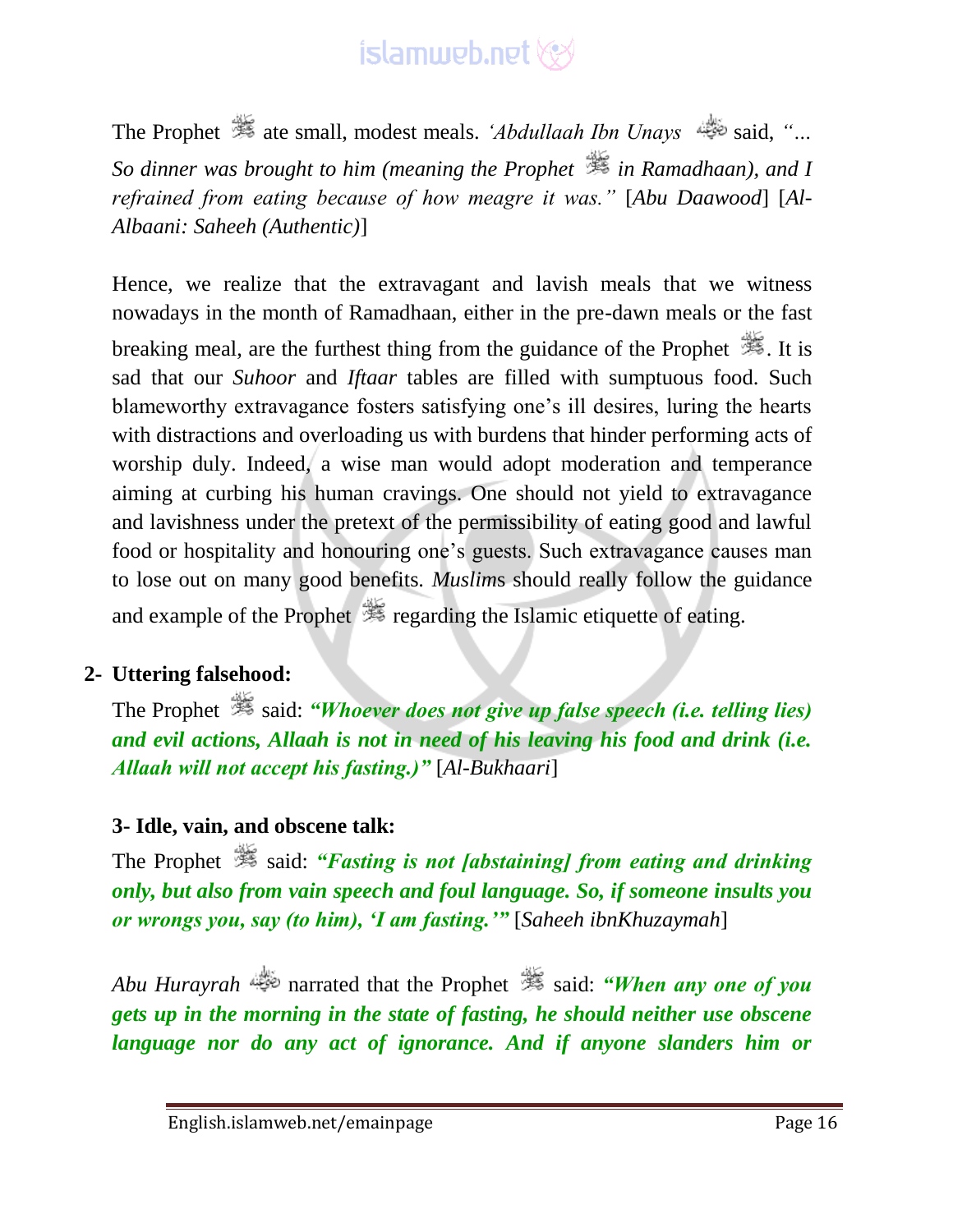The Prophet ﷺ ate small, modest meals. *'Abdullaah Ibn Unays* رضي الله عنه said, *"... So dinner was brought to him (meaning the Prophet* ﷺ *in Ramadhaan), and I refrained from eating because of how meagre it was."* [*Abu Daawood*] [*Al-Albaani: Saheeh (Authentic)*]

Hence, we realize that the extravagant and lavish meals that we witness nowadays in the month of Ramadhaan, either in the pre-dawn meals or the fast breaking meal, are the furthest thing from the guidance of the Prophet ﷺ. It is sad that our *Suhoor* and *Iftaar* tables are filled with sumptuous food. Such blameworthy extravagance fosters satisfying one's ill desires, luring the hearts with distractions and overloading us with burdens that hinder performing acts of worship duly. Indeed, a wise man would adopt moderation and temperance aiming at curbing his human cravings. One should not yield to extravagance and lavishness under the pretext of the permissibility of eating good and lawful food or hospitality and honouring one's guests. Such extravagance causes man to lose out on many good benefits. *Muslim*s should really follow the guidance and example of the Prophet ﷺ regarding the Islamic etiquette of eating.

**2- Uttering falsehood:**

The Prophet ﷺ said: ***"Whoever does not give up false speech (i.e. telling lies) and evil actions, Allaah is not in need of his leaving his food and drink (i.e. Allaah will not accept his fasting.)"*** [*Al-Bukhaari*]

**3- Idle, vain, and obscene talk:**

The Prophet ﷺ said: ***"Fasting is not [abstaining] from eating and drinking only, but also from vain speech and foul language. So, if someone insults you or wrongs you, say (to him), 'I am fasting.'"*** [*Saheeh ibnKhuzaymah*]

*Abu Hurayrah* رضي الله عنه narrated that the Prophet ﷺ said: ***"When any one of you gets up in the morning in the state of fasting, he should neither use obscene language nor do any act of ignorance. And if anyone slanders him or***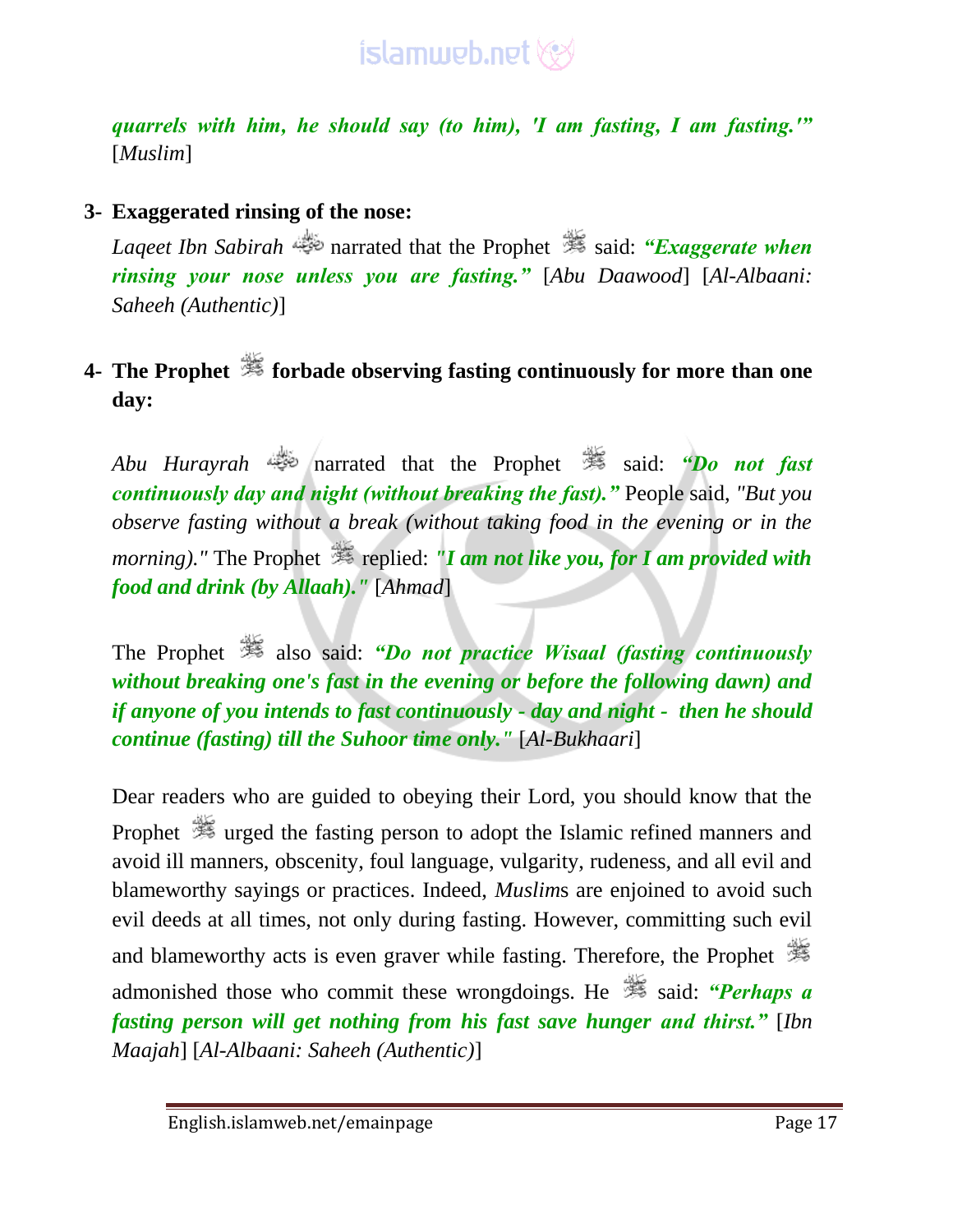***quarrels with him, he should say (to him), 'I am fasting, I am fasting.'"*** [*Muslim*]

**3- Exaggerated rinsing of the nose:**

*Laqeet Ibn Sabirah* ﷺ narrated that the Prophet ﷺ said: ***"Exaggerate when rinsing your nose unless you are fasting."*** [*Abu Daawood*] [*Al-Albaani: Saheeh (Authentic)*]

**4- The Prophet ﷺ forbade observing fasting continuously for more than one day:**

*Abu Hurayrah* ﷺ narrated that the Prophet ﷺ said: ***"Do not fast continuously day and night (without breaking the fast)."*** People said, *"But you observe fasting without a break (without taking food in the evening or in the morning)."* The Prophet ﷺ replied: ***"I am not like you, for I am provided with food and drink (by Allaah)."*** [*Ahmad*]

The Prophet ﷺ also said: ***"Do not practice Wisaal (fasting continuously without breaking one's fast in the evening or before the following dawn) and if anyone of you intends to fast continuously - day and night - then he should continue (fasting) till the Suhoor time only."*** [*Al-Bukhaari*]

Dear readers who are guided to obeying their Lord, you should know that the Prophet ﷺ urged the fasting person to adopt the Islamic refined manners and avoid ill manners, obscenity, foul language, vulgarity, rudeness, and all evil and blameworthy sayings or practices. Indeed, *Muslim*s are enjoined to avoid such evil deeds at all times, not only during fasting. However, committing such evil and blameworthy acts is even graver while fasting. Therefore, the Prophet ﷺ admonished those who commit these wrongdoings. He ﷺ said: ***"Perhaps a fasting person will get nothing from his fast save hunger and thirst."*** [*Ibn Maajah*] [*Al-Albaani: Saheeh (Authentic)*]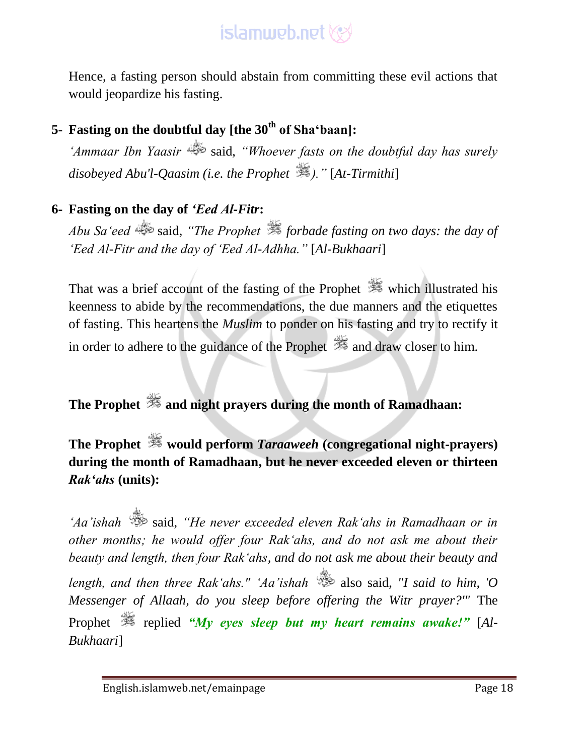Hence, a fasting person should abstain from committing these evil actions that would jeopardize his fasting.

5- **Fasting on the doubtful day [the 30th of Sha'baan]:**

*'Ammaar Ibn Yaasir* said, *"Whoever fasts on the doubtful day has surely disobeyed Abu'l-Qaasim (i.e. the Prophet ).*" [*At-Tirmithi*]

6- **Fasting on the day of *'Eed Al-Fitr*:**

*Abu Sa'eed* said, *"The Prophet forbade fasting on two days: the day of 'Eed Al-Fitr and the day of 'Eed Al-Adhha."* [*Al-Bukhaari*]

That was a brief account of the fasting of the Prophet which illustrated his keenness to abide by the recommendations, the due manners and the etiquettes of fasting. This heartens the *Muslim* to ponder on his fasting and try to rectify it in order to adhere to the guidance of the Prophet and draw closer to him.

**The Prophet and night prayers during the month of Ramadhaan:**

**The Prophet would perform *Taraaweeh* (congregational night-prayers) during the month of Ramadhaan, but he never exceeded eleven or thirteen *Rak'ahs* (units):**

*'Aa'ishah* said, *"He never exceeded eleven Rak'ahs in Ramadhaan or in other months; he would offer four Rak'ahs, and do not ask me about their beauty and length, then four Rak'ahs, and do not ask me about their beauty and length, and then three Rak'ahs." 'Aa'ishah* also said, *"I said to him, 'O Messenger of Allaah, do you sleep before offering the Witr prayer?'"* The Prophet replied ***"My eyes sleep but my heart remains awake!"*** [*Al-Bukhaari*]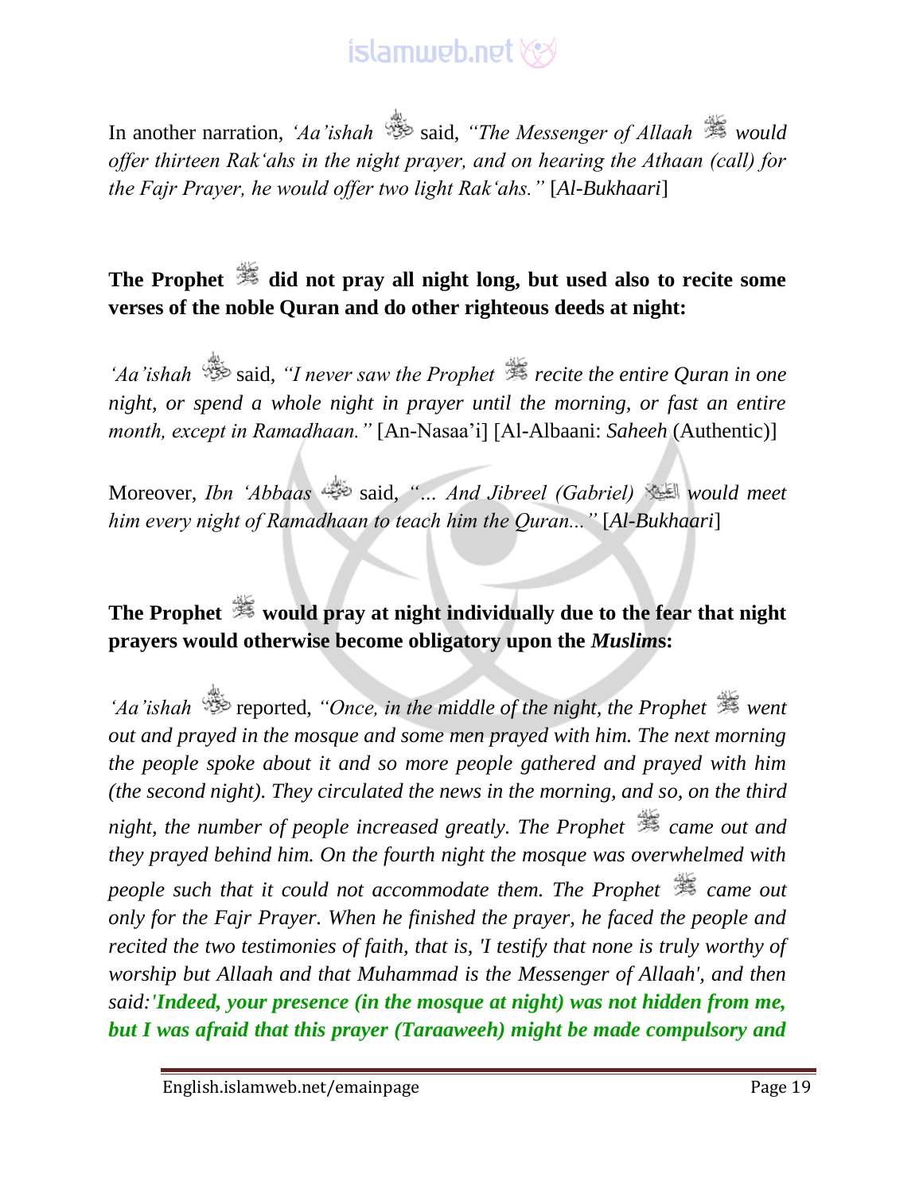In another narration, *'Aa'ishah* said, *"The Messenger of Allaah would offer thirteen Rak'ahs in the night prayer, and on hearing the Athaan (call) for the Fajr Prayer, he would offer two light Rak'ahs."* [*Al-Bukhaari*]

**The Prophet did not pray all night long, but used also to recite some verses of the noble Quran and do other righteous deeds at night:**

*'Aa'ishah* said, *"I never saw the Prophet recite the entire Quran in one night, or spend a whole night in prayer until the morning, or fast an entire month, except in Ramadhaan."* [An-Nasaa'i] [Al-Albaani: *Saheeh* (Authentic)]

Moreover, *Ibn 'Abbaas* said, *"... And Jibreel (Gabriel) would meet him every night of Ramadhaan to teach him the Quran..."* [*Al-Bukhaari*]

**The Prophet would pray at night individually due to the fear that night prayers would otherwise become obligatory upon the *Muslims*:**

*'Aa'ishah* reported, *"Once, in the middle of the night, the Prophet went out and prayed in the mosque and some men prayed with him. The next morning the people spoke about it and so more people gathered and prayed with him (the second night). They circulated the news in the morning, and so, on the third night, the number of people increased greatly. The Prophet came out and they prayed behind him. On the fourth night the mosque was overwhelmed with people such that it could not accommodate them. The Prophet came out only for the Fajr Prayer. When he finished the prayer, he faced the people and recited the two testimonies of faith, that is, 'I testify that none is truly worthy of worship but Allaah and that Muhammad is the Messenger of Allaah', and then said:'**Indeed, your presence (in the mosque at night) was not hidden from me, but I was afraid that this prayer (Taraaweeh) might be made compulsory and***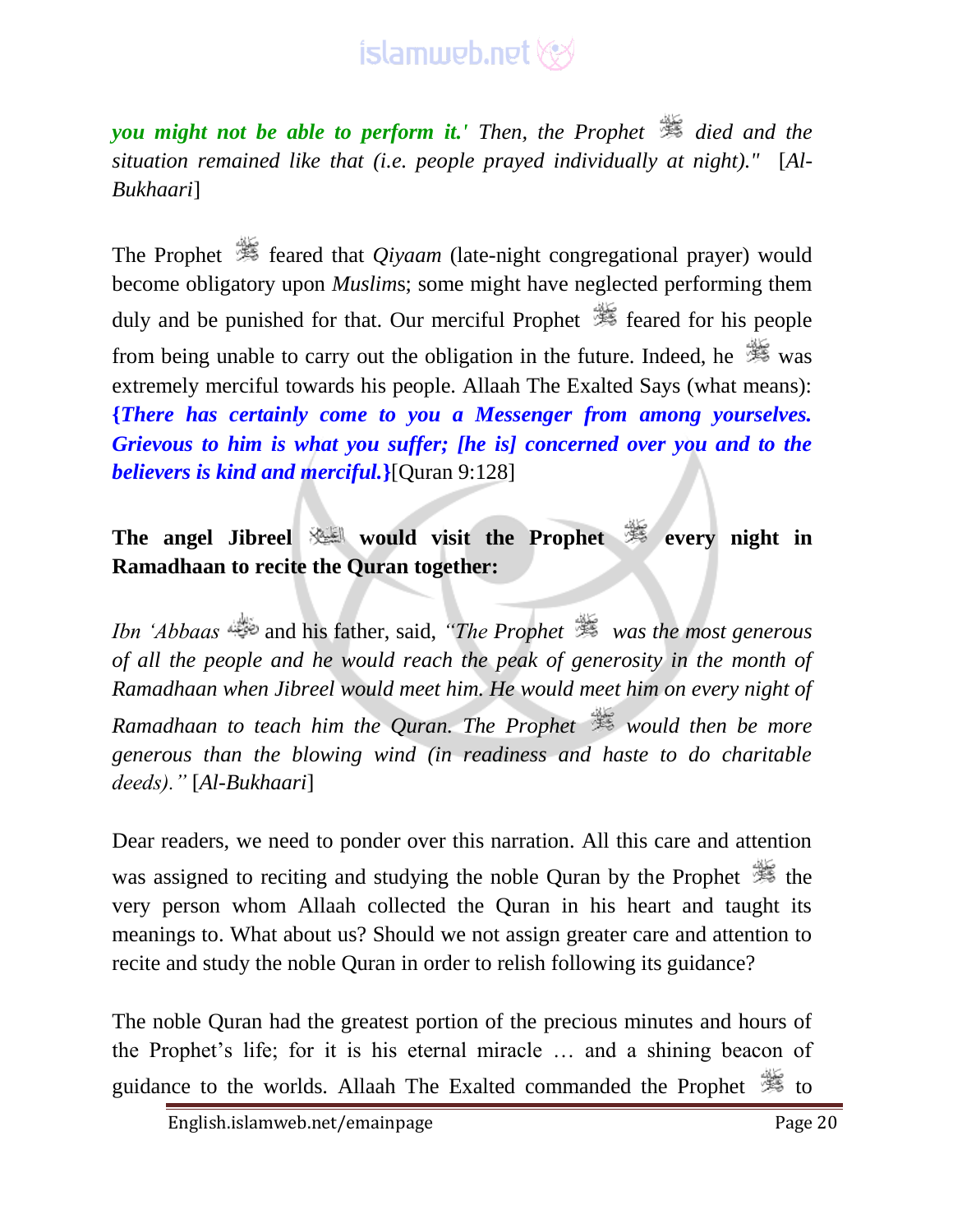***you might not be able to perform it.'*** *Then, the Prophet ﷺ died and the situation remained like that (i.e. people prayed individually at night)."* [*Al-Bukhaari*]

The Prophet ﷺ feared that *Qiyaam* (late-night congregational prayer) would become obligatory upon *Muslim*s; some might have neglected performing them duly and be punished for that. Our merciful Prophet ﷺ feared for his people from being unable to carry out the obligation in the future. Indeed, he ﷺ was extremely merciful towards his people. Allaah The Exalted Says (what means): ***{There has certainly come to you a Messenger from among yourselves. Grievous to him is what you suffer; [he is] concerned over you and to the believers is kind and merciful.}***[Quran 9:128]

**The angel Jibreel عليه السلام would visit the Prophet ﷺ every night in Ramadhaan to recite the Quran together:**

*Ibn 'Abbaas* رضي الله عنهما and his father, said, *"The Prophet ﷺ was the most generous of all the people and he would reach the peak of generosity in the month of Ramadhaan when Jibreel would meet him. He would meet him on every night of Ramadhaan to teach him the Quran. The Prophet ﷺ would then be more generous than the blowing wind (in readiness and haste to do charitable deeds)."* [*Al-Bukhaari*]

Dear readers, we need to ponder over this narration. All this care and attention was assigned to reciting and studying the noble Quran by the Prophet ﷺ the very person whom Allaah collected the Quran in his heart and taught its meanings to. What about us? Should we not assign greater care and attention to recite and study the noble Quran in order to relish following its guidance?

The noble Quran had the greatest portion of the precious minutes and hours of the Prophet's life; for it is his eternal miracle … and a shining beacon of guidance to the worlds. Allaah The Exalted commanded the Prophet ﷺ to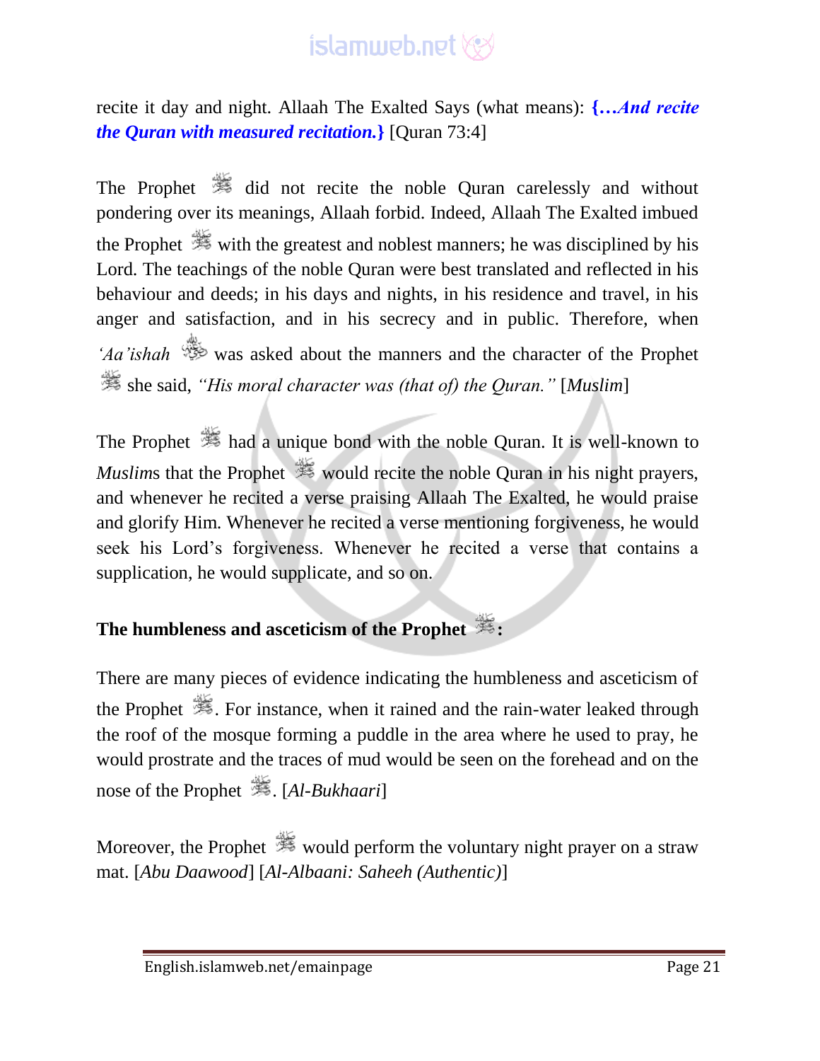recite it day and night. Allaah The Exalted Says (what means): ***{…And recite the Quran with measured recitation.}*** [Quran 73:4]

The Prophet ﷺ did not recite the noble Quran carelessly and without pondering over its meanings, Allaah forbid. Indeed, Allaah The Exalted imbued the Prophet ﷺ with the greatest and noblest manners; he was disciplined by his Lord. The teachings of the noble Quran were best translated and reflected in his behaviour and deeds; in his days and nights, in his residence and travel, in his anger and satisfaction, and in his secrecy and in public. Therefore, when *'Aa'ishah* رضي الله عنها was asked about the manners and the character of the Prophet ﷺ she said, *"His moral character was (that of) the Quran."* [*Muslim*]

The Prophet ﷺ had a unique bond with the noble Quran. It is well-known to *Muslim*s that the Prophet ﷺ would recite the noble Quran in his night prayers, and whenever he recited a verse praising Allaah The Exalted, he would praise and glorify Him. Whenever he recited a verse mentioning forgiveness, he would seek his Lord's forgiveness. Whenever he recited a verse that contains a supplication, he would supplicate, and so on.

**The humbleness and asceticism of the Prophet ﷺ:**

There are many pieces of evidence indicating the humbleness and asceticism of the Prophet ﷺ. For instance, when it rained and the rain-water leaked through the roof of the mosque forming a puddle in the area where he used to pray, he would prostrate and the traces of mud would be seen on the forehead and on the nose of the Prophet ﷺ. [*Al-Bukhaari*]

Moreover, the Prophet ﷺ would perform the voluntary night prayer on a straw mat. [*Abu Daawood*] [*Al-Albaani: Saheeh (Authentic)*]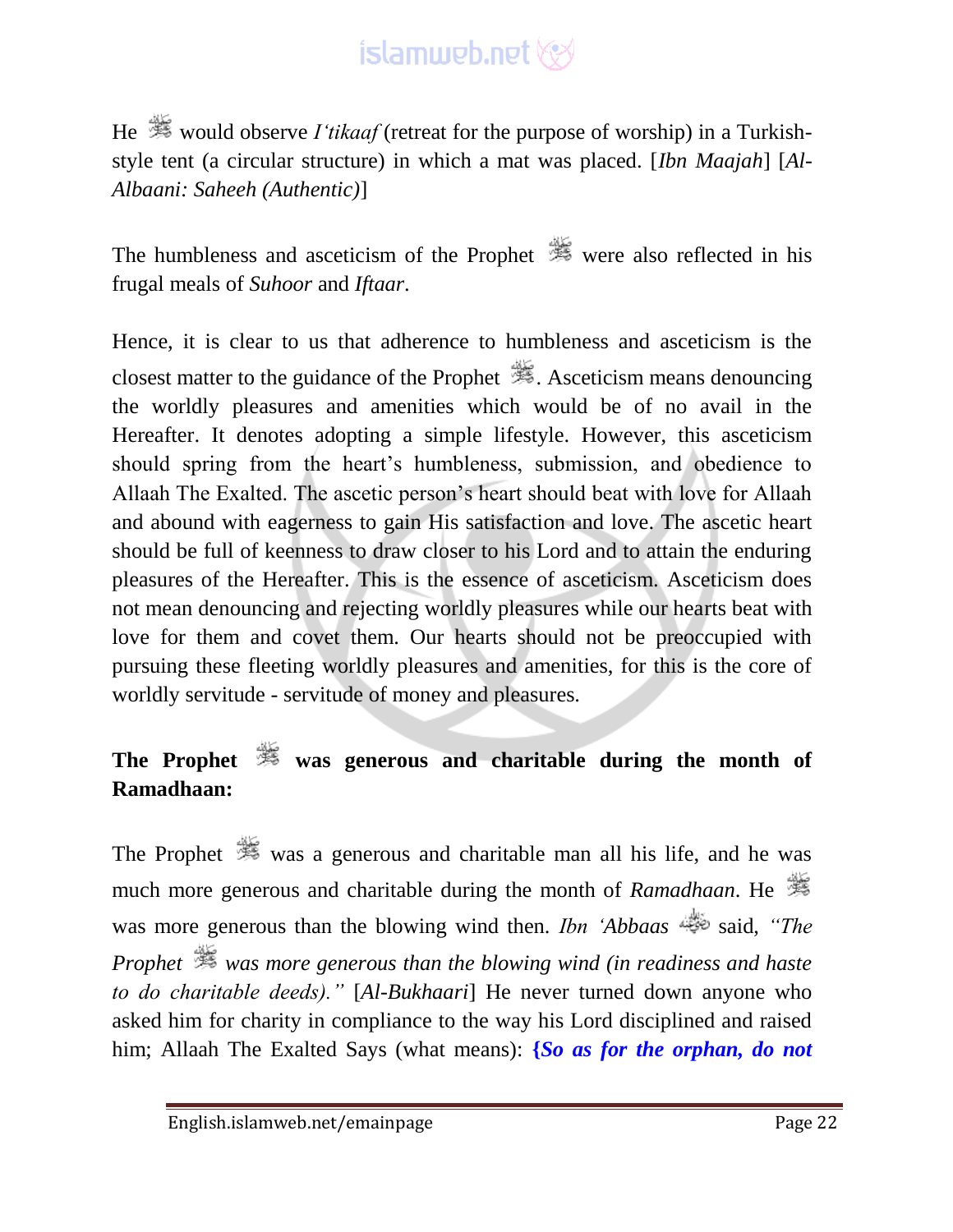He ﷺ would observe *I'tikaaf* (retreat for the purpose of worship) in a Turkish-style tent (a circular structure) in which a mat was placed. [*Ibn Maajah*] [*Al-Albaani: Saheeh (Authentic)*]

The humbleness and asceticism of the Prophet ﷺ were also reflected in his frugal meals of *Suhoor* and *Iftaar*.

Hence, it is clear to us that adherence to humbleness and asceticism is the closest matter to the guidance of the Prophet ﷺ. Asceticism means denouncing the worldly pleasures and amenities which would be of no avail in the Hereafter. It denotes adopting a simple lifestyle. However, this asceticism should spring from the heart's humbleness, submission, and obedience to Allaah The Exalted. The ascetic person's heart should beat with love for Allaah and abound with eagerness to gain His satisfaction and love. The ascetic heart should be full of keenness to draw closer to his Lord and to attain the enduring pleasures of the Hereafter. This is the essence of asceticism. Asceticism does not mean denouncing and rejecting worldly pleasures while our hearts beat with love for them and covet them. Our hearts should not be preoccupied with pursuing these fleeting worldly pleasures and amenities, for this is the core of worldly servitude - servitude of money and pleasures.

**The Prophet ﷺ was generous and charitable during the month of Ramadhaan:**

The Prophet ﷺ was a generous and charitable man all his life, and he was much more generous and charitable during the month of *Ramadhaan*. He ﷺ was more generous than the blowing wind then. *Ibn 'Abbaas* رضي الله عنهما said, *"The Prophet ﷺ was more generous than the blowing wind (in readiness and haste to do charitable deeds)."* [*Al-Bukhaari*] He never turned down anyone who asked him for charity in compliance to the way his Lord disciplined and raised him; Allaah The Exalted Says (what means): ***{So as for the orphan, do not***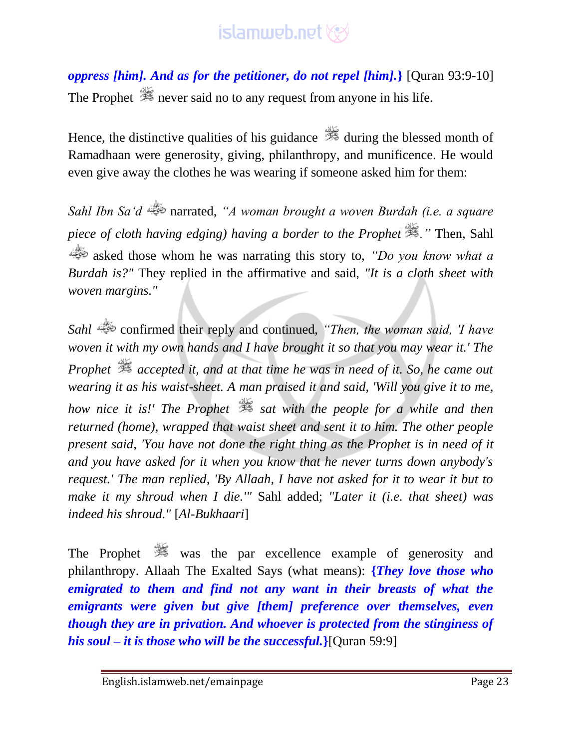***oppress [him]. And as for the petitioner, do not repel [him].}*** [Quran 93:9-10] The Prophet ﷺ never said no to any request from anyone in his life.

Hence, the distinctive qualities of his guidance ﷺ during the blessed month of Ramadhaan were generosity, giving, philanthropy, and munificence. He would even give away the clothes he was wearing if someone asked him for them:

*Sahl Ibn Sa'd* ﷺ narrated, *"A woman brought a woven Burdah (i.e. a square piece of cloth having edging) having a border to the Prophet ﷺ."* Then, Sahl ﷺ asked those whom he was narrating this story to, *"Do you know what a Burdah is?"* They replied in the affirmative and said, *"It is a cloth sheet with woven margins."*

*Sahl* ﷺ confirmed their reply and continued, *"Then, the woman said, 'I have woven it with my own hands and I have brought it so that you may wear it.' The Prophet ﷺ accepted it, and at that time he was in need of it. So, he came out wearing it as his waist-sheet. A man praised it and said, 'Will you give it to me, how nice it is!' The Prophet ﷺ sat with the people for a while and then returned (home), wrapped that waist sheet and sent it to him. The other people present said, 'You have not done the right thing as the Prophet is in need of it and you have asked for it when you know that he never turns down anybody's request.' The man replied, 'By Allaah, I have not asked for it to wear it but to make it my shroud when I die.'"* Sahl added; *"Later it (i.e. that sheet) was indeed his shroud."* [*Al-Bukhaari*]

The Prophet ﷺ was the par excellence example of generosity and philanthropy. Allaah The Exalted Says (what means): ***{They love those who emigrated to them and find not any want in their breasts of what the emigrants were given but give [them] preference over themselves, even though they are in privation. And whoever is protected from the stinginess of his soul – it is those who will be the successful.}***[Quran 59:9]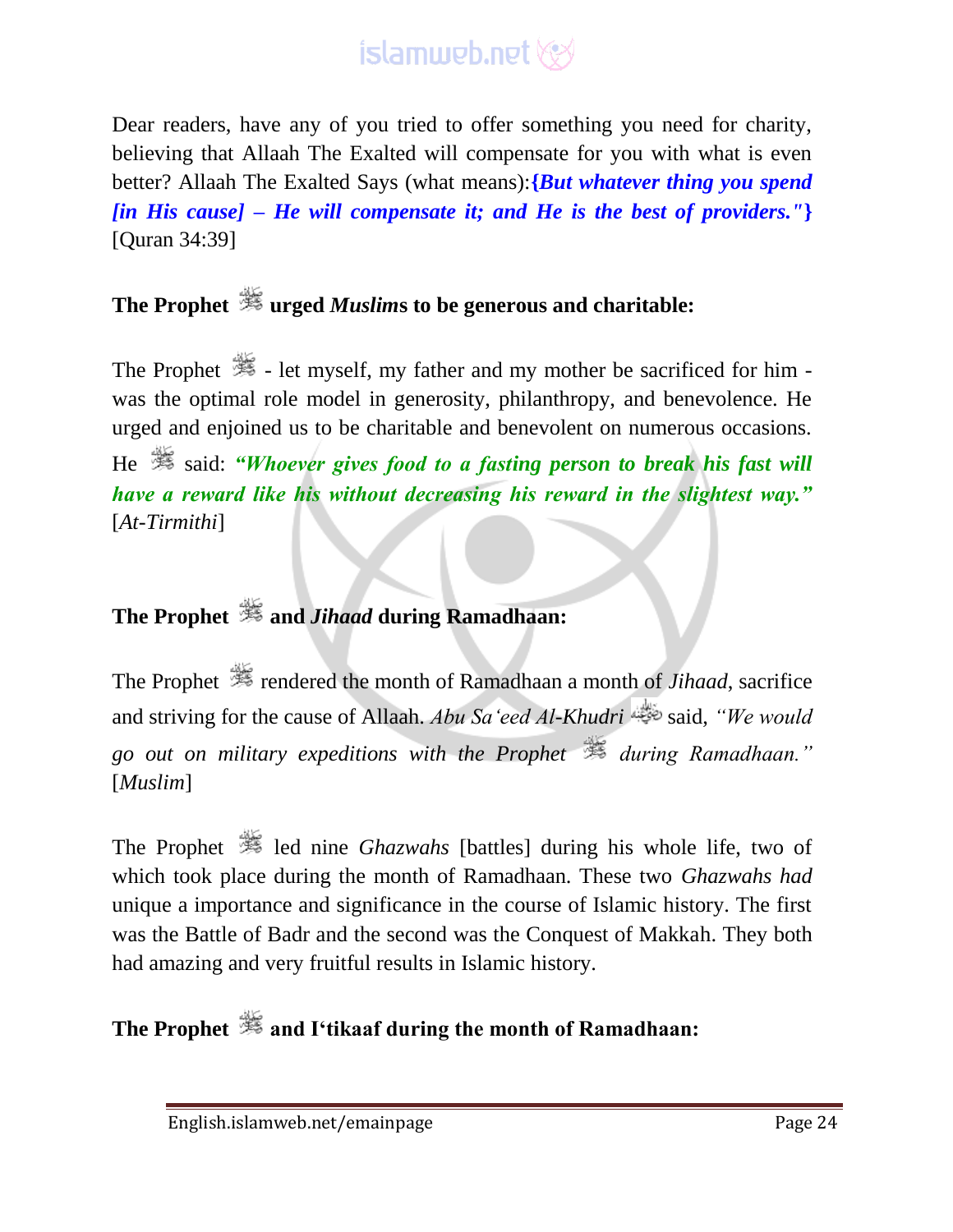Dear readers, have any of you tried to offer something you need for charity, believing that Allaah The Exalted will compensate for you with what is even better? Allaah The Exalted Says (what means):**{*But whatever thing you spend [in His cause] – He will compensate it; and He is the best of providers."*}** [Quran 34:39]

## The Prophet ﷺ urged *Muslim*s to be generous and charitable:

The Prophet ﷺ - let myself, my father and my mother be sacrificed for him - was the optimal role model in generosity, philanthropy, and benevolence. He urged and enjoined us to be charitable and benevolent on numerous occasions. He ﷺ said: ***"Whoever gives food to a fasting person to break his fast will have a reward like his without decreasing his reward in the slightest way."*** [*At-Tirmithi*]

## The Prophet ﷺ and *Jihaad* during Ramadhaan:

The Prophet ﷺ rendered the month of Ramadhaan a month of *Jihaad*, sacrifice and striving for the cause of Allaah. *Abu Sa'eed Al-Khudri* رضي الله عنه said, *"We would go out on military expeditions with the Prophet ﷺ during Ramadhaan."* [*Muslim*]

The Prophet ﷺ led nine *Ghazwahs* [battles] during his whole life, two of which took place during the month of Ramadhaan. These two *Ghazwahs had* unique a importance and significance in the course of Islamic history. The first was the Battle of Badr and the second was the Conquest of Makkah. They both had amazing and very fruitful results in Islamic history.

## The Prophet ﷺ and I'tikaaf during the month of Ramadhaan: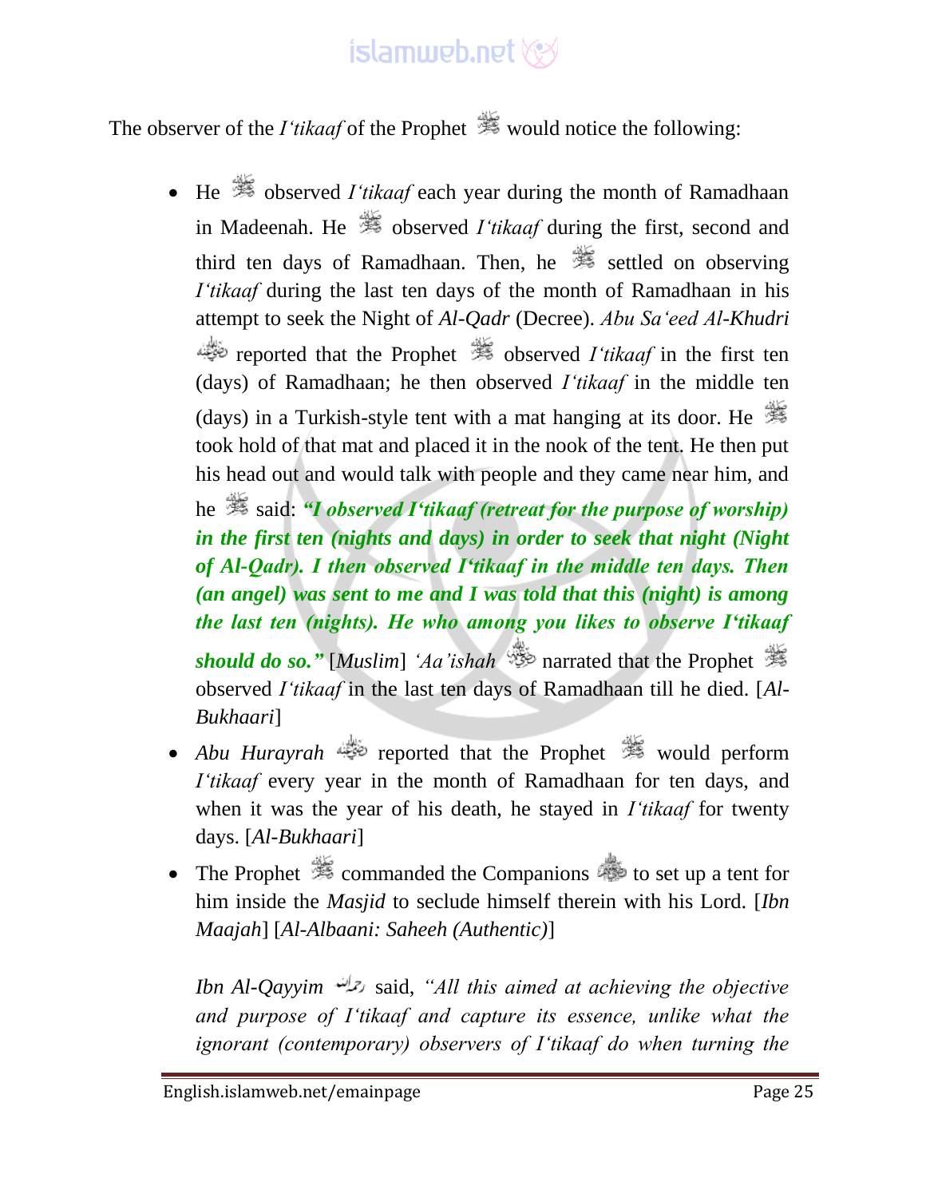The observer of the *I'tikaaf* of the Prophet ﷺ would notice the following:

- He ﷺ observed *I'tikaaf* each year during the month of Ramadhaan in Madeenah. He ﷺ observed *I'tikaaf* during the first, second and third ten days of Ramadhaan. Then, he ﷺ settled on observing *I'tikaaf* during the last ten days of the month of Ramadhaan in his attempt to seek the Night of *Al-Qadr* (Decree). *Abu Sa'eed Al-Khudri* رضي الله عنه reported that the Prophet ﷺ observed *I'tikaaf* in the first ten (days) of Ramadhaan; he then observed *I'tikaaf* in the middle ten (days) in a Turkish-style tent with a mat hanging at its door. He ﷺ took hold of that mat and placed it in the nook of the tent. He then put his head out and would talk with people and they came near him, and he ﷺ said: ***"I observed I'tikaaf (retreat for the purpose of worship) in the first ten (nights and days) in order to seek that night (Night of Al-Qadr). I then observed I'tikaaf in the middle ten days. Then (an angel) was sent to me and I was told that this (night) is among the last ten (nights). He who among you likes to observe I'tikaaf should do so."*** [*Muslim*] *'Aa'ishah* رضي الله عنها narrated that the Prophet ﷺ observed *I'tikaaf* in the last ten days of Ramadhaan till he died. [*Al-Bukhaari*]
- *Abu Hurayrah* رضي الله عنه reported that the Prophet ﷺ would perform *I'tikaaf* every year in the month of Ramadhaan for ten days, and when it was the year of his death, he stayed in *I'tikaaf* for twenty days. [*Al-Bukhaari*]
- The Prophet ﷺ commanded the Companions رضي الله عنهم to set up a tent for him inside the *Masjid* to seclude himself therein with his Lord. [*Ibn Maajah*] [*Al-Albaani: Saheeh (Authentic)*]

*Ibn Al-Qayyim* رحمه الله said, *"All this aimed at achieving the objective and purpose of I'tikaaf and capture its essence, unlike what the ignorant (contemporary) observers of I'tikaaf do when turning the*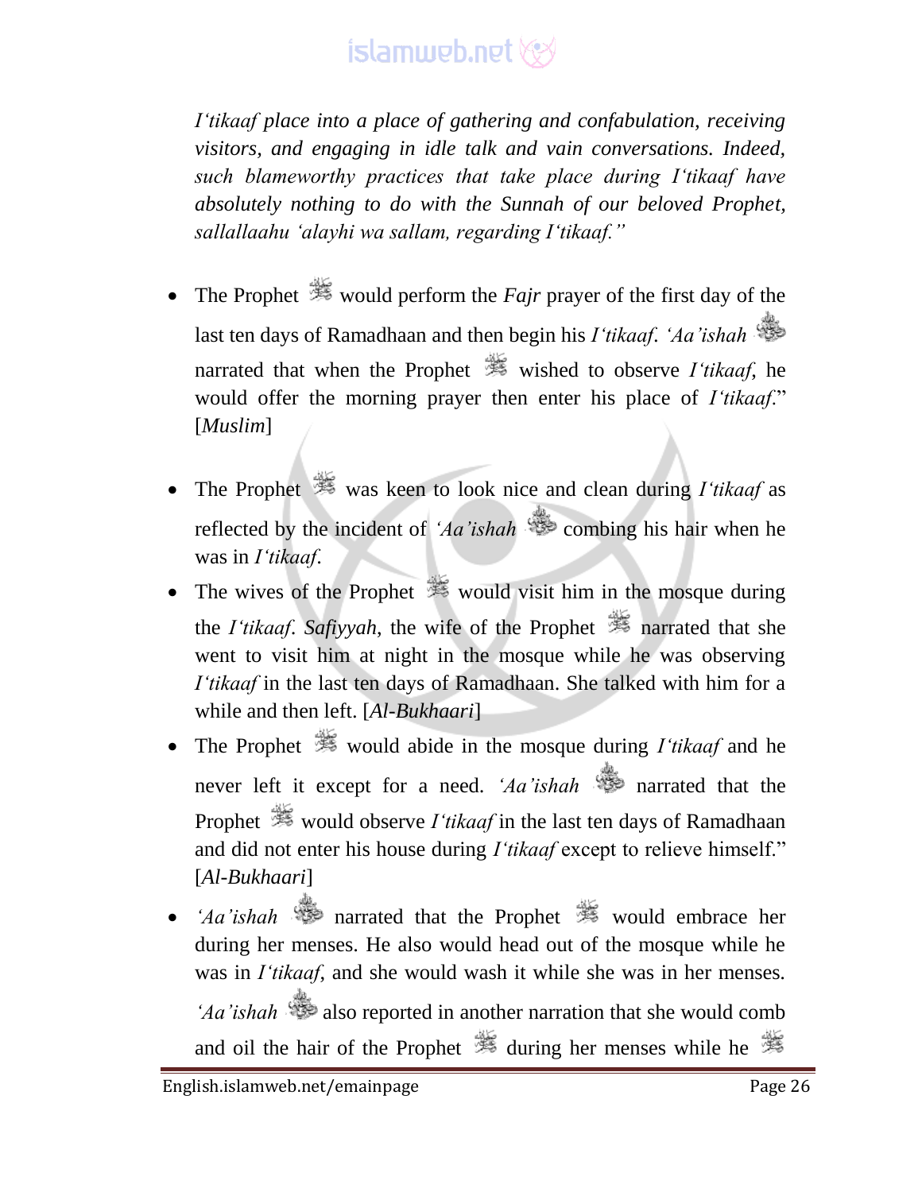*I'tikaaf place into a place of gathering and confabulation, receiving visitors, and engaging in idle talk and vain conversations. Indeed, such blameworthy practices that take place during I'tikaaf have absolutely nothing to do with the Sunnah of our beloved Prophet, sallallaahu 'alayhi wa sallam, regarding I'tikaaf."*

- The Prophet ﷺ would perform the *Fajr* prayer of the first day of the last ten days of Ramadhaan and then begin his *I'tikaaf*. *'Aa'ishah* narrated that when the Prophet ﷺ wished to observe *I'tikaaf*, he would offer the morning prayer then enter his place of *I'tikaaf*." [*Muslim*]

- The Prophet ﷺ was keen to look nice and clean during *I'tikaaf* as reflected by the incident of *'Aa'ishah* combing his hair when he was in *I'tikaaf*.
- The wives of the Prophet ﷺ would visit him in the mosque during the *I'tikaaf*. *Safiyyah*, the wife of the Prophet ﷺ narrated that she went to visit him at night in the mosque while he was observing *I'tikaaf* in the last ten days of Ramadhaan. She talked with him for a while and then left. [*Al-Bukhaari*]
- The Prophet ﷺ would abide in the mosque during *I'tikaaf* and he never left it except for a need. *'Aa'ishah* narrated that the Prophet ﷺ would observe *I'tikaaf* in the last ten days of Ramadhaan and did not enter his house during *I'tikaaf* except to relieve himself." [*Al-Bukhaari*]
- *'Aa'ishah* narrated that the Prophet ﷺ would embrace her during her menses. He also would head out of the mosque while he was in *I'tikaaf*, and she would wash it while she was in her menses. *'Aa'ishah* also reported in another narration that she would comb and oil the hair of the Prophet ﷺ during her menses while he ﷺ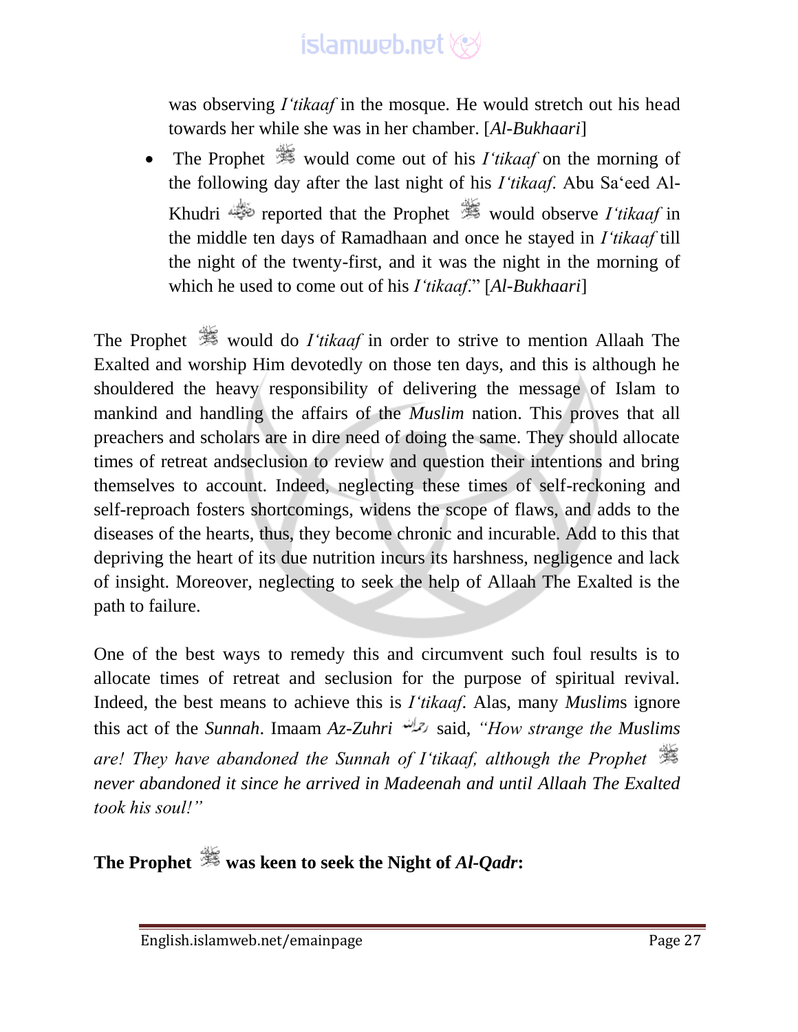was observing *I'tikaaf* in the mosque. He would stretch out his head towards her while she was in her chamber. [*Al-Bukhaari*]

- The Prophet ﷺ would come out of his *I'tikaaf* on the morning of the following day after the last night of his *I'tikaaf*. Abu Sa'eed Al-Khudri رضي الله عنه reported that the Prophet ﷺ would observe *I'tikaaf* in the middle ten days of Ramadhaan and once he stayed in *I'tikaaf* till the night of the twenty-first, and it was the night in the morning of which he used to come out of his *I'tikaaf*." [*Al-Bukhaari*]

The Prophet ﷺ would do *I'tikaaf* in order to strive to mention Allaah The Exalted and worship Him devotedly on those ten days, and this is although he shouldered the heavy responsibility of delivering the message of Islam to mankind and handling the affairs of the *Muslim* nation. This proves that all preachers and scholars are in dire need of doing the same. They should allocate times of retreat andseclusion to review and question their intentions and bring themselves to account. Indeed, neglecting these times of self-reckoning and self-reproach fosters shortcomings, widens the scope of flaws, and adds to the diseases of the hearts, thus, they become chronic and incurable. Add to this that depriving the heart of its due nutrition incurs its harshness, negligence and lack of insight. Moreover, neglecting to seek the help of Allaah The Exalted is the path to failure.

One of the best ways to remedy this and circumvent such foul results is to allocate times of retreat and seclusion for the purpose of spiritual revival. Indeed, the best means to achieve this is *I'tikaaf*. Alas, many *Muslim*s ignore this act of the *Sunnah*. Imaam *Az-Zuhri* رحمه الله said, *"How strange the Muslims are! They have abandoned the Sunnah of I'tikaaf, although the Prophet ﷺ never abandoned it since he arrived in Madeenah and until Allaah The Exalted took his soul!"*

**The Prophet ﷺ was keen to seek the Night of *Al-Qadr*:**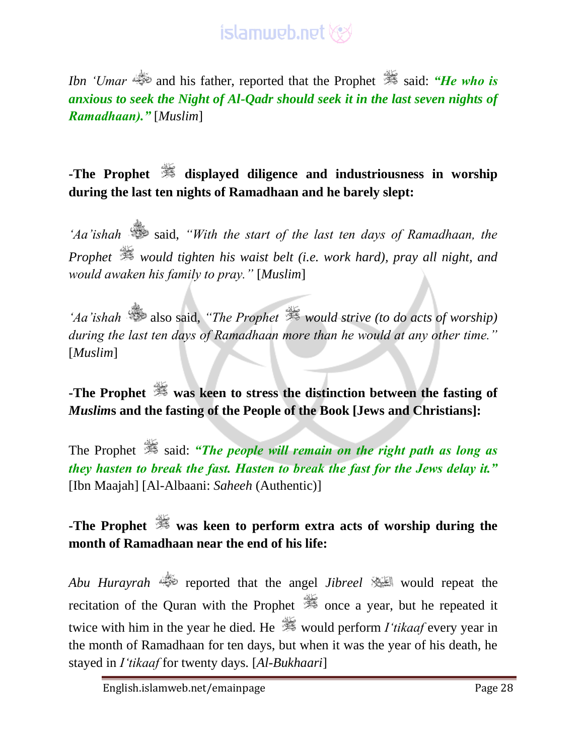*Ibn 'Umar* and his father, reported that the Prophet said: ***"He who is anxious to seek the Night of Al-Qadr should seek it in the last seven nights of Ramadhaan)."*** [*Muslim*]

**-The Prophet displayed diligence and industriousness in worship during the last ten nights of Ramadhaan and he barely slept:**

*'Aa'ishah* said, *"With the start of the last ten days of Ramadhaan, the Prophet would tighten his waist belt (i.e. work hard), pray all night, and would awaken his family to pray."* [*Muslim*]

*'Aa'ishah* also said, *"The Prophet would strive (to do acts of worship) during the last ten days of Ramadhaan more than he would at any other time."* [*Muslim*]

**-The Prophet was keen to stress the distinction between the fasting of *Muslim*s and the fasting of the People of the Book [Jews and Christians]:**

The Prophet said: ***"The people will remain on the right path as long as they hasten to break the fast. Hasten to break the fast for the Jews delay it."*** [Ibn Maajah] [Al-Albaani: *Saheeh* (Authentic)]

**-The Prophet was keen to perform extra acts of worship during the month of Ramadhaan near the end of his life:**

*Abu Hurayrah* reported that the angel *Jibreel* would repeat the recitation of the Quran with the Prophet once a year, but he repeated it twice with him in the year he died. He would perform *I'tikaaf* every year in the month of Ramadhaan for ten days, but when it was the year of his death, he stayed in *I'tikaaf* for twenty days. [*Al-Bukhaari*]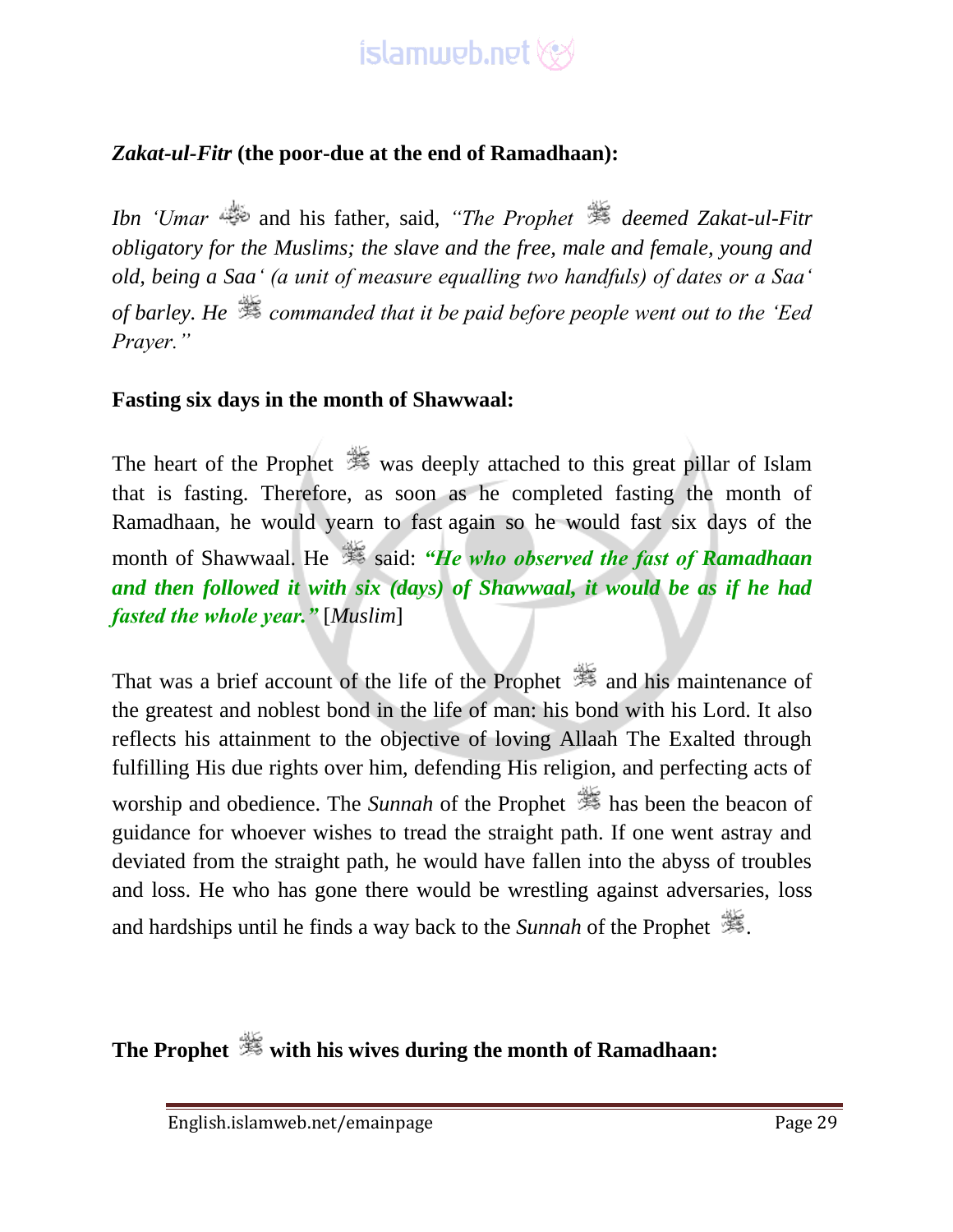***Zakat-ul-Fitr* (the poor-due at the end of Ramadhaan):**

*Ibn 'Umar* and his father, said, *"The Prophet ﷺ deemed Zakat-ul-Fitr obligatory for the Muslims; the slave and the free, male and female, young and old, being a Saa' (a unit of measure equalling two handfuls) of dates or a Saa' of barley. He ﷺ commanded that it be paid before people went out to the 'Eed Prayer."*

**Fasting six days in the month of Shawwaal:**

The heart of the Prophet ﷺ was deeply attached to this great pillar of Islam that is fasting. Therefore, as soon as he completed fasting the month of Ramadhaan, he would yearn to fast again so he would fast six days of the month of Shawwaal. He ﷺ said: ***"He who observed the fast of Ramadhaan and then followed it with six (days) of Shawwaal, it would be as if he had fasted the whole year."*** [*Muslim*]

That was a brief account of the life of the Prophet ﷺ and his maintenance of the greatest and noblest bond in the life of man: his bond with his Lord. It also reflects his attainment to the objective of loving Allaah The Exalted through fulfilling His due rights over him, defending His religion, and perfecting acts of worship and obedience. The *Sunnah* of the Prophet ﷺ has been the beacon of guidance for whoever wishes to tread the straight path. If one went astray and deviated from the straight path, he would have fallen into the abyss of troubles and loss. He who has gone there would be wrestling against adversaries, loss and hardships until he finds a way back to the *Sunnah* of the Prophet ﷺ.

**The Prophet ﷺ with his wives during the month of Ramadhaan:**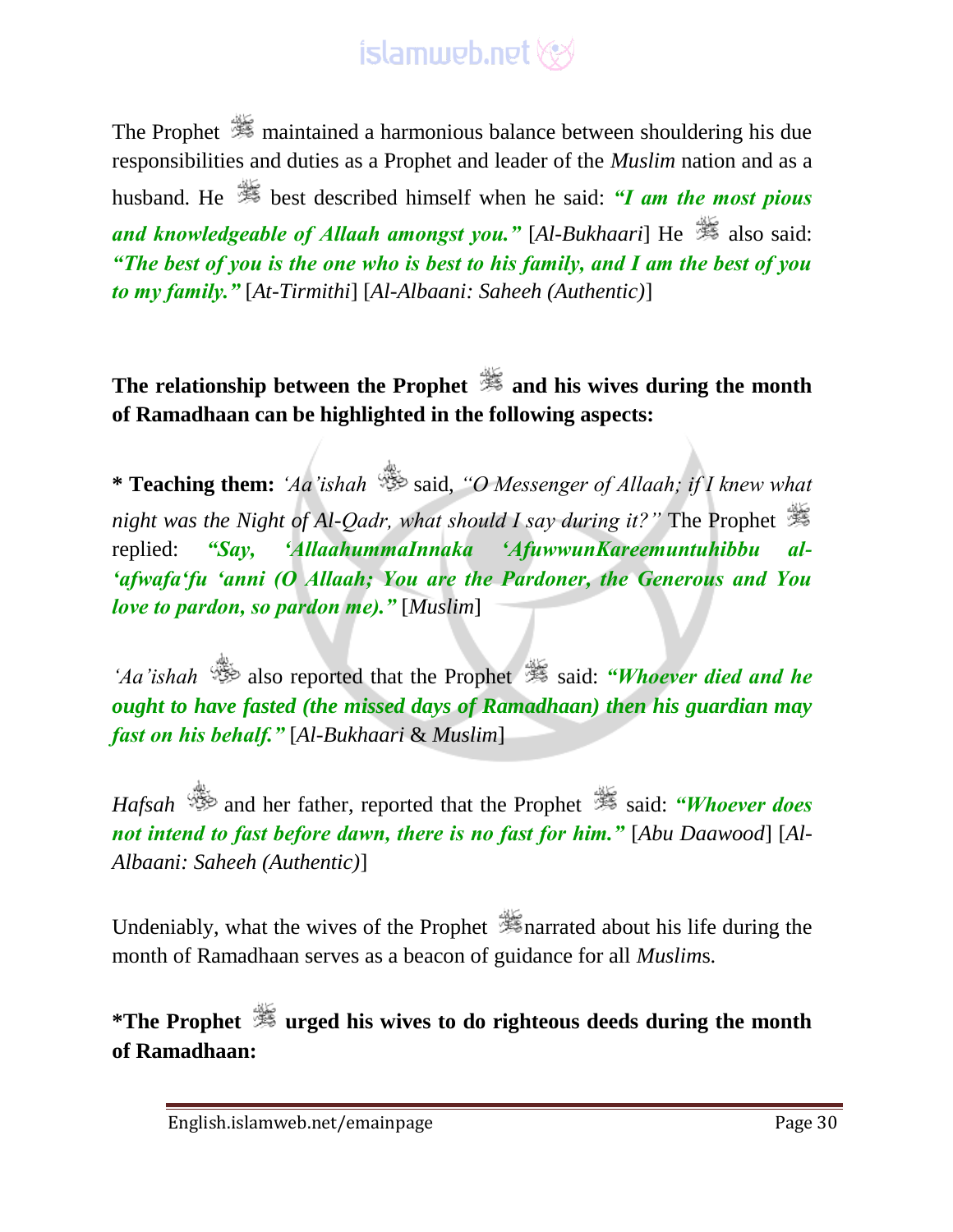The Prophet ﷺ maintained a harmonious balance between shouldering his due responsibilities and duties as a Prophet and leader of the *Muslim* nation and as a husband. He ﷺ best described himself when he said: ***"I am the most pious and knowledgeable of Allaah amongst you."*** [*Al-Bukhaari*] He ﷺ also said: ***"The best of you is the one who is best to his family, and I am the best of you to my family."*** [*At-Tirmithi*] [*Al-Albaani: Saheeh (Authentic)*]

**The relationship between the Prophet ﷺ and his wives during the month of Ramadhaan can be highlighted in the following aspects:**

* **Teaching them:** *'Aa'ishah* رضي الله عنها said, *"O Messenger of Allaah; if I knew what night was the Night of Al-Qadr, what should I say during it?"* The Prophet ﷺ replied: ***"Say, 'AllaahummaInnaka 'AfuwwunKareemuntuhibbu al-'afwafa'fu 'anni (O Allaah; You are the Pardoner, the Generous and You love to pardon, so pardon me)."*** [*Muslim*]

*'Aa'ishah* رضي الله عنها also reported that the Prophet ﷺ said: ***"Whoever died and he ought to have fasted (the missed days of Ramadhaan) then his guardian may fast on his behalf."*** [*Al-Bukhaari* & *Muslim*]

*Hafsah* رضي الله عنها and her father, reported that the Prophet ﷺ said: ***"Whoever does not intend to fast before dawn, there is no fast for him."*** [*Abu Daawood*] [*Al-Albaani: Saheeh (Authentic)*]

Undeniably, what the wives of the Prophet ﷺ narrated about his life during the month of Ramadhaan serves as a beacon of guidance for all *Muslim*s.

**\*The Prophet ﷺ urged his wives to do righteous deeds during the month of Ramadhaan:**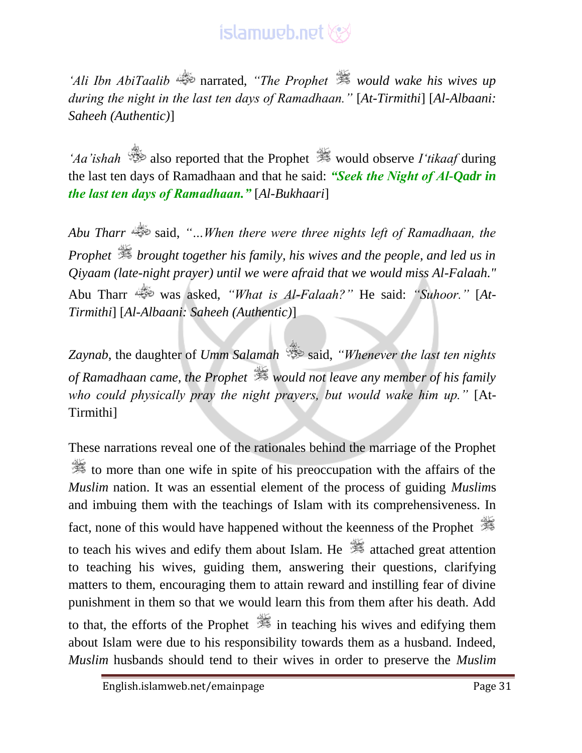*'Ali Ibn AbiTaalib* narrated, *"The Prophet would wake his wives up during the night in the last ten days of Ramadhaan."* [*At-Tirmithi*] [*Al-Albaani: Saheeh (Authentic)*]

*'Aa'ishah* also reported that the Prophet would observe *I'tikaaf* during the last ten days of Ramadhaan and that he said: ***"Seek the Night of Al-Qadr in the last ten days of Ramadhaan."*** [*Al-Bukhaari*]

*Abu Tharr* said, *"…When there were three nights left of Ramadhaan, the Prophet brought together his family, his wives and the people, and led us in Qiyaam (late-night prayer) until we were afraid that we would miss Al-Falaah."* Abu Tharr was asked, *"What is Al-Falaah?"* He said: *"Suhoor."* [*At-Tirmithi*] [*Al-Albaani: Saheeh (Authentic)*]

*Zaynab*, the daughter of *Umm Salamah* said, *"Whenever the last ten nights of Ramadhaan came, the Prophet would not leave any member of his family who could physically pray the night prayers, but would wake him up."* [At-Tirmithi]

These narrations reveal one of the rationales behind the marriage of the Prophet to more than one wife in spite of his preoccupation with the affairs of the *Muslim* nation. It was an essential element of the process of guiding *Muslim*s and imbuing them with the teachings of Islam with its comprehensiveness. In fact, none of this would have happened without the keenness of the Prophet to teach his wives and edify them about Islam. He attached great attention to teaching his wives, guiding them, answering their questions, clarifying matters to them, encouraging them to attain reward and instilling fear of divine punishment in them so that we would learn this from them after his death. Add to that, the efforts of the Prophet in teaching his wives and edifying them about Islam were due to his responsibility towards them as a husband. Indeed, *Muslim* husbands should tend to their wives in order to preserve the *Muslim*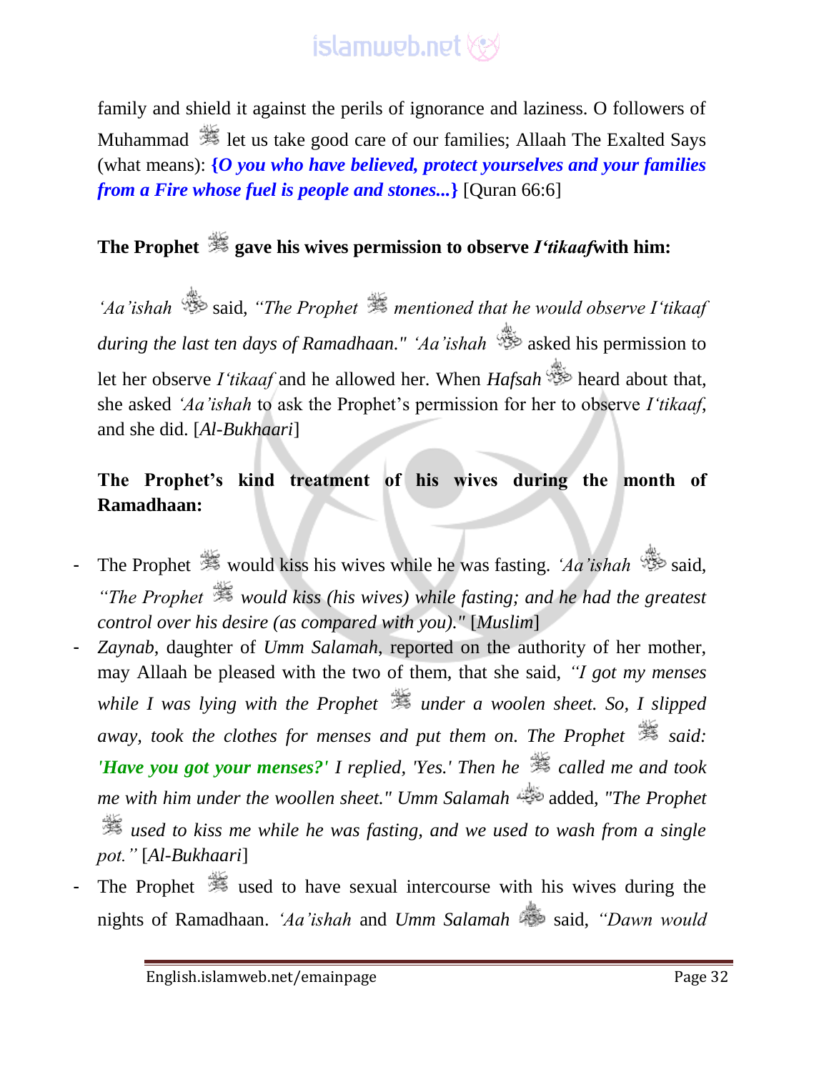family and shield it against the perils of ignorance and laziness. O followers of Muhammad ﷺ let us take good care of our families; Allaah The Exalted Says (what means): **{*O you who have believed, protect yourselves and your families from a Fire whose fuel is people and stones...*}** [Quran 66:6]

### The Prophet ﷺ gave his wives permission to observe *I'tikaaf* with him:

*'Aa'ishah* said, *"The Prophet ﷺ mentioned that he would observe I'tikaaf during the last ten days of Ramadhaan." 'Aa'ishah* asked his permission to let her observe *I'tikaaf* and he allowed her. When *Hafsah* heard about that, she asked *'Aa'ishah* to ask the Prophet's permission for her to observe *I'tikaaf*, and she did. [*Al-Bukhaari*]

### The Prophet's kind treatment of his wives during the month of Ramadhaan:

- The Prophet ﷺ would kiss his wives while he was fasting. *'Aa'ishah* said, *"The Prophet ﷺ would kiss (his wives) while fasting; and he had the greatest control over his desire (as compared with you)."* [*Muslim*]
- *Zaynab*, daughter of *Umm Salamah*, reported on the authority of her mother, may Allaah be pleased with the two of them, that she said, *"I got my menses while I was lying with the Prophet ﷺ under a woolen sheet. So, I slipped away, took the clothes for menses and put them on. The Prophet ﷺ said: '**Have you got your menses?**' I replied, 'Yes.' Then he ﷺ called me and took me with him under the woollen sheet." Umm Salamah* added, *"The Prophet ﷺ used to kiss me while he was fasting, and we used to wash from a single pot."* [*Al-Bukhaari*]
- The Prophet ﷺ used to have sexual intercourse with his wives during the nights of Ramadhaan. *'Aa'ishah* and *Umm Salamah* said, *"Dawn would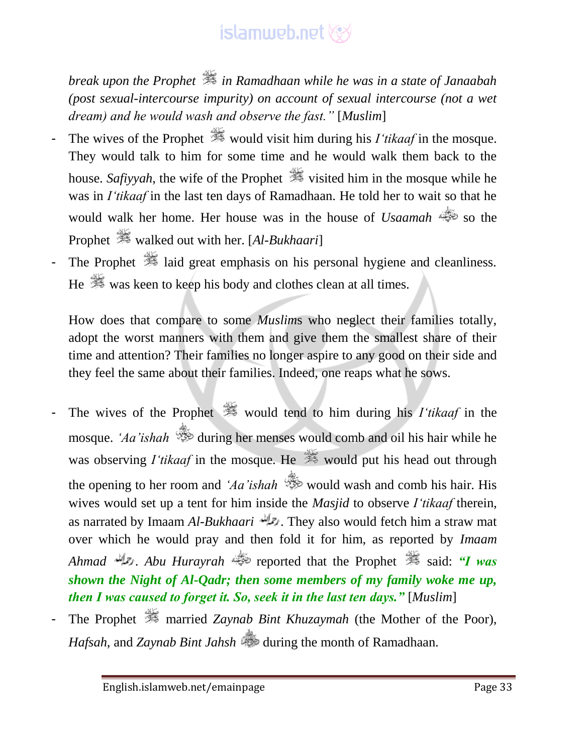*break upon the Prophet ﷺ in Ramadhaan while he was in a state of Janaabah (post sexual-intercourse impurity) on account of sexual intercourse (not a wet dream) and he would wash and observe the fast."* [*Muslim*]

- The wives of the Prophet ﷺ would visit him during his *I'tikaaf* in the mosque. They would talk to him for some time and he would walk them back to the house. *Safiyyah*, the wife of the Prophet ﷺ visited him in the mosque while he was in *I'tikaaf* in the last ten days of Ramadhaan. He told her to wait so that he would walk her home. Her house was in the house of *Usaamah* so the Prophet ﷺ walked out with her. [*Al-Bukhaari*]
- The Prophet ﷺ laid great emphasis on his personal hygiene and cleanliness. He ﷺ was keen to keep his body and clothes clean at all times.

How does that compare to some *Muslim*s who neglect their families totally, adopt the worst manners with them and give them the smallest share of their time and attention? Their families no longer aspire to any good on their side and they feel the same about their families. Indeed, one reaps what he sows.

- The wives of the Prophet ﷺ would tend to him during his *I'tikaaf* in the mosque. *'Aa'ishah* during her menses would comb and oil his hair while he was observing *I'tikaaf* in the mosque. He ﷺ would put his head out through the opening to her room and *'Aa'ishah* would wash and comb his hair. His wives would set up a tent for him inside the *Masjid* to observe *I'tikaaf* therein, as narrated by Imaam *Al-Bukhaari*. They also would fetch him a straw mat over which he would pray and then fold it for him, as reported by *Imaam Ahmad*. *Abu Hurayrah* reported that the Prophet ﷺ said: ***"I was shown the Night of Al-Qadr; then some members of my family woke me up, then I was caused to forget it. So, seek it in the last ten days."*** [*Muslim*]
- The Prophet ﷺ married *Zaynab Bint Khuzaymah* (the Mother of the Poor), *Hafsah*, and *Zaynab Bint Jahsh* during the month of Ramadhaan.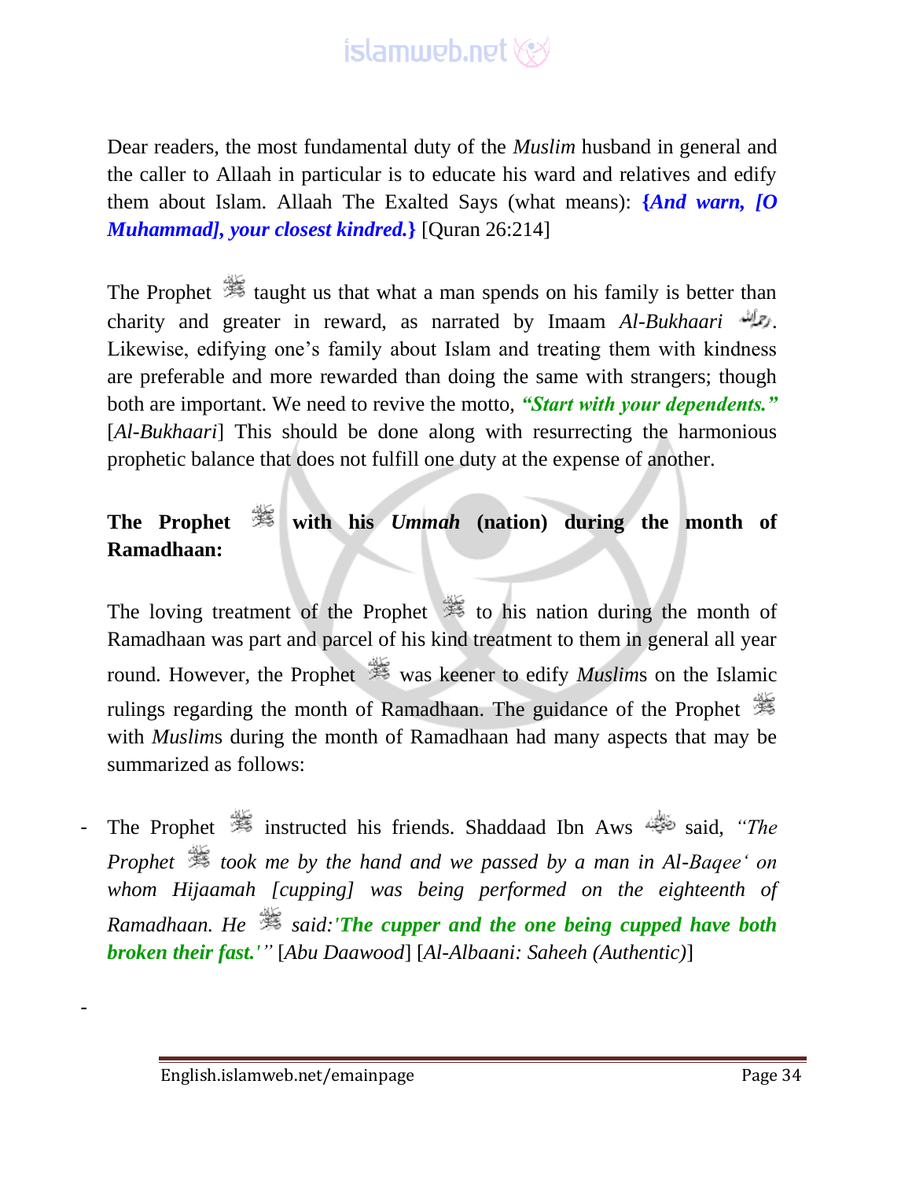Dear readers, the most fundamental duty of the *Muslim* husband in general and the caller to Allaah in particular is to educate his ward and relatives and edify them about Islam. Allaah The Exalted Says (what means): **{*And warn, [O Muhammad], your closest kindred.*}** [Quran 26:214]

The Prophet ﷺ taught us that what a man spends on his family is better than charity and greater in reward, as narrated by Imaam *Al-Bukhaari* رحمه الله. Likewise, edifying one's family about Islam and treating them with kindness are preferable and more rewarded than doing the same with strangers; though both are important. We need to revive the motto, ***"Start with your dependents."*** [*Al-Bukhaari*] This should be done along with resurrecting the harmonious prophetic balance that does not fulfill one duty at the expense of another.

**The Prophet ﷺ with his *Ummah* (nation) during the month of Ramadhaan:**

The loving treatment of the Prophet ﷺ to his nation during the month of Ramadhaan was part and parcel of his kind treatment to them in general all year round. However, the Prophet ﷺ was keener to edify *Muslim*s on the Islamic rulings regarding the month of Ramadhaan. The guidance of the Prophet ﷺ with *Muslim*s during the month of Ramadhaan had many aspects that may be summarized as follows:

- The Prophet ﷺ instructed his friends. Shaddaad Ibn Aws رضي الله عنه said, *"The Prophet ﷺ took me by the hand and we passed by a man in Al-Baqee' on whom Hijaamah [cupping] was being performed on the eighteenth of Ramadhaan. He ﷺ said:**'The cupper and the one being cupped have both broken their fast.'**"* [*Abu Daawood*] [*Al-Albaani: Saheeh (Authentic)*]

-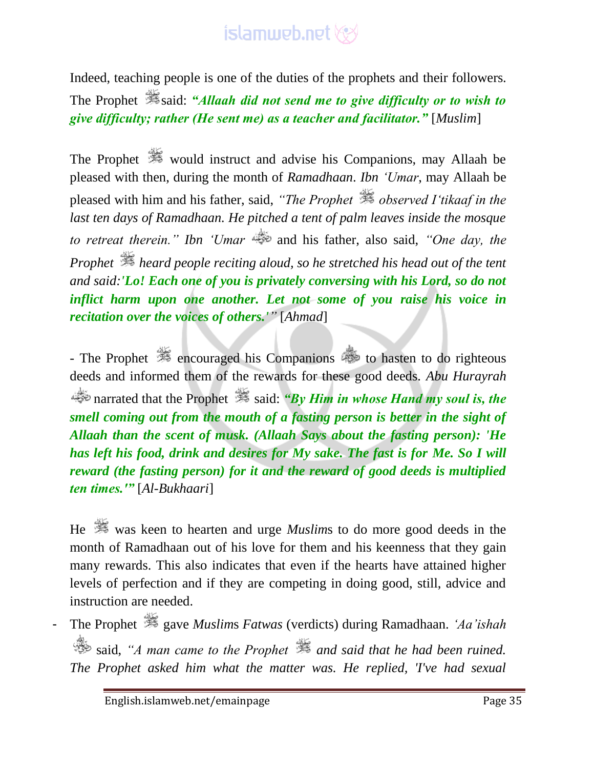Indeed, teaching people is one of the duties of the prophets and their followers. The Prophet ﷺ said: ***"Allaah did not send me to give difficulty or to wish to give difficulty; rather (He sent me) as a teacher and facilitator."*** [*Muslim*]

The Prophet ﷺ would instruct and advise his Companions, may Allaah be pleased with then, during the month of *Ramadhaan*. *Ibn 'Umar,* may Allaah be pleased with him and his father, said, *"The Prophet ﷺ observed I'tikaaf in the last ten days of Ramadhaan. He pitched a tent of palm leaves inside the mosque to retreat therein." Ibn 'Umar* and his father, also said, *"One day, the Prophet ﷺ heard people reciting aloud, so he stretched his head out of the tent and said:**'Lo! Each one of you is privately conversing with his Lord, so do not inflict harm upon one another. Let not some of you raise his voice in recitation over the voices of others.'**"* [*Ahmad*]

- The Prophet ﷺ encouraged his Companions to hasten to do righteous deeds and informed them of the rewards for these good deeds. *Abu Hurayrah* narrated that the Prophet ﷺ said: ***"By Him in whose Hand my soul is, the smell coming out from the mouth of a fasting person is better in the sight of Allaah than the scent of musk. (Allaah Says about the fasting person): 'He has left his food, drink and desires for My sake. The fast is for Me. So I will reward (the fasting person) for it and the reward of good deeds is multiplied ten times.'"*** [*Al-Bukhaari*]

He ﷺ was keen to hearten and urge *Muslim*s to do more good deeds in the month of Ramadhaan out of his love for them and his keenness that they gain many rewards. This also indicates that even if the hearts have attained higher levels of perfection and if they are competing in doing good, still, advice and instruction are needed.

- The Prophet ﷺ gave *Muslims Fatwas* (verdicts) during Ramadhaan. *'Aa'ishah* said, *"A man came to the Prophet ﷺ and said that he had been ruined. The Prophet asked him what the matter was. He replied, 'I've had sexual*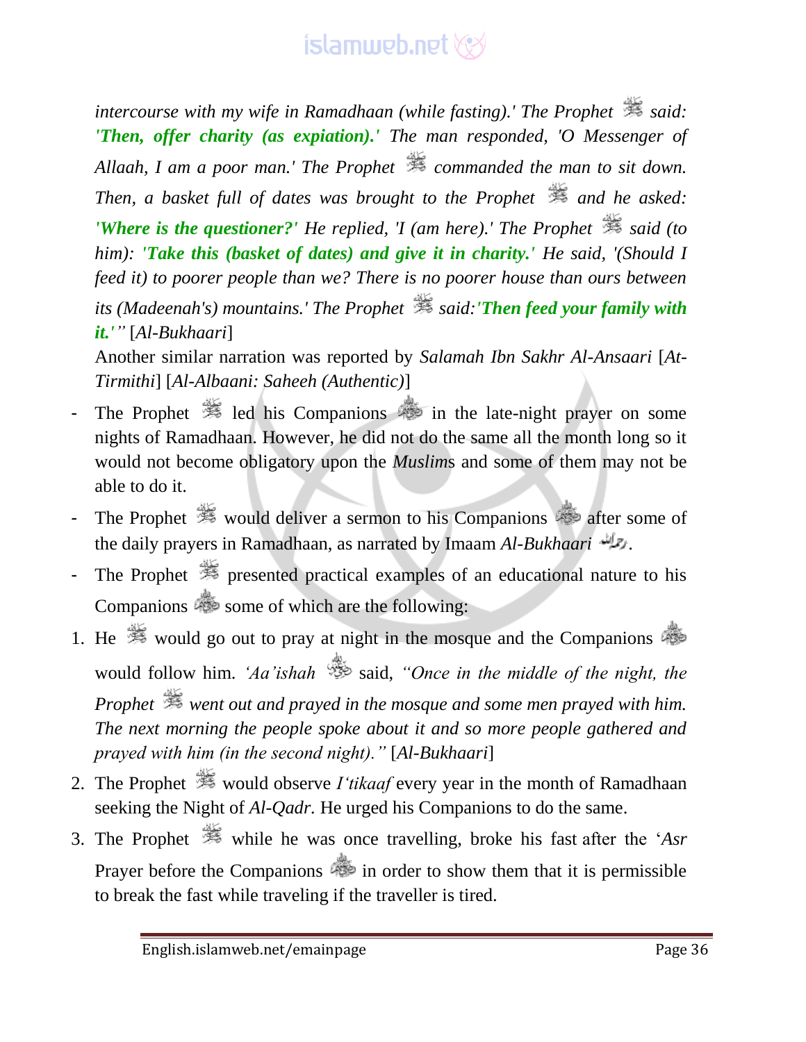*intercourse with my wife in Ramadhaan (while fasting).' The Prophet ﷺ said:* ***'Then, offer charity (as expiation).'*** *The man responded, 'O Messenger of Allaah, I am a poor man.' The Prophet ﷺ commanded the man to sit down. Then, a basket full of dates was brought to the Prophet ﷺ and he asked:* ***'Where is the questioner?'*** *He replied, 'I (am here).' The Prophet ﷺ said (to him):* ***'Take this (basket of dates) and give it in charity.'*** *He said, '(Should I feed it) to poorer people than we? There is no poorer house than ours between its (Madeenah's) mountains.' The Prophet ﷺ said:* ***'Then feed your family with it.'*** *"* [*Al-Bukhaari*]

Another similar narration was reported by *Salamah Ibn Sakhr Al-Ansaari* [*At-Tirmithi*] [*Al-Albaani: Saheeh (Authentic)*]

- The Prophet ﷺ led his Companions in the late-night prayer on some nights of Ramadhaan. However, he did not do the same all the month long so it would not become obligatory upon the *Muslim*s and some of them may not be able to do it.
- The Prophet ﷺ would deliver a sermon to his Companions after some of the daily prayers in Ramadhaan, as narrated by Imaam *Al-Bukhaari*.
- The Prophet ﷺ presented practical examples of an educational nature to his Companions some of which are the following:

1. He ﷺ would go out to pray at night in the mosque and the Companions would follow him. *'Aa'ishah* said, *"Once in the middle of the night, the Prophet ﷺ went out and prayed in the mosque and some men prayed with him. The next morning the people spoke about it and so more people gathered and prayed with him (in the second night)."* [*Al-Bukhaari*]
2. The Prophet ﷺ would observe *I'tikaaf* every year in the month of Ramadhaan seeking the Night of *Al-Qadr*. He urged his Companions to do the same.
3. The Prophet ﷺ while he was once travelling, broke his fast after the '*Asr* Prayer before the Companions in order to show them that it is permissible to break the fast while traveling if the traveller is tired.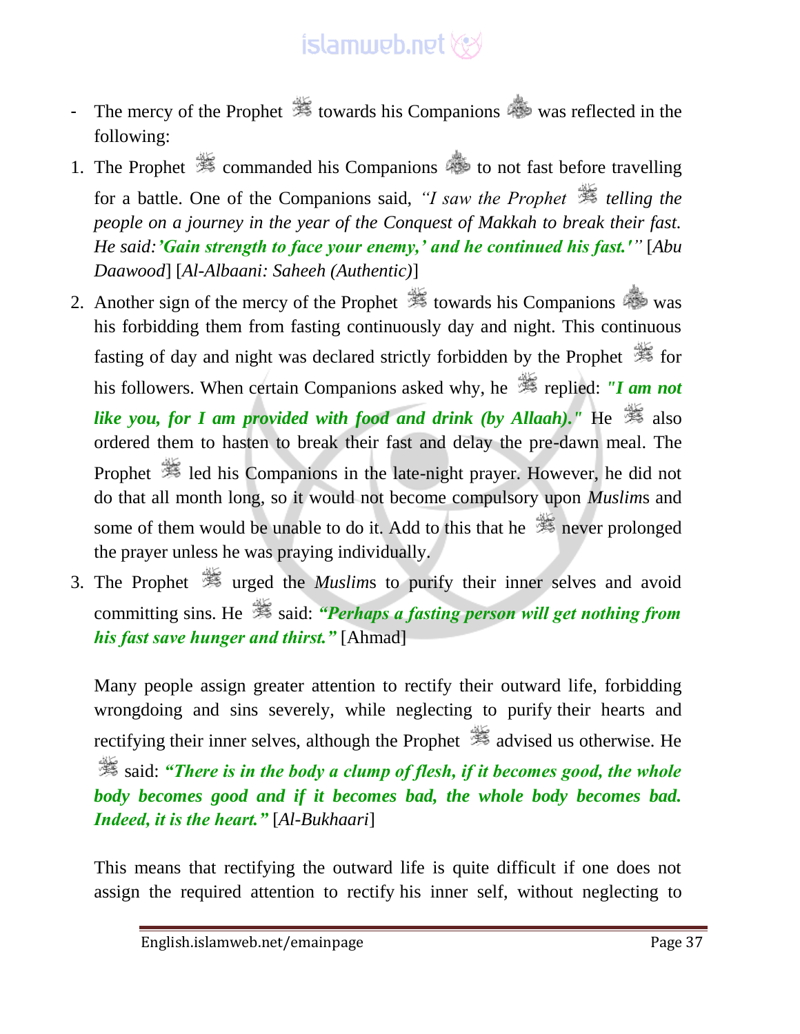- The mercy of the Prophet ﷺ towards his Companions was reflected in the following:

1. The Prophet ﷺ commanded his Companions to not fast before travelling for a battle. One of the Companions said, *"I saw the Prophet ﷺ telling the people on a journey in the year of the Conquest of Makkah to break their fast. He said:* ***'Gain strength to face your enemy,' and he continued his fast.'"*** [*Abu Daawood*] [*Al-Albaani: Saheeh (Authentic)*]

2. Another sign of the mercy of the Prophet ﷺ towards his Companions was his forbidding them from fasting continuously day and night. This continuous fasting of day and night was declared strictly forbidden by the Prophet ﷺ for his followers. When certain Companions asked why, he ﷺ replied: ***"I am not like you, for I am provided with food and drink (by Allaah)."*** He ﷺ also ordered them to hasten to break their fast and delay the pre-dawn meal. The Prophet ﷺ led his Companions in the late-night prayer. However, he did not do that all month long, so it would not become compulsory upon *Muslim*s and some of them would be unable to do it. Add to this that he ﷺ never prolonged the prayer unless he was praying individually.

3. The Prophet ﷺ urged the *Muslim*s to purify their inner selves and avoid committing sins. He ﷺ said: ***"Perhaps a fasting person will get nothing from his fast save hunger and thirst."*** [Ahmad]

   Many people assign greater attention to rectify their outward life, forbidding wrongdoing and sins severely, while neglecting to purify their hearts and rectifying their inner selves, although the Prophet ﷺ advised us otherwise. He ﷺ said: ***"There is in the body a clump of flesh, if it becomes good, the whole body becomes good and if it becomes bad, the whole body becomes bad. Indeed, it is the heart."*** [*Al-Bukhaari*]

   This means that rectifying the outward life is quite difficult if one does not assign the required attention to rectify his inner self, without neglecting to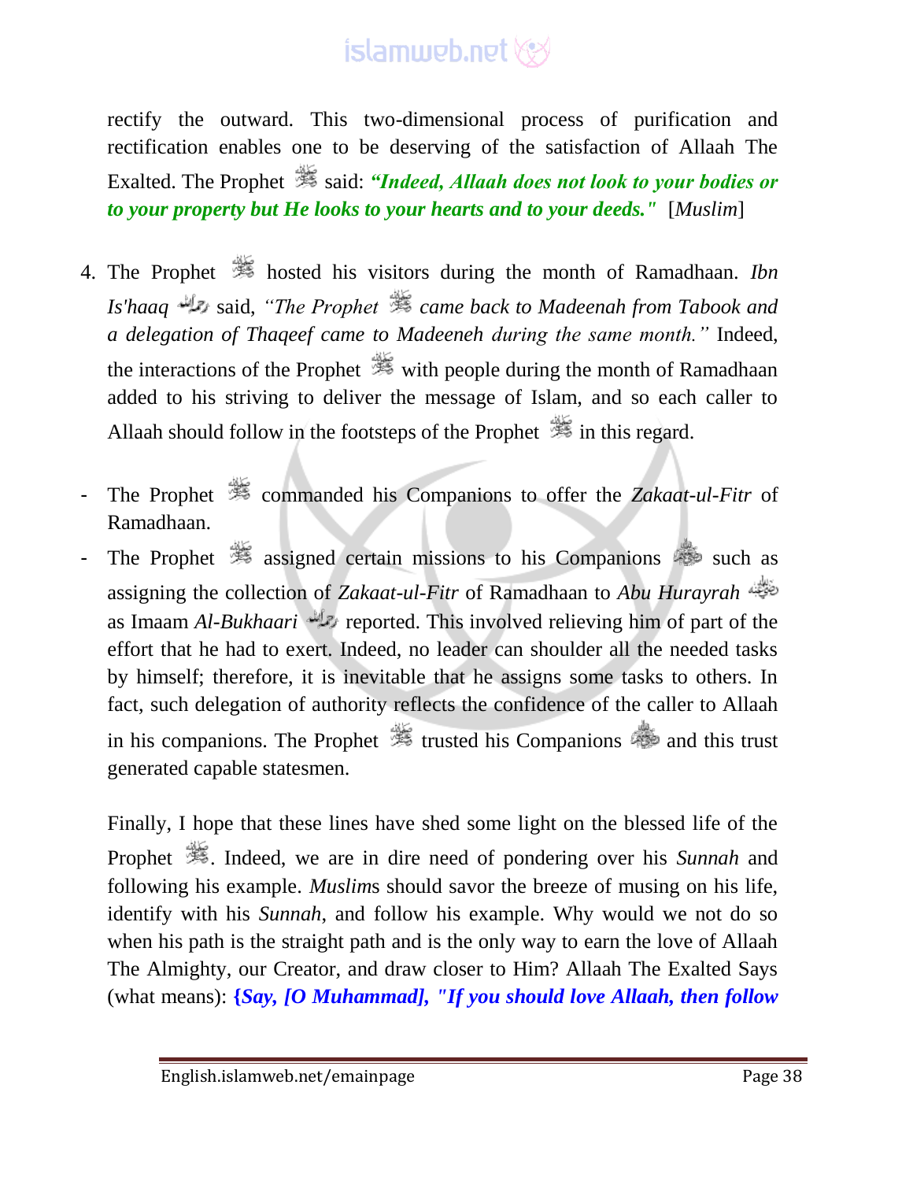rectify the outward. This two-dimensional process of purification and rectification enables one to be deserving of the satisfaction of Allaah The Exalted. The Prophet ﷺ said: ***"Indeed, Allaah does not look to your bodies or to your property but He looks to your hearts and to your deeds."*** [*Muslim*]

4. The Prophet ﷺ hosted his visitors during the month of Ramadhaan. *Ibn Is'haaq* said, *"The Prophet ﷺ came back to Madeenah from Tabook and a delegation of Thaqeef came to Madeeneh during the same month."* Indeed, the interactions of the Prophet ﷺ with people during the month of Ramadhaan added to his striving to deliver the message of Islam, and so each caller to Allaah should follow in the footsteps of the Prophet ﷺ in this regard.

- The Prophet ﷺ commanded his Companions to offer the *Zakaat-ul-Fitr* of Ramadhaan.
- The Prophet ﷺ assigned certain missions to his Companions such as assigning the collection of *Zakaat-ul-Fitr* of Ramadhaan to *Abu Hurayrah* as Imaam *Al-Bukhaari* reported. This involved relieving him of part of the effort that he had to exert. Indeed, no leader can shoulder all the needed tasks by himself; therefore, it is inevitable that he assigns some tasks to others. In fact, such delegation of authority reflects the confidence of the caller to Allaah in his companions. The Prophet ﷺ trusted his Companions and this trust generated capable statesmen.

Finally, I hope that these lines have shed some light on the blessed life of the Prophet ﷺ. Indeed, we are in dire need of pondering over his *Sunnah* and following his example. *Muslim*s should savor the breeze of musing on his life, identify with his *Sunnah*, and follow his example. Why would we not do so when his path is the straight path and is the only way to earn the love of Allaah The Almighty, our Creator, and draw closer to Him? Allaah The Exalted Says (what means): ***{Say, [O Muhammad], "If you should love Allaah, then follow***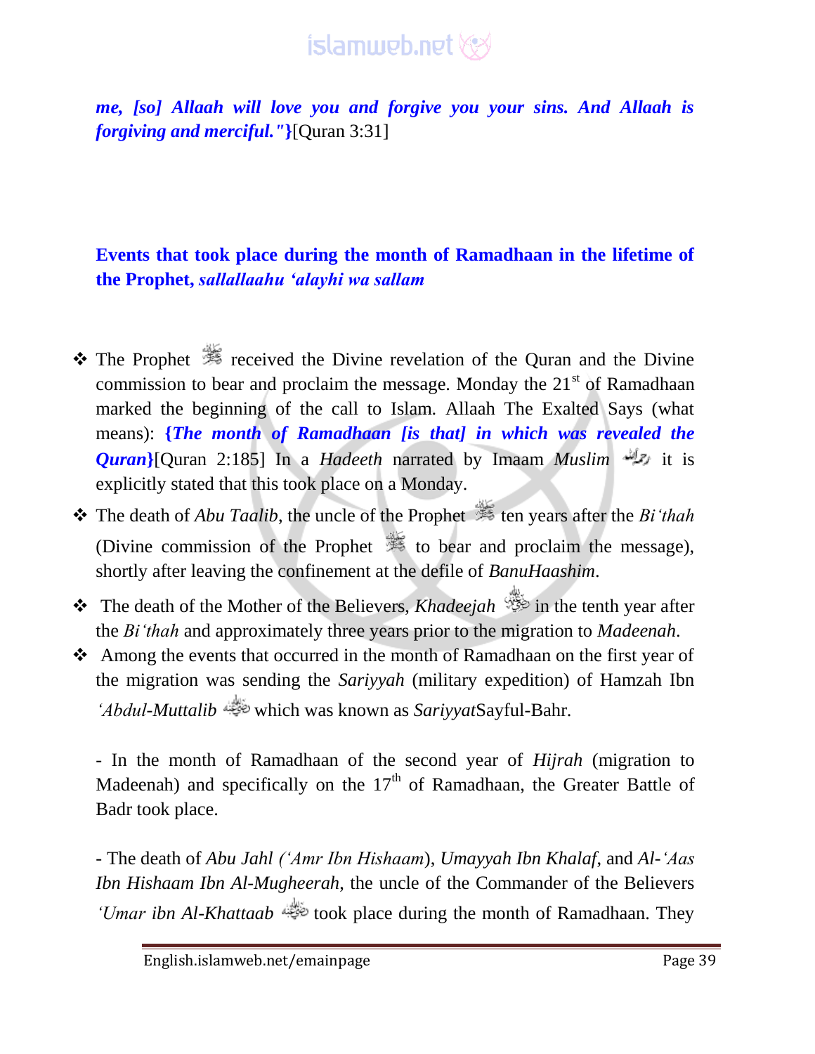***me, [so] Allaah will love you and forgive you your sins. And Allaah is forgiving and merciful."}***[Quran 3:31]

## Events that took place during the month of Ramadhaan in the lifetime of the Prophet, *sallallaahu 'alayhi wa sallam*

- The Prophet ﷺ received the Divine revelation of the Quran and the Divine commission to bear and proclaim the message. Monday the 21st of Ramadhaan marked the beginning of the call to Islam. Allaah The Exalted Says (what means): ***{The month of Ramadhaan [is that] in which was revealed the Quran}***[Quran 2:185] In a *Hadeeth* narrated by Imaam *Muslim* it is explicitly stated that this took place on a Monday.
- The death of *Abu Taalib*, the uncle of the Prophet ﷺ ten years after the *Bi'thah* (Divine commission of the Prophet ﷺ to bear and proclaim the message), shortly after leaving the confinement at the defile of *BanuHaashim*.
- The death of the Mother of the Believers, *Khadeejah* in the tenth year after the *Bi'thah* and approximately three years prior to the migration to *Madeenah*.
- Among the events that occurred in the month of Ramadhaan on the first year of the migration was sending the *Sariyyah* (military expedition) of Hamzah Ibn *'Abdul-Muttalib* which was known as *Sariyyat*Sayful-Bahr.

  - In the month of Ramadhaan of the second year of *Hijrah* (migration to Madeenah) and specifically on the 17th of Ramadhaan, the Greater Battle of Badr took place.

  - The death of *Abu Jahl ('Amr Ibn Hishaam*), *Umayyah Ibn Khalaf*, and *Al-'Aas Ibn Hishaam Ibn Al-Mugheerah,* the uncle of the Commander of the Believers *'Umar ibn Al-Khattaab* took place during the month of Ramadhaan. They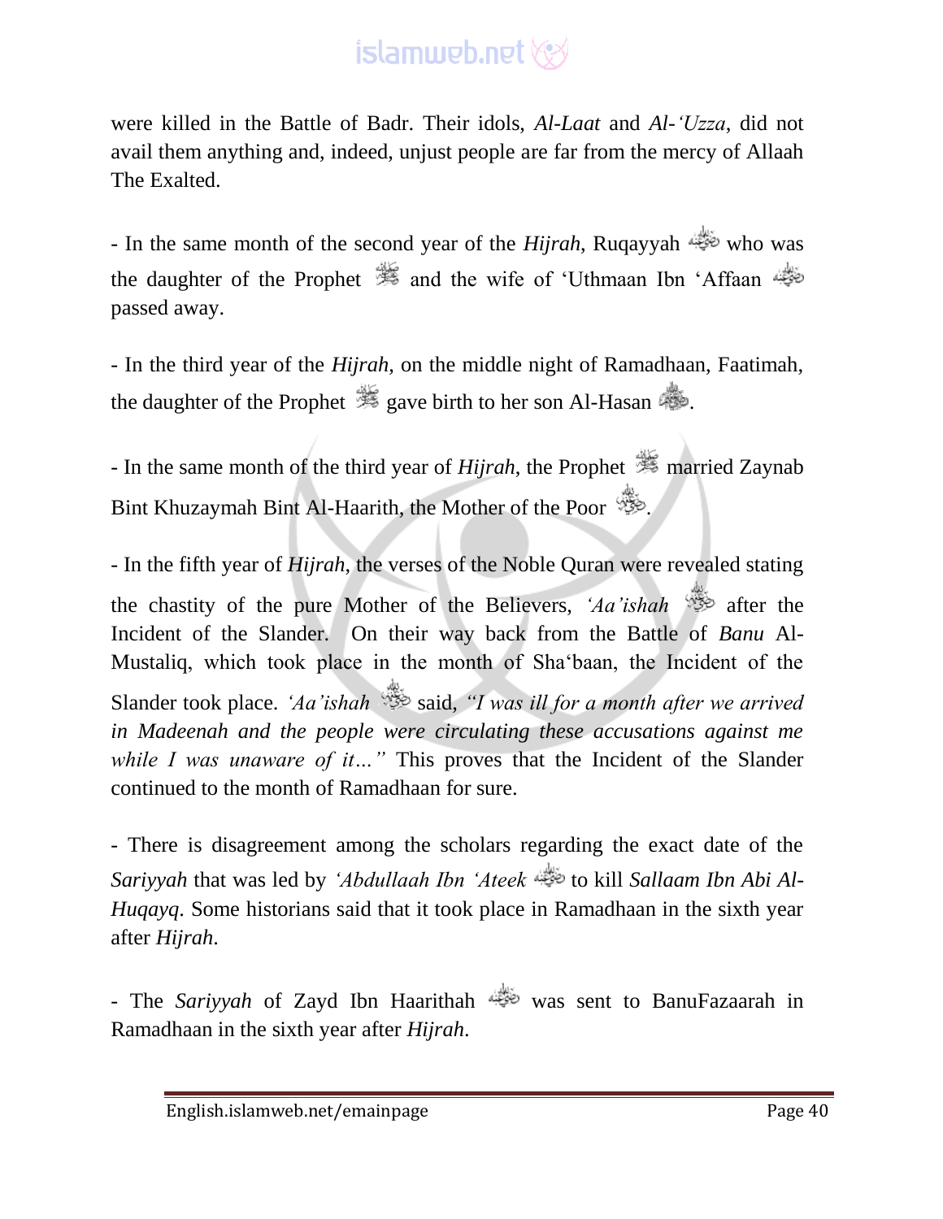were killed in the Battle of Badr. Their idols, *Al-Laat* and *Al-'Uzza*, did not avail them anything and, indeed, unjust people are far from the mercy of Allaah The Exalted.

- In the same month of the second year of the *Hijrah*, Ruqayyah who was the daughter of the Prophet and the wife of 'Uthmaan Ibn 'Affaan passed away.

- In the third year of the *Hijrah*, on the middle night of Ramadhaan, Faatimah, the daughter of the Prophet gave birth to her son Al-Hasan .

- In the same month of the third year of *Hijrah*, the Prophet married Zaynab Bint Khuzaymah Bint Al-Haarith, the Mother of the Poor .

- In the fifth year of *Hijrah*, the verses of the Noble Quran were revealed stating the chastity of the pure Mother of the Believers, *'Aa'ishah* after the Incident of the Slander. On their way back from the Battle of *Banu* Al-Mustaliq, which took place in the month of Sha'baan, the Incident of the Slander took place. *'Aa'ishah* said, *"I was ill for a month after we arrived in Madeenah and the people were circulating these accusations against me while I was unaware of it…"* This proves that the Incident of the Slander continued to the month of Ramadhaan for sure.

- There is disagreement among the scholars regarding the exact date of the *Sariyyah* that was led by *'Abdullaah Ibn 'Ateek* to kill *Sallaam Ibn Abi Al-Huqayq*. Some historians said that it took place in Ramadhaan in the sixth year after *Hijrah*.

- The *Sariyyah* of Zayd Ibn Haarithah was sent to BanuFazaarah in Ramadhaan in the sixth year after *Hijrah*.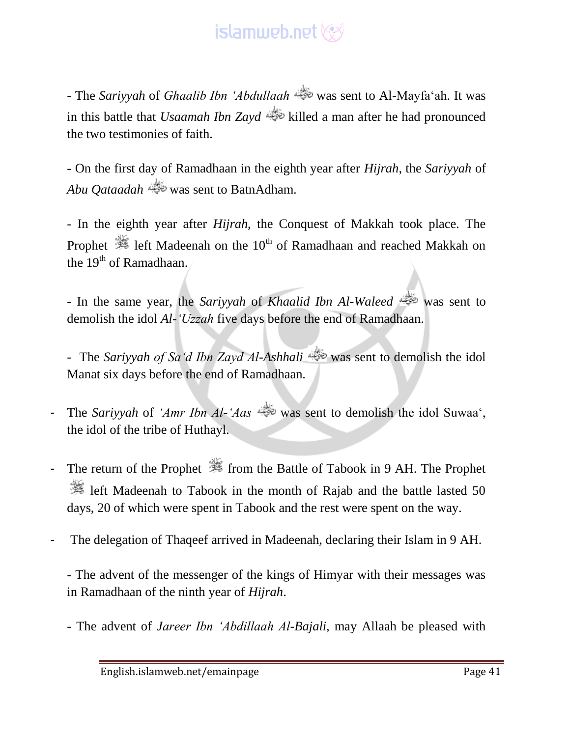- The *Sariyyah* of *Ghaalib Ibn 'Abdullaah* was sent to Al-Mayfa'ah. It was in this battle that *Usaamah Ibn Zayd* killed a man after he had pronounced the two testimonies of faith.

- On the first day of Ramadhaan in the eighth year after *Hijrah*, the *Sariyyah* of *Abu Qataadah* was sent to BatnAdham.

- In the eighth year after *Hijrah*, the Conquest of Makkah took place. The Prophet left Madeenah on the 10th of Ramadhaan and reached Makkah on the 19th of Ramadhaan.

- In the same year, the *Sariyyah* of *Khaalid Ibn Al-Waleed* was sent to demolish the idol *Al-'Uzzah* five days before the end of Ramadhaan.

- The *Sariyyah of Sa'd Ibn Zayd Al-Ashhali* was sent to demolish the idol Manat six days before the end of Ramadhaan.

- The *Sariyyah* of *'Amr Ibn Al-'Aas* was sent to demolish the idol Suwaa', the idol of the tribe of Huthayl.

- The return of the Prophet from the Battle of Tabook in 9 AH. The Prophet left Madeenah to Tabook in the month of Rajab and the battle lasted 50 days, 20 of which were spent in Tabook and the rest were spent on the way.

- The delegation of Thaqeef arrived in Madeenah, declaring their Islam in 9 AH.

- The advent of the messenger of the kings of Himyar with their messages was in Ramadhaan of the ninth year of *Hijrah*.

- The advent of *Jareer Ibn 'Abdillaah Al-Bajali*, may Allaah be pleased with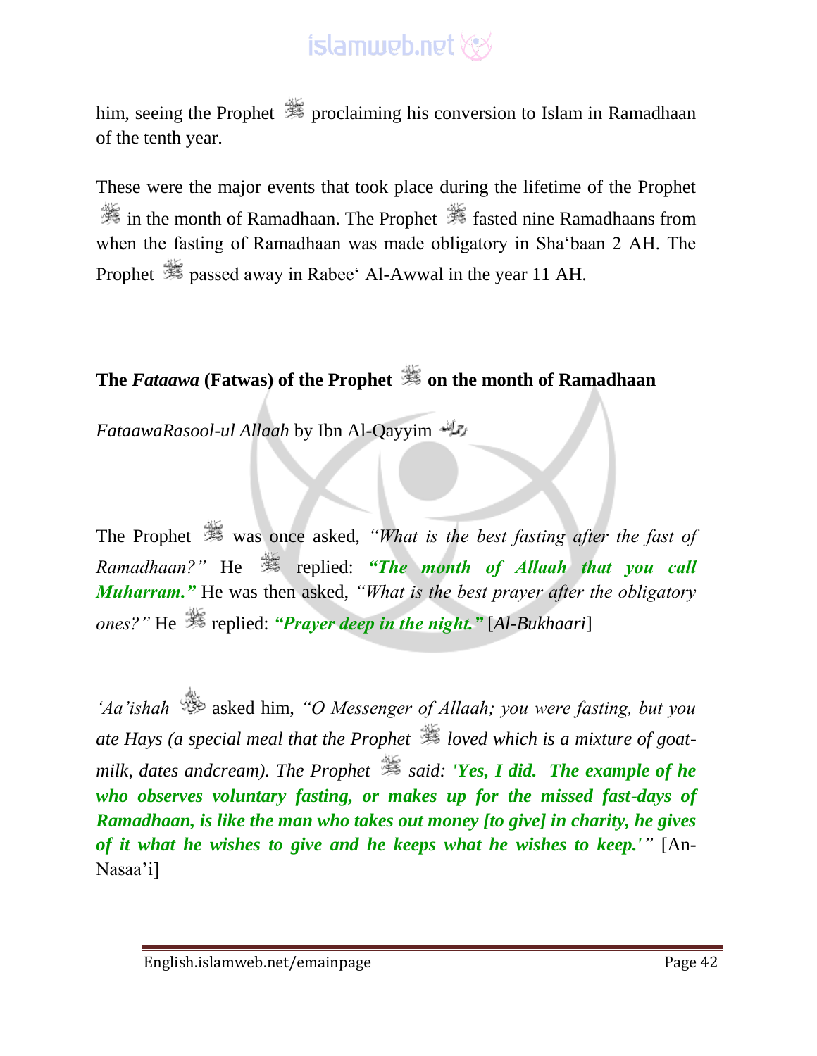him, seeing the Prophet ﷺ proclaiming his conversion to Islam in Ramadhaan of the tenth year.

These were the major events that took place during the lifetime of the Prophet ﷺ in the month of Ramadhaan. The Prophet ﷺ fasted nine Ramadhaans from when the fasting of Ramadhaan was made obligatory in Sha'baan 2 AH. The Prophet ﷺ passed away in Rabee' Al-Awwal in the year 11 AH.

## The *Fataawa* (Fatwas) of the Prophet ﷺ on the month of Ramadhaan

*FataawaRasool-ul Allaah* by Ibn Al-Qayyim رحمه الله

The Prophet ﷺ was once asked, *"What is the best fasting after the fast of Ramadhaan?"* He ﷺ replied: ***"The month of Allaah that you call Muharram."*** He was then asked, *"What is the best prayer after the obligatory ones?"* He ﷺ replied: ***"Prayer deep in the night."*** [*Al-Bukhaari*]

*'Aa'ishah* رضي الله عنها asked him, *"O Messenger of Allaah; you were fasting, but you ate Hays (a special meal that the Prophet ﷺ loved which is a mixture of goat-milk, dates andcream). The Prophet ﷺ said:* ***'Yes, I did. The example of he who observes voluntary fasting, or makes up for the missed fast-days of Ramadhaan, is like the man who takes out money [to give] in charity, he gives of it what he wishes to give and he keeps what he wishes to keep.'"*** [An-Nasaa'i]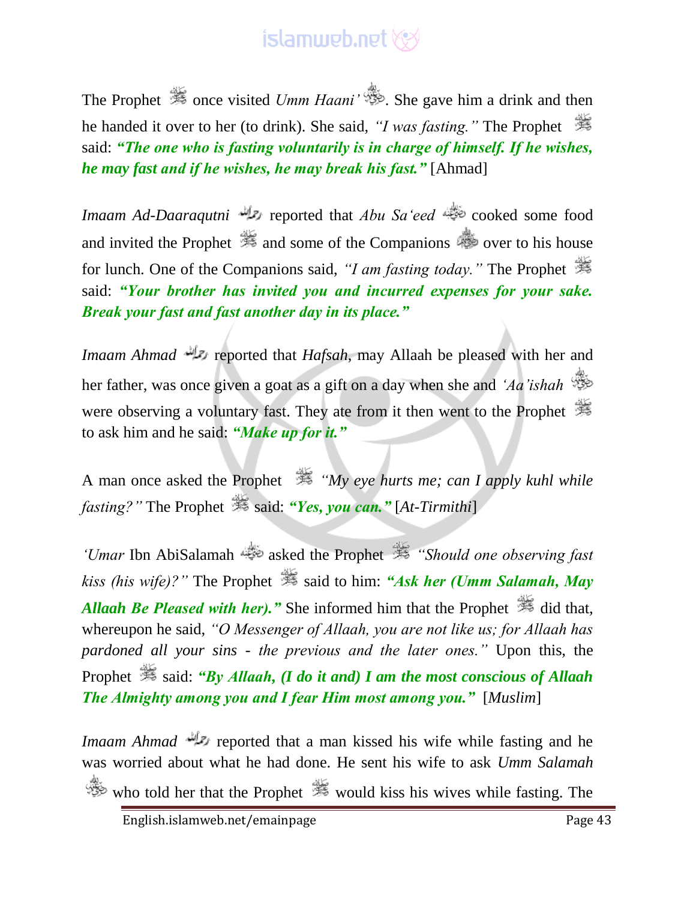The Prophet ﷺ once visited *Umm Haani'* رضي الله عنها. She gave him a drink and then he handed it over to her (to drink). She said, *"I was fasting."* The Prophet ﷺ said: ***"The one who is fasting voluntarily is in charge of himself. If he wishes, he may fast and if he wishes, he may break his fast."*** [Ahmad]

*Imaam Ad-Daaraqutni* رحمه الله reported that *Abu Sa'eed* رضي الله عنه cooked some food and invited the Prophet ﷺ and some of the Companions رضي الله عنهم over to his house for lunch. One of the Companions said, *"I am fasting today."* The Prophet ﷺ said: ***"Your brother has invited you and incurred expenses for your sake. Break your fast and fast another day in its place."***

*Imaam Ahmad* رحمه الله reported that *Hafsah*, may Allaah be pleased with her and her father, was once given a goat as a gift on a day when she and *'Aa'ishah* رضي الله عنها were observing a voluntary fast. They ate from it then went to the Prophet ﷺ to ask him and he said: ***"Make up for it."***

A man once asked the Prophet ﷺ *"My eye hurts me; can I apply kuhl while fasting?"* The Prophet ﷺ said: ***"Yes, you can."*** [*At-Tirmithi*]

*'Umar* Ibn AbiSalamah رضي الله عنه asked the Prophet ﷺ *"Should one observing fast kiss (his wife)?"* The Prophet ﷺ said to him: ***"Ask her (Umm Salamah, May Allaah Be Pleased with her)."*** She informed him that the Prophet ﷺ did that, whereupon he said, *"O Messenger of Allaah, you are not like us; for Allaah has pardoned all your sins - the previous and the later ones."* Upon this, the Prophet ﷺ said: ***"By Allaah, (I do it and) I am the most conscious of Allaah The Almighty among you and I fear Him most among you."*** [*Muslim*]

*Imaam Ahmad* رحمه الله reported that a man kissed his wife while fasting and he was worried about what he had done. He sent his wife to ask *Umm Salamah* رضي الله عنها who told her that the Prophet ﷺ would kiss his wives while fasting. The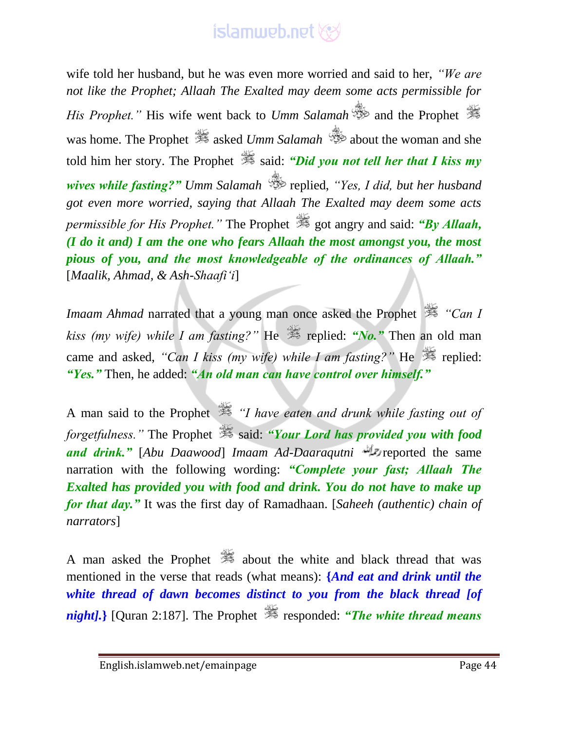wife told her husband, but he was even more worried and said to her, *"We are not like the Prophet; Allaah The Exalted may deem some acts permissible for His Prophet."* His wife went back to *Umm Salamah* and the Prophet was home. The Prophet asked *Umm Salamah* about the woman and she told him her story. The Prophet said: ***"Did you not tell her that I kiss my wives while fasting?"*** *Umm Salamah* replied, *"Yes, I did, but her husband got even more worried, saying that Allaah The Exalted may deem some acts permissible for His Prophet."* The Prophet got angry and said: ***"By Allaah, (I do it and) I am the one who fears Allaah the most amongst you, the most pious of you, and the most knowledgeable of the ordinances of Allaah."*** [*Maalik, Ahmad, & Ash-Shaafi'i*]

*Imaam Ahmad* narrated that a young man once asked the Prophet *"Can I kiss (my wife) while I am fasting?"* He replied: ***"No."*** Then an old man came and asked, *"Can I kiss (my wife) while I am fasting?"* He replied: ***"Yes."*** Then, he added: ***"An old man can have control over himself."***

A man said to the Prophet *"I have eaten and drunk while fasting out of forgetfulness."* The Prophet said: ***"Your Lord has provided you with food and drink."*** [*Abu Daawood*] *Imaam Ad-Daaraqutni* reported the same narration with the following wording: ***"Complete your fast; Allaah The Exalted has provided you with food and drink. You do not have to make up for that day."*** It was the first day of Ramadhaan. [*Saheeh (authentic) chain of narrators*]

A man asked the Prophet about the white and black thread that was mentioned in the verse that reads (what means): ***{And eat and drink until the white thread of dawn becomes distinct to you from the black thread [of night].}*** [Quran 2:187]. The Prophet responded: ***"The white thread means***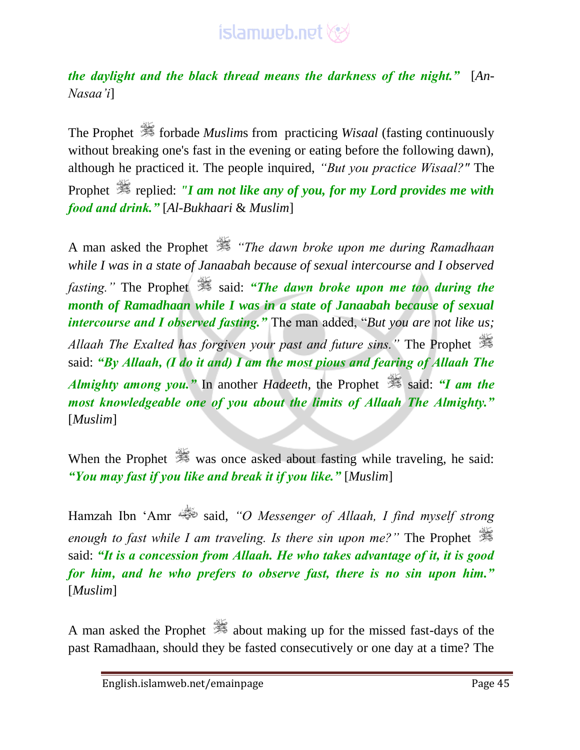***the daylight and the black thread means the darkness of the night."*** [*An-Nasaa'i*]

The Prophet ﷺ forbade *Muslims* from practicing *Wisaal* (fasting continuously without breaking one's fast in the evening or eating before the following dawn), although he practiced it. The people inquired, *"But you practice Wisaal?"* The Prophet ﷺ replied: ***"I am not like any of you, for my Lord provides me with food and drink."*** [*Al-Bukhaari* & *Muslim*]

A man asked the Prophet ﷺ *"The dawn broke upon me during Ramadhaan while I was in a state of Janaabah because of sexual intercourse and I observed fasting."* The Prophet ﷺ said: ***"The dawn broke upon me too during the month of Ramadhaan while I was in a state of Janaabah because of sexual intercourse and I observed fasting."*** The man added, "*But you are not like us; Allaah The Exalted has forgiven your past and future sins."* The Prophet ﷺ said: ***"By Allaah, (I do it and) I am the most pious and fearing of Allaah The Almighty among you."*** In another *Hadeeth*, the Prophet ﷺ said: ***"I am the most knowledgeable one of you about the limits of Allaah The Almighty."*** [*Muslim*]

When the Prophet ﷺ was once asked about fasting while traveling, he said: ***"You may fast if you like and break it if you like."*** [*Muslim*]

Hamzah Ibn 'Amr رضي الله عنه said, *"O Messenger of Allaah, I find myself strong enough to fast while I am traveling. Is there sin upon me?"* The Prophet ﷺ said: ***"It is a concession from Allaah. He who takes advantage of it, it is good for him, and he who prefers to observe fast, there is no sin upon him."*** [*Muslim*]

A man asked the Prophet ﷺ about making up for the missed fast-days of the past Ramadhaan, should they be fasted consecutively or one day at a time? The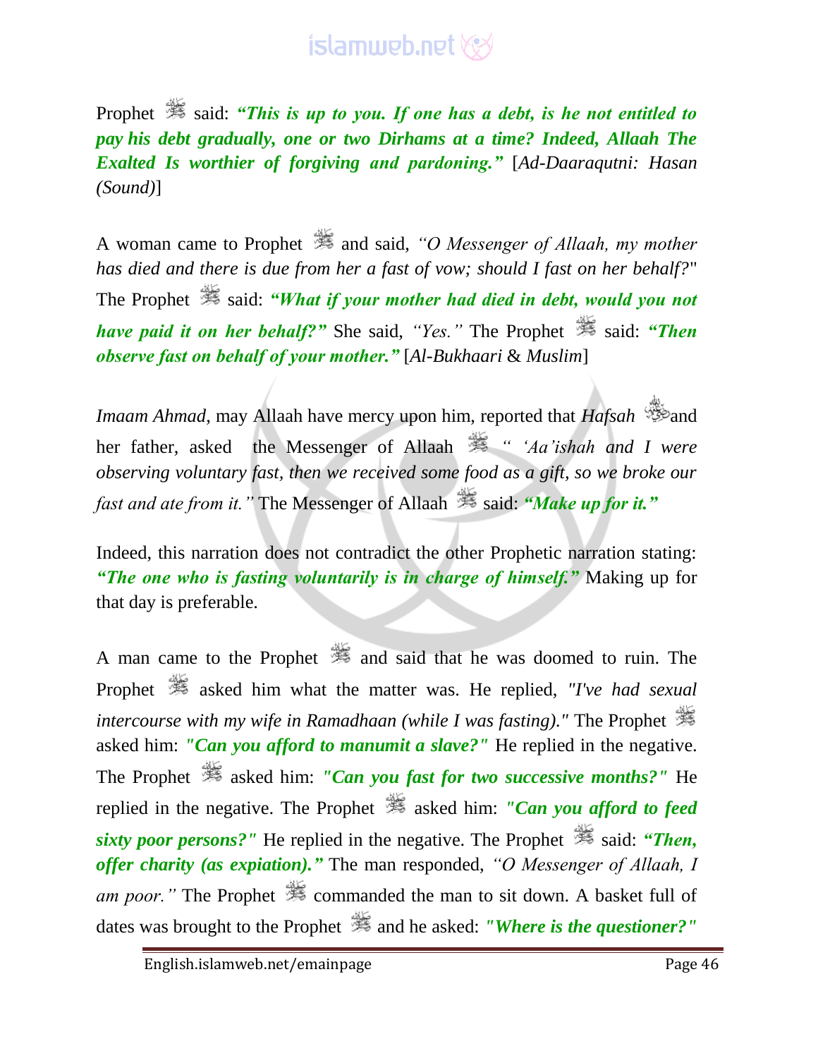Prophet ﷺ said: ***"This is up to you. If one has a debt, is he not entitled to pay his debt gradually, one or two Dirhams at a time? Indeed, Allaah The Exalted Is worthier of forgiving and pardoning."*** [*Ad-Daaraqutni: Hasan (Sound)*]

A woman came to Prophet ﷺ and said, *"O Messenger of Allaah, my mother has died and there is due from her a fast of vow; should I fast on her behalf?"* The Prophet ﷺ said: ***"What if your mother had died in debt, would you not have paid it on her behalf?"*** She said, *"Yes."* The Prophet ﷺ said: ***"Then observe fast on behalf of your mother."*** [*Al-Bukhaari* & *Muslim*]

*Imaam Ahmad*, may Allaah have mercy upon him, reported that *Hafsah* and her father, asked the Messenger of Allaah ﷺ *" 'Aa'ishah and I were observing voluntary fast, then we received some food as a gift, so we broke our fast and ate from it."* The Messenger of Allaah ﷺ said: ***"Make up for it."***

Indeed, this narration does not contradict the other Prophetic narration stating: ***"The one who is fasting voluntarily is in charge of himself."*** Making up for that day is preferable.

A man came to the Prophet ﷺ and said that he was doomed to ruin. The Prophet ﷺ asked him what the matter was. He replied, *"I've had sexual intercourse with my wife in Ramadhaan (while I was fasting)."* The Prophet ﷺ asked him: ***"Can you afford to manumit a slave?"*** He replied in the negative. The Prophet ﷺ asked him: ***"Can you fast for two successive months?"*** He replied in the negative. The Prophet ﷺ asked him: ***"Can you afford to feed sixty poor persons?"*** He replied in the negative. The Prophet ﷺ said: ***"Then, offer charity (as expiation)."*** The man responded, *"O Messenger of Allaah, I am poor."* The Prophet ﷺ commanded the man to sit down. A basket full of dates was brought to the Prophet ﷺ and he asked: ***"Where is the questioner?"***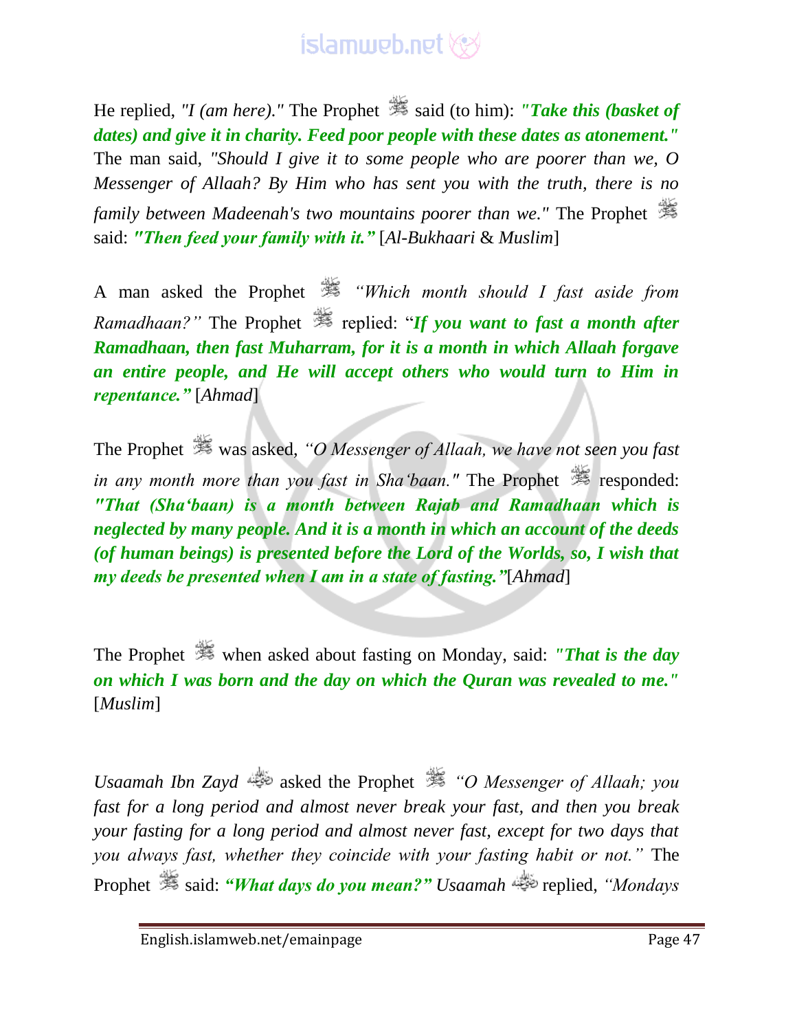He replied, *"I (am here)."* The Prophet ﷺ said (to him): ***"Take this (basket of dates) and give it in charity. Feed poor people with these dates as atonement."*** The man said, *"Should I give it to some people who are poorer than we, O Messenger of Allaah? By Him who has sent you with the truth, there is no family between Madeenah's two mountains poorer than we."* The Prophet ﷺ said: ***"Then feed your family with it."*** [*Al-Bukhaari* & *Muslim*]

A man asked the Prophet ﷺ *"Which month should I fast aside from Ramadhaan?"* The Prophet ﷺ replied: "***If you want to fast a month after Ramadhaan, then fast Muharram, for it is a month in which Allaah forgave an entire people, and He will accept others who would turn to Him in repentance."*** [*Ahmad*]

The Prophet ﷺ was asked, *"O Messenger of Allaah, we have not seen you fast in any month more than you fast in Sha'baan."* The Prophet ﷺ responded: ***"That (Sha'baan) is a month between Rajab and Ramadhaan which is neglected by many people. And it is a month in which an account of the deeds (of human beings) is presented before the Lord of the Worlds, so, I wish that my deeds be presented when I am in a state of fasting."***[*Ahmad*]

The Prophet ﷺ when asked about fasting on Monday, said: ***"That is the day on which I was born and the day on which the Quran was revealed to me."*** [*Muslim*]

*Usaamah Ibn Zayd* رضي الله عنه asked the Prophet ﷺ *"O Messenger of Allaah; you fast for a long period and almost never break your fast, and then you break your fasting for a long period and almost never fast, except for two days that you always fast, whether they coincide with your fasting habit or not."* The Prophet ﷺ said: ***"What days do you mean?"*** *Usaamah* رضي الله عنه replied, *"Mondays*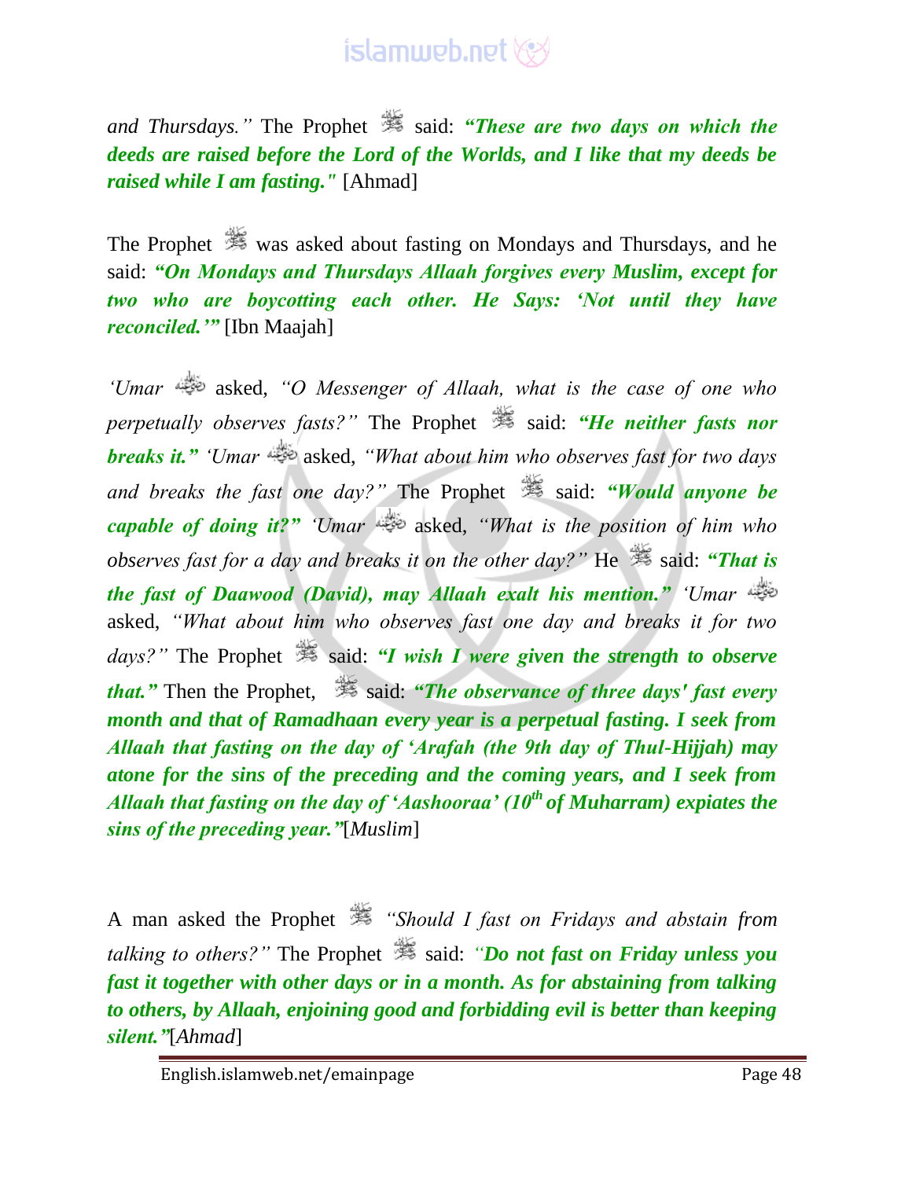*and Thursdays."* The Prophet ﷺ said: ***"These are two days on which the deeds are raised before the Lord of the Worlds, and I like that my deeds be raised while I am fasting."*** [Ahmad]

The Prophet ﷺ was asked about fasting on Mondays and Thursdays, and he said: ***"On Mondays and Thursdays Allaah forgives every Muslim, except for two who are boycotting each other. He Says: 'Not until they have reconciled.'"*** [Ibn Maajah]

*'Umar* ؓ asked, *"O Messenger of Allaah, what is the case of one who perpetually observes fasts?"* The Prophet ﷺ said: ***"He neither fasts nor breaks it."*** *'Umar* ؓ asked, *"What about him who observes fast for two days and breaks the fast one day?"* The Prophet ﷺ said: ***"Would anyone be capable of doing it?"*** *'Umar* ؓ asked, *"What is the position of him who observes fast for a day and breaks it on the other day?"* He ﷺ said: ***"That is the fast of Daawood (David), may Allaah exalt his mention."*** *'Umar* ؓ asked, *"What about him who observes fast one day and breaks it for two days?"* The Prophet ﷺ said: ***"I wish I were given the strength to observe that."*** Then the Prophet, ﷺ said: ***"The observance of three days' fast every month and that of Ramadhaan every year is a perpetual fasting. I seek from Allaah that fasting on the day of 'Arafah (the 9th day of Thul-Hijjah) may atone for the sins of the preceding and the coming years, and I seek from Allaah that fasting on the day of 'Aashooraa' (10th of Muharram) expiates the sins of the preceding year."***[*Muslim*]

A man asked the Prophet ﷺ *"Should I fast on Fridays and abstain from talking to others?"* The Prophet ﷺ said: ***"Do not fast on Friday unless you fast it together with other days or in a month. As for abstaining from talking to others, by Allaah, enjoining good and forbidding evil is better than keeping silent."***[*Ahmad*]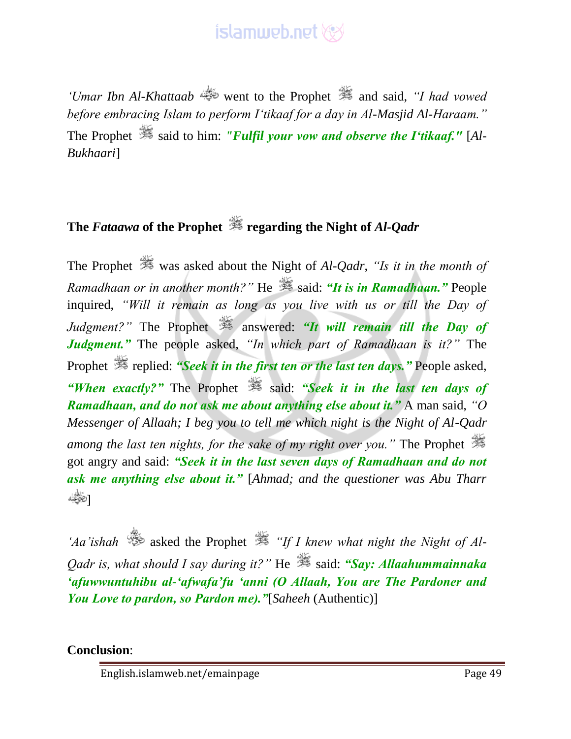*'Umar Ibn Al-Khattaab* ﷺ went to the Prophet ﷺ and said, *"I had vowed before embracing Islam to perform I'tikaaf for a day in Al-Masjid Al-Haraam."* The Prophet ﷺ said to him: ***"Fulfil your vow and observe the I'tikaaf."*** [*Al-Bukhaari*]

## The *Fataawa* of the Prophet ﷺ regarding the Night of *Al-Qadr*

The Prophet ﷺ was asked about the Night of *Al-Qadr*, *"Is it in the month of Ramadhaan or in another month?"* He ﷺ said: ***"It is in Ramadhaan."*** People inquired, *"Will it remain as long as you live with us or till the Day of Judgment?"* The Prophet ﷺ answered: ***"It will remain till the Day of Judgment."*** The people asked, *"In which part of Ramadhaan is it?"* The Prophet ﷺ replied: ***"Seek it in the first ten or the last ten days."*** People asked, ***"When exactly?"*** The Prophet ﷺ said: ***"Seek it in the last ten days of Ramadhaan, and do not ask me about anything else about it."*** A man said, *"O Messenger of Allaah; I beg you to tell me which night is the Night of Al-Qadr among the last ten nights, for the sake of my right over you."* The Prophet ﷺ got angry and said: ***"Seek it in the last seven days of Ramadhaan and do not ask me anything else about it."*** [*Ahmad; and the questioner was Abu Tharr* ﷺ]

*'Aa'ishah* ﷺ asked the Prophet ﷺ *"If I knew what night the Night of Al-Qadr is, what should I say during it?"* He ﷺ said: ***"Say: Allaahummainnaka 'afuwwuntuhibu al-'afwafa'fu 'anni (O Allaah, You are The Pardoner and You Love to pardon, so Pardon me)."***[*Saheeh* (Authentic)]

**Conclusion**: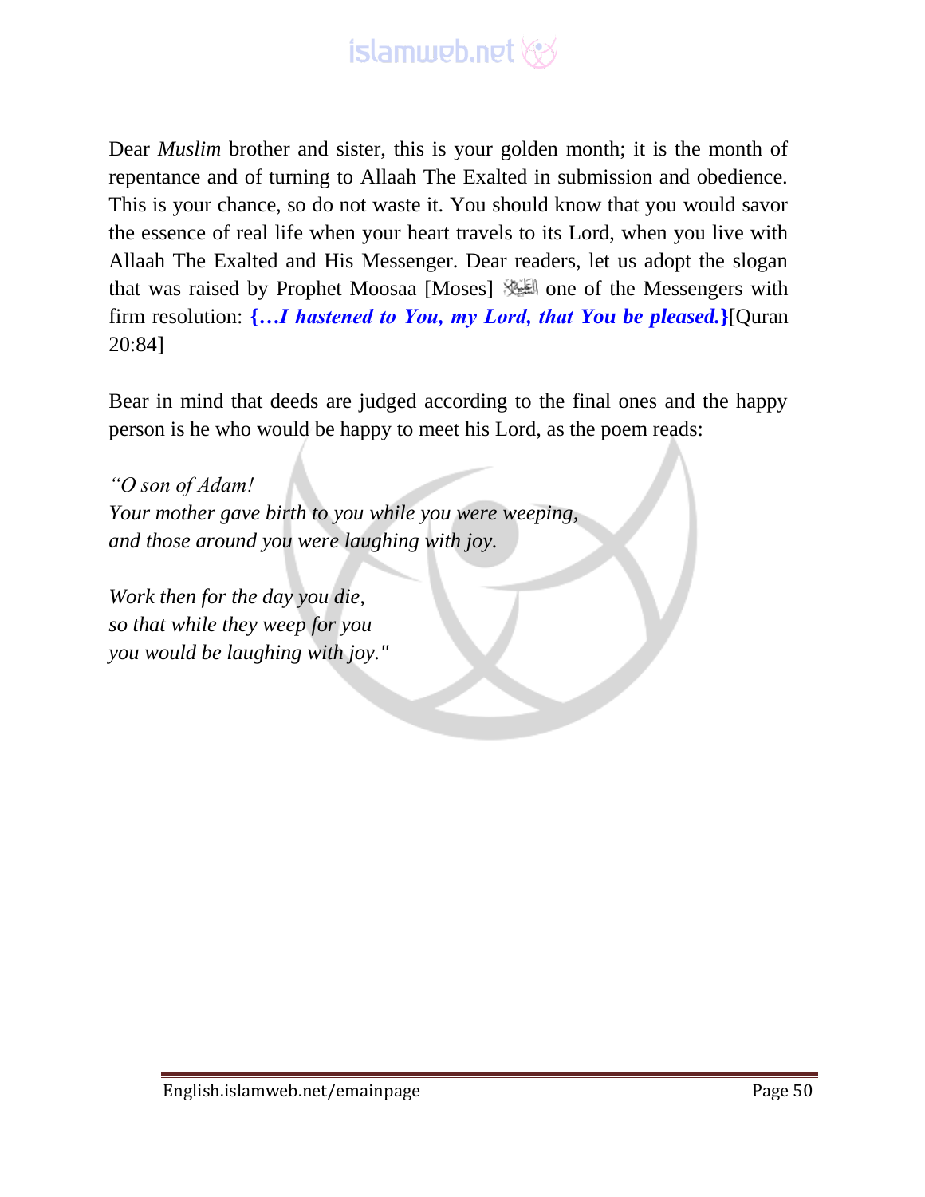Dear *Muslim* brother and sister, this is your golden month; it is the month of repentance and of turning to Allaah The Exalted in submission and obedience. This is your chance, so do not waste it. You should know that you would savor the essence of real life when your heart travels to its Lord, when you live with Allaah The Exalted and His Messenger. Dear readers, let us adopt the slogan that was raised by Prophet Moosaa [Moses] عليه السلام one of the Messengers with firm resolution: **{…*I hastened to You, my Lord, that You be pleased.*}**[Quran 20:84]

Bear in mind that deeds are judged according to the final ones and the happy person is he who would be happy to meet his Lord, as the poem reads:

*"O son of Adam!*
*Your mother gave birth to you while you were weeping,*
*and those around you were laughing with joy.*

*Work then for the day you die,*
*so that while they weep for you*
*you would be laughing with joy."*